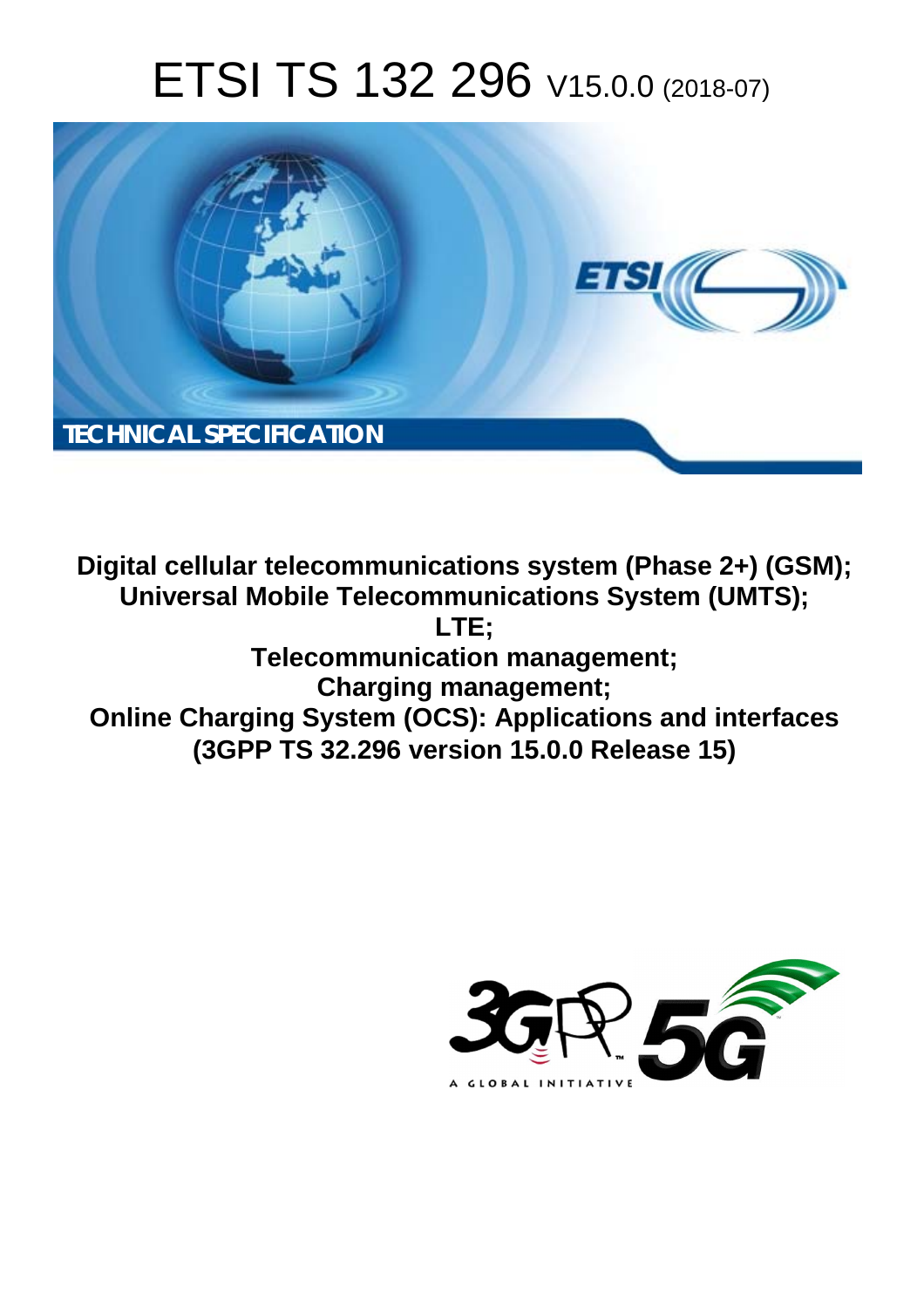# ETSI TS 132 296 V15.0.0 (2018-07)

TECHNICAL SPECIFICATION

**Digital cellular telecommunications system (Phase 2+) (GSM); Universal Mobile Telecommunications System (UMTS); LTE; Telecommunication management; Charging management; Online Charging System (OCS): Applications and interfaces (3GPP TS 32.296 version 15.0.0 Release 15)**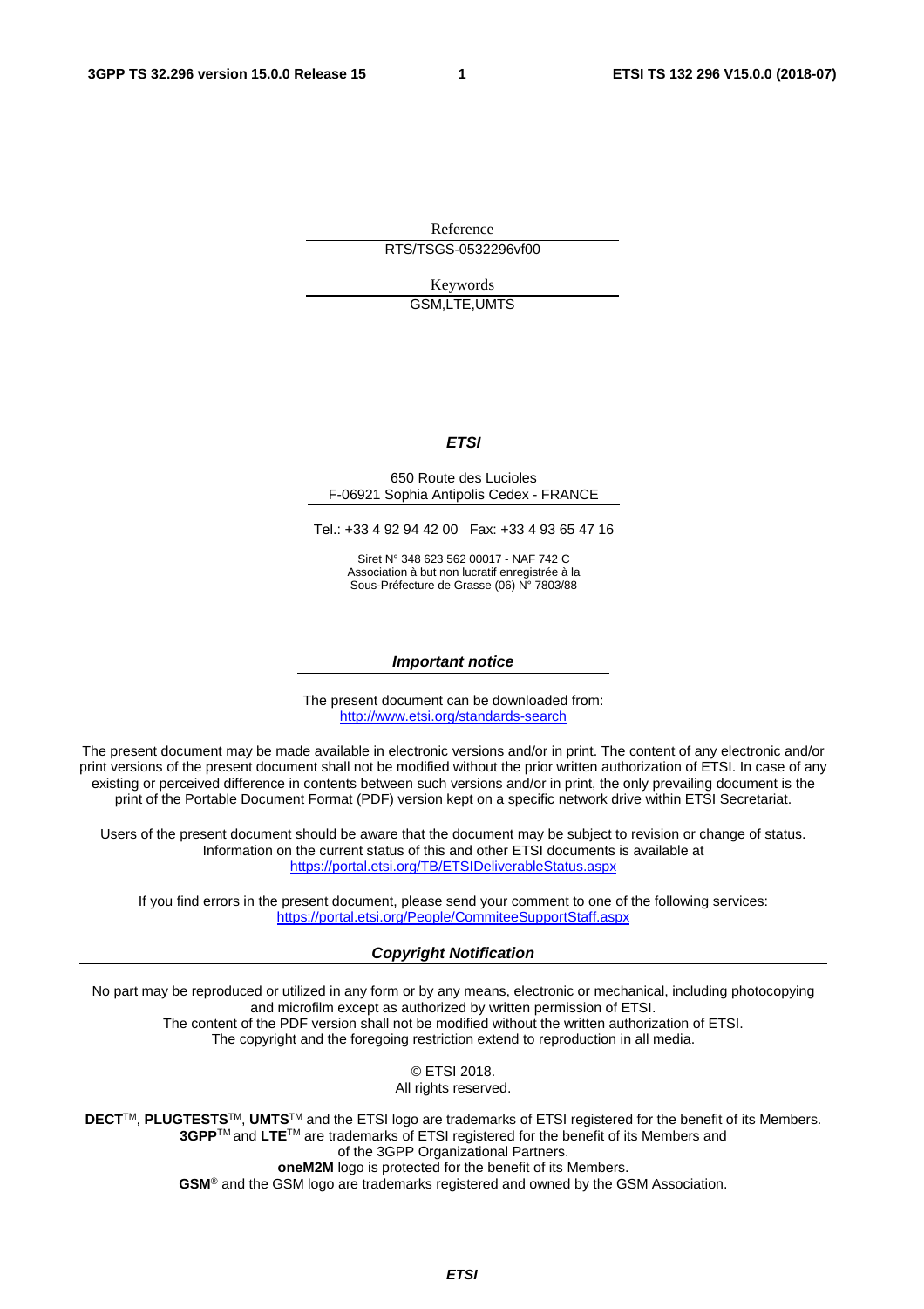Reference

RTS/TSGS-0532296vf00

Keywords

GSM,LTE,UMTS

***ETSI***

650 Route des Lucioles
F-06921 Sophia Antipolis Cedex - FRANCE

Tel.: +33 4 92 94 42 00   Fax: +33 4 93 65 47 16

Siret N° 348 623 562 00017 - NAF 742 C
Association à but non lucratif enregistrée à la
Sous-Préfecture de Grasse (06) N° 7803/88

***Important notice***

The present document can be downloaded from:
http://www.etsi.org/standards-search

The present document may be made available in electronic versions and/or in print. The content of any electronic and/or print versions of the present document shall not be modified without the prior written authorization of ETSI. In case of any existing or perceived difference in contents between such versions and/or in print, the only prevailing document is the print of the Portable Document Format (PDF) version kept on a specific network drive within ETSI Secretariat.

Users of the present document should be aware that the document may be subject to revision or change of status. Information on the current status of this and other ETSI documents is available at
https://portal.etsi.org/TB/ETSIDeliverableStatus.aspx

If you find errors in the present document, please send your comment to one of the following services:
https://portal.etsi.org/People/CommiteeSupportStaff.aspx

***Copyright Notification***

No part may be reproduced or utilized in any form or by any means, electronic or mechanical, including photocopying and microfilm except as authorized by written permission of ETSI.
The content of the PDF version shall not be modified without the written authorization of ETSI.
The copyright and the foregoing restriction extend to reproduction in all media.

© ETSI 2018.
All rights reserved.

**DECT**TM, **PLUGTESTS**TM, **UMTS**TM and the ETSI logo are trademarks of ETSI registered for the benefit of its Members.
**3GPP**TM and **LTE**TM are trademarks of ETSI registered for the benefit of its Members and of the 3GPP Organizational Partners.
**oneM2M** logo is protected for the benefit of its Members.
**GSM**® and the GSM logo are trademarks registered and owned by the GSM Association.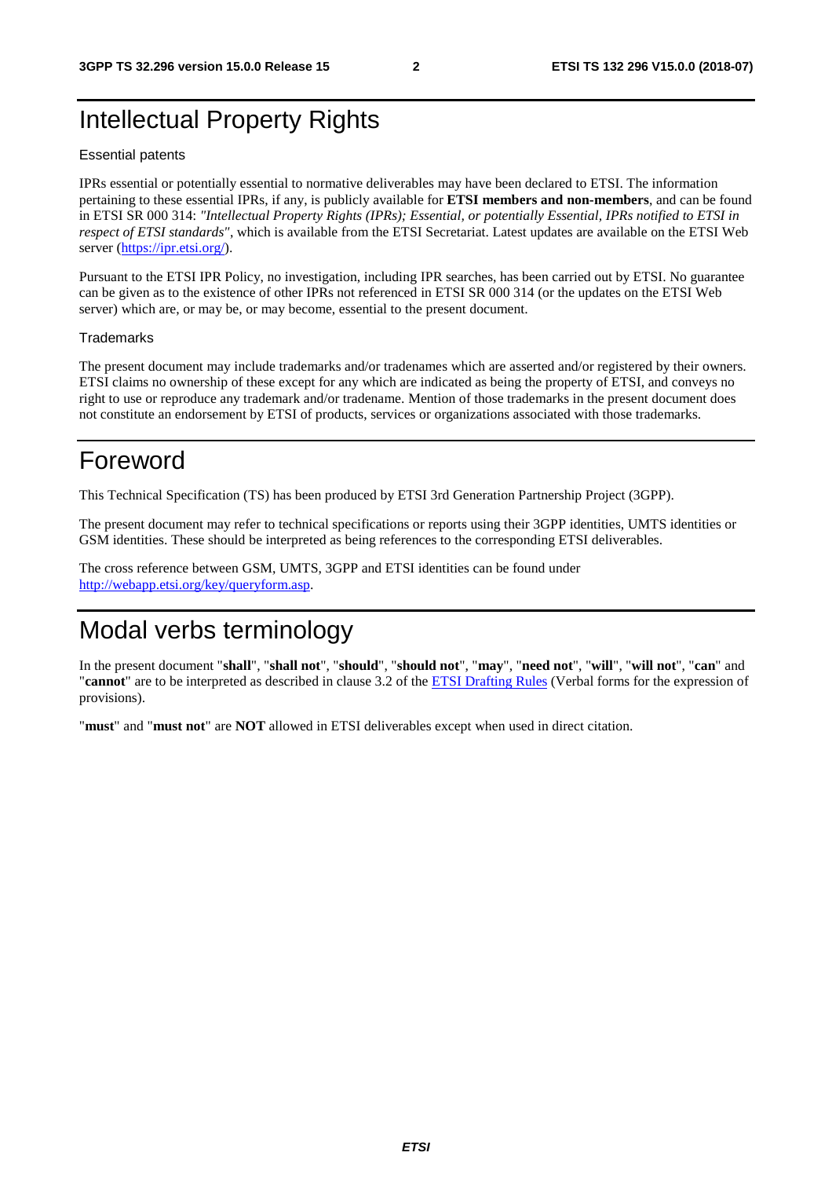# Intellectual Property Rights

Essential patents

IPRs essential or potentially essential to normative deliverables may have been declared to ETSI. The information pertaining to these essential IPRs, if any, is publicly available for **ETSI members and non-members**, and can be found in ETSI SR 000 314: *"Intellectual Property Rights (IPRs); Essential, or potentially Essential, IPRs notified to ETSI in respect of ETSI standards"*, which is available from the ETSI Secretariat. Latest updates are available on the ETSI Web server (https://ipr.etsi.org/).

Pursuant to the ETSI IPR Policy, no investigation, including IPR searches, has been carried out by ETSI. No guarantee can be given as to the existence of other IPRs not referenced in ETSI SR 000 314 (or the updates on the ETSI Web server) which are, or may be, or may become, essential to the present document.

Trademarks

The present document may include trademarks and/or tradenames which are asserted and/or registered by their owners. ETSI claims no ownership of these except for any which are indicated as being the property of ETSI, and conveys no right to use or reproduce any trademark and/or tradename. Mention of those trademarks in the present document does not constitute an endorsement by ETSI of products, services or organizations associated with those trademarks.

# Foreword

This Technical Specification (TS) has been produced by ETSI 3rd Generation Partnership Project (3GPP).

The present document may refer to technical specifications or reports using their 3GPP identities, UMTS identities or GSM identities. These should be interpreted as being references to the corresponding ETSI deliverables.

The cross reference between GSM, UMTS, 3GPP and ETSI identities can be found under http://webapp.etsi.org/key/queryform.asp.

# Modal verbs terminology

In the present document "**shall**", "**shall not**", "**should**", "**should not**", "**may**", "**need not**", "**will**", "**will not**", "**can**" and "**cannot**" are to be interpreted as described in clause 3.2 of the ETSI Drafting Rules (Verbal forms for the expression of provisions).

"**must**" and "**must not**" are **NOT** allowed in ETSI deliverables except when used in direct citation.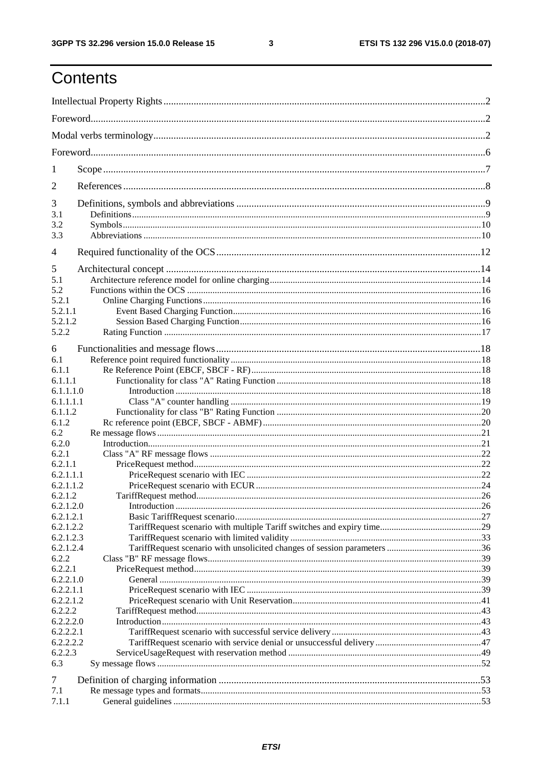# Contents

Intellectual Property Rights ..... 2

Foreword ..... 2

Modal verbs terminology ..... 2

Foreword ..... 6

1 Scope ..... 7

2 References ..... 8

3 Definitions, symbols and abbreviations ..... 9

3.1 Definitions ..... 9

3.2 Symbols ..... 10

3.3 Abbreviations ..... 10

4 Required functionality of the OCS ..... 12

5 Architectural concept ..... 14

5.1 Architecture reference model for online charging ..... 14

5.2 Functions within the OCS ..... 16

5.2.1 Online Charging Functions ..... 16

5.2.1.1 Event Based Charging Function ..... 16

5.2.1.2 Session Based Charging Function ..... 16

5.2.2 Rating Function ..... 17

6 Functionalities and message flows ..... 18

6.1 Reference point required functionality ..... 18

6.1.1 Re Reference Point (EBCF, SBCF - RF) ..... 18

6.1.1.1 Functionality for class "A" Rating Function ..... 18

6.1.1.1.0 Introduction ..... 18

6.1.1.1.1 Class "A" counter handling ..... 19

6.1.1.2 Functionality for class "B" Rating Function ..... 20

6.1.2 Rc reference point (EBCF, SBCF - ABMF) ..... 20

6.2 Re message flows ..... 21

6.2.0 Introduction ..... 21

6.2.1 Class "A" RF message flows ..... 22

6.2.1.1 PriceRequest method ..... 22

6.2.1.1.1 PriceRequest scenario with IEC ..... 22

6.2.1.1.2 PriceRequest scenario with ECUR ..... 24

6.2.1.2 TariffRequest method ..... 26

6.2.1.2.0 Introduction ..... 26

6.2.1.2.1 Basic TariffRequest scenario ..... 27

6.2.1.2.2 TariffRequest scenario with multiple Tariff switches and expiry time ..... 29

6.2.1.2.3 TariffRequest scenario with limited validity ..... 33

6.2.1.2.4 TariffRequest scenario with unsolicited changes of session parameters ..... 36

6.2.2 Class "B" RF message flows ..... 39

6.2.2.1 PriceRequest method ..... 39

6.2.2.1.0 General ..... 39

6.2.2.1.1 PriceRequest scenario with IEC ..... 39

6.2.2.1.2 PriceRequest scenario with Unit Reservation ..... 41

6.2.2.2 TariffRequest method ..... 43

6.2.2.2.0 Introduction ..... 43

6.2.2.2.1 TariffRequest scenario with successful service delivery ..... 43

6.2.2.2.2 TariffRequest scenario with service denial or unsuccessful delivery ..... 47

6.2.2.3 ServiceUsageRequest with reservation method ..... 49

6.3 Sy message flows ..... 52

7 Definition of charging information ..... 53

7.1 Re message types and formats ..... 53

7.1.1 General guidelines ..... 53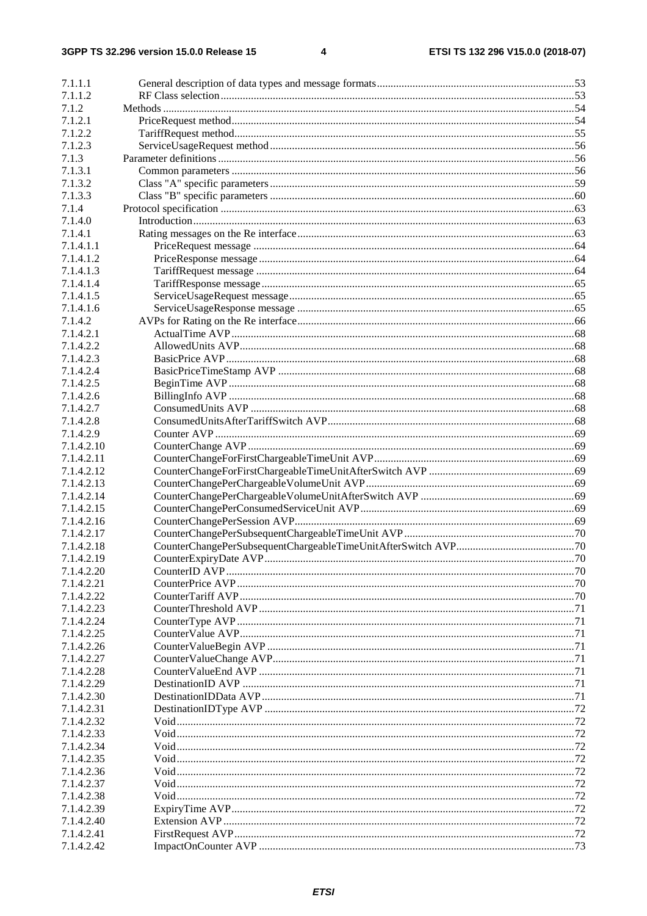| | | |
|---|---|---|
| 7.1.1.1 | General description of data types and message formats | 53 |
| 7.1.1.2 | RF Class selection | 53 |
| 7.1.2 | Methods | 54 |
| 7.1.2.1 | PriceRequest method | 54 |
| 7.1.2.2 | TariffRequest method | 55 |
| 7.1.2.3 | ServiceUsageRequest method | 56 |
| 7.1.3 | Parameter definitions | 56 |
| 7.1.3.1 | Common parameters | 56 |
| 7.1.3.2 | Class "A" specific parameters | 59 |
| 7.1.3.3 | Class "B" specific parameters | 60 |
| 7.1.4 | Protocol specification | 63 |
| 7.1.4.0 | Introduction | 63 |
| 7.1.4.1 | Rating messages on the Re interface | 63 |
| 7.1.4.1.1 | PriceRequest message | 64 |
| 7.1.4.1.2 | PriceResponse message | 64 |
| 7.1.4.1.3 | TariffRequest message | 64 |
| 7.1.4.1.4 | TariffResponse message | 65 |
| 7.1.4.1.5 | ServiceUsageRequest message | 65 |
| 7.1.4.1.6 | ServiceUsageResponse message | 65 |
| 7.1.4.2 | AVPs for Rating on the Re interface | 66 |
| 7.1.4.2.1 | ActualTime AVP | 68 |
| 7.1.4.2.2 | AllowedUnits AVP | 68 |
| 7.1.4.2.3 | BasicPrice AVP | 68 |
| 7.1.4.2.4 | BasicPriceTimeStamp AVP | 68 |
| 7.1.4.2.5 | BeginTime AVP | 68 |
| 7.1.4.2.6 | BillingInfo AVP | 68 |
| 7.1.4.2.7 | ConsumedUnits AVP | 68 |
| 7.1.4.2.8 | ConsumedUnitsAfterTariffSwitch AVP | 68 |
| 7.1.4.2.9 | Counter AVP | 69 |
| 7.1.4.2.10 | CounterChange AVP | 69 |
| 7.1.4.2.11 | CounterChangeForFirstChargeableTimeUnit AVP | 69 |
| 7.1.4.2.12 | CounterChangeForFirstChargeableTimeUnitAfterSwitch AVP | 69 |
| 7.1.4.2.13 | CounterChangePerChargeableVolumeUnit AVP | 69 |
| 7.1.4.2.14 | CounterChangePerChargeableVolumeUnitAfterSwitch AVP | 69 |
| 7.1.4.2.15 | CounterChangePerConsumedServiceUnit AVP | 69 |
| 7.1.4.2.16 | CounterChangePerSession AVP | 69 |
| 7.1.4.2.17 | CounterChangePerSubsequentChargeableTimeUnit AVP | 70 |
| 7.1.4.2.18 | CounterChangePerSubsequentChargeableTimeUnitAfterSwitch AVP | 70 |
| 7.1.4.2.19 | CounterExpiryDate AVP | 70 |
| 7.1.4.2.20 | CounterID AVP | 70 |
| 7.1.4.2.21 | CounterPrice AVP | 70 |
| 7.1.4.2.22 | CounterTariff AVP | 70 |
| 7.1.4.2.23 | CounterThreshold AVP | 71 |
| 7.1.4.2.24 | CounterType AVP | 71 |
| 7.1.4.2.25 | CounterValue AVP | 71 |
| 7.1.4.2.26 | CounterValueBegin AVP | 71 |
| 7.1.4.2.27 | CounterValueChange AVP | 71 |
| 7.1.4.2.28 | CounterValueEnd AVP | 71 |
| 7.1.4.2.29 | DestinationID AVP | 71 |
| 7.1.4.2.30 | DestinationIDData AVP | 71 |
| 7.1.4.2.31 | DestinationIDType AVP | 72 |
| 7.1.4.2.32 | Void | 72 |
| 7.1.4.2.33 | Void | 72 |
| 7.1.4.2.34 | Void | 72 |
| 7.1.4.2.35 | Void | 72 |
| 7.1.4.2.36 | Void | 72 |
| 7.1.4.2.37 | Void | 72 |
| 7.1.4.2.38 | Void | 72 |
| 7.1.4.2.39 | ExpiryTime AVP | 72 |
| 7.1.4.2.40 | Extension AVP | 72 |
| 7.1.4.2.41 | FirstRequest AVP | 72 |
| 7.1.4.2.42 | ImpactOnCounter AVP | 73 |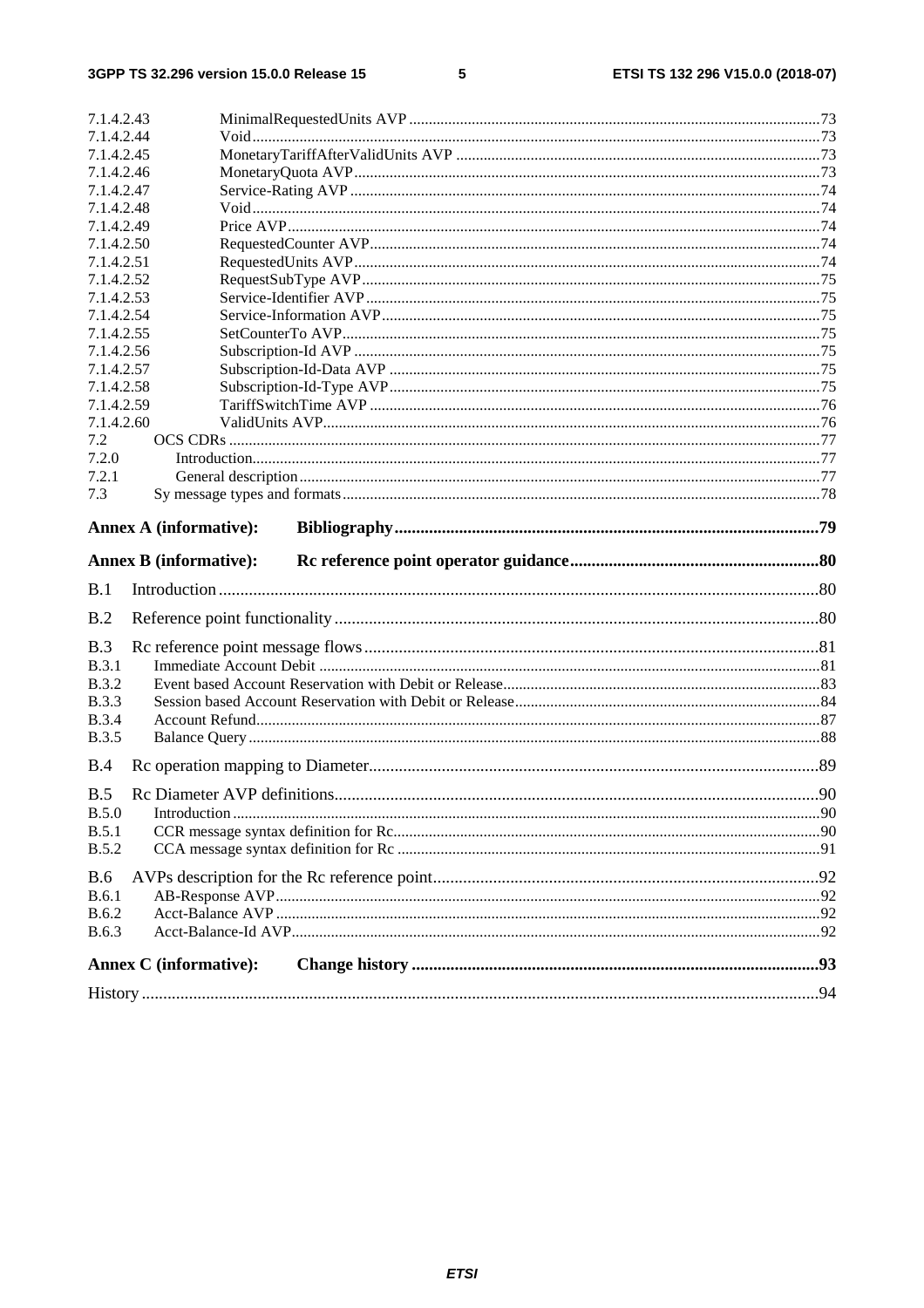7.1.4.2.43 MinimalRequestedUnits AVP .....73
7.1.4.2.44 Void .....73
7.1.4.2.45 MonetaryTariffAfterValidUnits AVP .....73
7.1.4.2.46 MonetaryQuota AVP .....73
7.1.4.2.47 Service-Rating AVP .....74
7.1.4.2.48 Void .....74
7.1.4.2.49 Price AVP .....74
7.1.4.2.50 RequestedCounter AVP .....74
7.1.4.2.51 RequestedUnits AVP .....74
7.1.4.2.52 RequestSubType AVP .....75
7.1.4.2.53 Service-Identifier AVP .....75
7.1.4.2.54 Service-Information AVP .....75
7.1.4.2.55 SetCounterTo AVP .....75
7.1.4.2.56 Subscription-Id AVP .....75
7.1.4.2.57 Subscription-Id-Data AVP .....75
7.1.4.2.58 Subscription-Id-Type AVP .....75
7.1.4.2.59 TariffSwitchTime AVP .....76
7.1.4.2.60 ValidUnits AVP .....76
7.2 OCS CDRs .....77
7.2.0 Introduction .....77
7.2.1 General description .....77
7.3 Sy message types and formats .....78

**Annex A (informative): Bibliography .....79**

**Annex B (informative): Rc reference point operator guidance .....80**

B.1 Introduction .....80

B.2 Reference point functionality .....80

B.3 Rc reference point message flows .....81
B.3.1 Immediate Account Debit .....81
B.3.2 Event based Account Reservation with Debit or Release .....83
B.3.3 Session based Account Reservation with Debit or Release .....84
B.3.4 Account Refund .....87
B.3.5 Balance Query .....88

B.4 Rc operation mapping to Diameter .....89

B.5 Rc Diameter AVP definitions .....90
B.5.0 Introduction .....90
B.5.1 CCR message syntax definition for Rc .....90
B.5.2 CCA message syntax definition for Rc .....91

B.6 AVPs description for the Rc reference point .....92
B.6.1 AB-Response AVP .....92
B.6.2 Acct-Balance AVP .....92
B.6.3 Acct-Balance-Id AVP .....92

**Annex C (informative): Change history .....93**

History .....94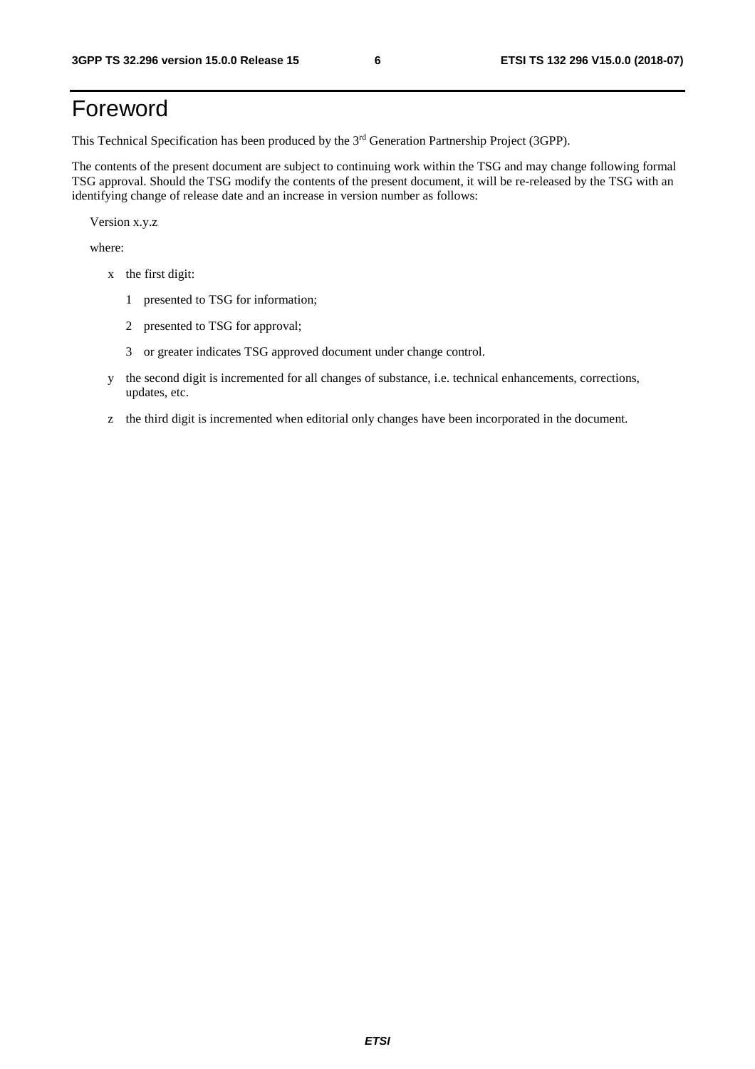# Foreword

This Technical Specification has been produced by the 3rd Generation Partnership Project (3GPP).

The contents of the present document are subject to continuing work within the TSG and may change following formal TSG approval. Should the TSG modify the contents of the present document, it will be re-released by the TSG with an identifying change of release date and an increase in version number as follows:

Version x.y.z

where:

- x the first digit:
    - 1 presented to TSG for information;
    - 2 presented to TSG for approval;
    - 3 or greater indicates TSG approved document under change control.
- y the second digit is incremented for all changes of substance, i.e. technical enhancements, corrections, updates, etc.
- z the third digit is incremented when editorial only changes have been incorporated in the document.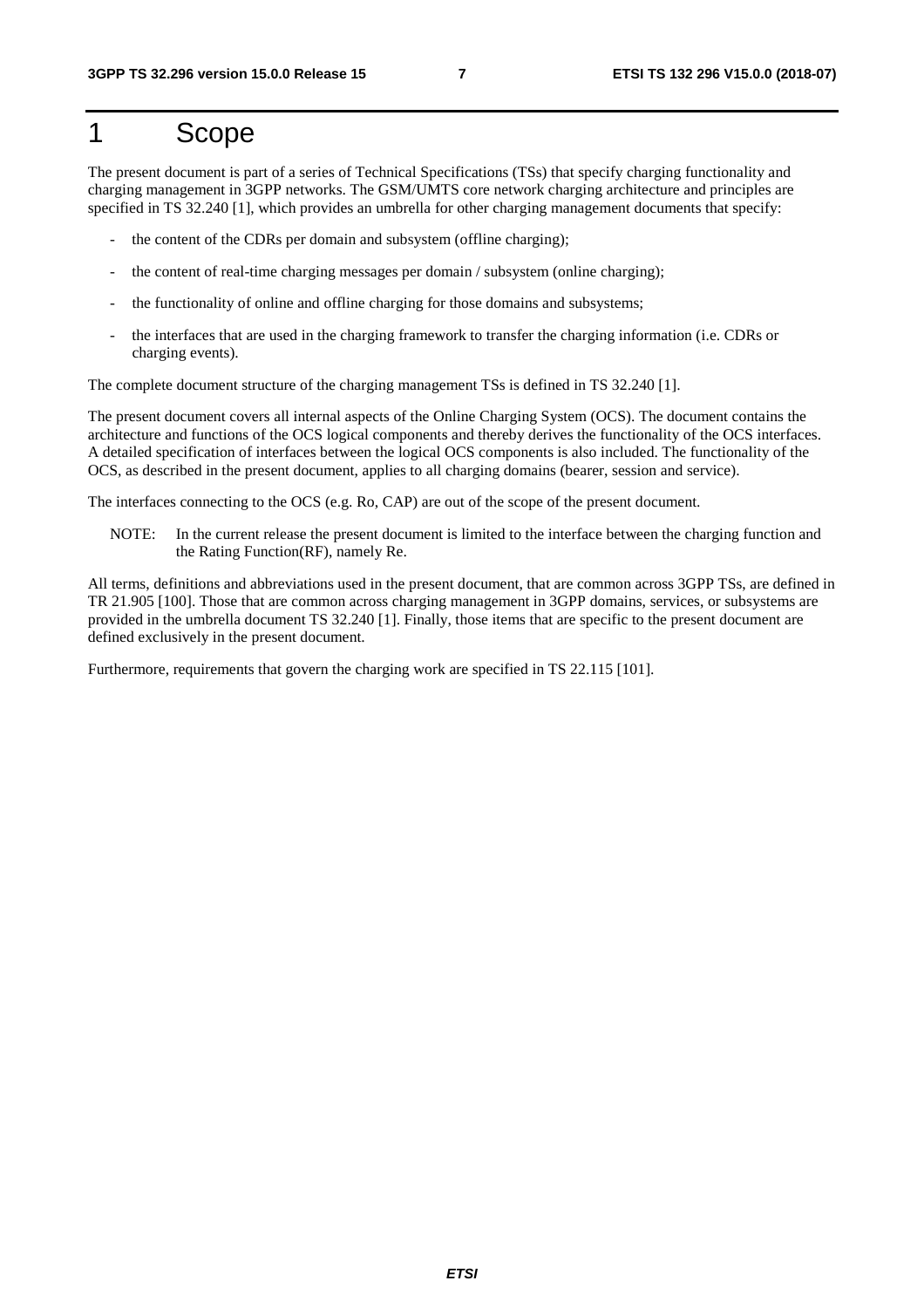# 1 Scope

The present document is part of a series of Technical Specifications (TSs) that specify charging functionality and charging management in 3GPP networks. The GSM/UMTS core network charging architecture and principles are specified in TS 32.240 [1], which provides an umbrella for other charging management documents that specify:

- the content of the CDRs per domain and subsystem (offline charging);
- the content of real-time charging messages per domain / subsystem (online charging);
- the functionality of online and offline charging for those domains and subsystems;
- the interfaces that are used in the charging framework to transfer the charging information (i.e. CDRs or charging events).

The complete document structure of the charging management TSs is defined in TS 32.240 [1].

The present document covers all internal aspects of the Online Charging System (OCS). The document contains the architecture and functions of the OCS logical components and thereby derives the functionality of the OCS interfaces. A detailed specification of interfaces between the logical OCS components is also included. The functionality of the OCS, as described in the present document, applies to all charging domains (bearer, session and service).

The interfaces connecting to the OCS (e.g. Ro, CAP) are out of the scope of the present document.

NOTE: In the current release the present document is limited to the interface between the charging function and the Rating Function(RF), namely Re.

All terms, definitions and abbreviations used in the present document, that are common across 3GPP TSs, are defined in TR 21.905 [100]. Those that are common across charging management in 3GPP domains, services, or subsystems are provided in the umbrella document TS 32.240 [1]. Finally, those items that are specific to the present document are defined exclusively in the present document.

Furthermore, requirements that govern the charging work are specified in TS 22.115 [101].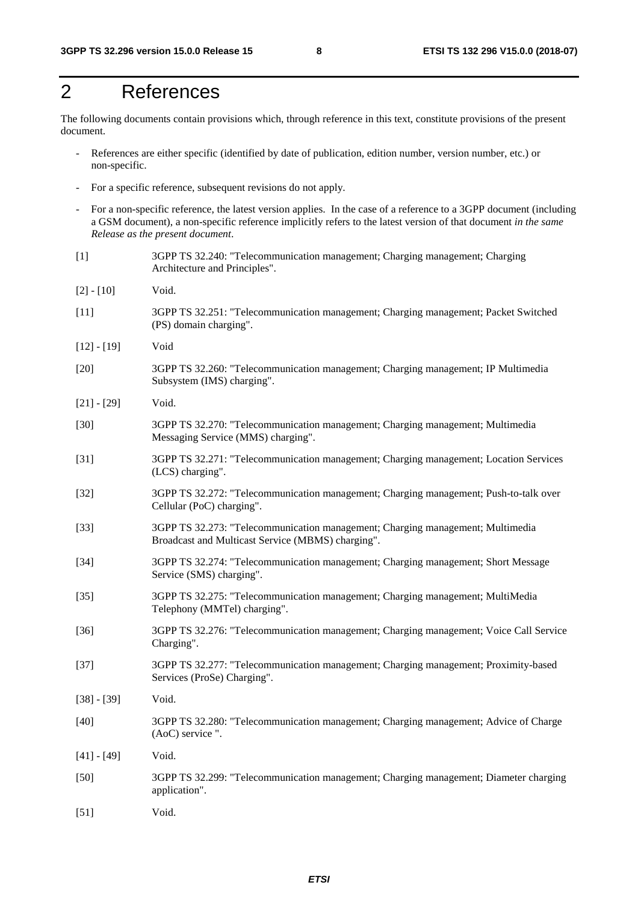# 2 References

The following documents contain provisions which, through reference in this text, constitute provisions of the present document.

- References are either specific (identified by date of publication, edition number, version number, etc.) or non-specific.
- For a specific reference, subsequent revisions do not apply.
- For a non-specific reference, the latest version applies. In the case of a reference to a 3GPP document (including a GSM document), a non-specific reference implicitly refers to the latest version of that document *in the same Release as the present document*.

[1] 3GPP TS 32.240: "Telecommunication management; Charging management; Charging Architecture and Principles".

[2] - [10] Void.

[11] 3GPP TS 32.251: "Telecommunication management; Charging management; Packet Switched (PS) domain charging".

[12] - [19] Void

[20] 3GPP TS 32.260: "Telecommunication management; Charging management; IP Multimedia Subsystem (IMS) charging".

[21] - [29] Void.

[30] 3GPP TS 32.270: "Telecommunication management; Charging management; Multimedia Messaging Service (MMS) charging".

[31] 3GPP TS 32.271: "Telecommunication management; Charging management; Location Services (LCS) charging".

[32] 3GPP TS 32.272: "Telecommunication management; Charging management; Push-to-talk over Cellular (PoC) charging".

[33] 3GPP TS 32.273: "Telecommunication management; Charging management; Multimedia Broadcast and Multicast Service (MBMS) charging".

[34] 3GPP TS 32.274: "Telecommunication management; Charging management; Short Message Service (SMS) charging".

[35] 3GPP TS 32.275: "Telecommunication management; Charging management; MultiMedia Telephony (MMTel) charging".

[36] 3GPP TS 32.276: "Telecommunication management; Charging management; Voice Call Service Charging".

[37] 3GPP TS 32.277: "Telecommunication management; Charging management; Proximity-based Services (ProSe) Charging".

[38] - [39] Void.

[40] 3GPP TS 32.280: "Telecommunication management; Charging management; Advice of Charge (AoC) service ".

[41] - [49] Void.

[50] 3GPP TS 32.299: "Telecommunication management; Charging management; Diameter charging application".

[51] Void.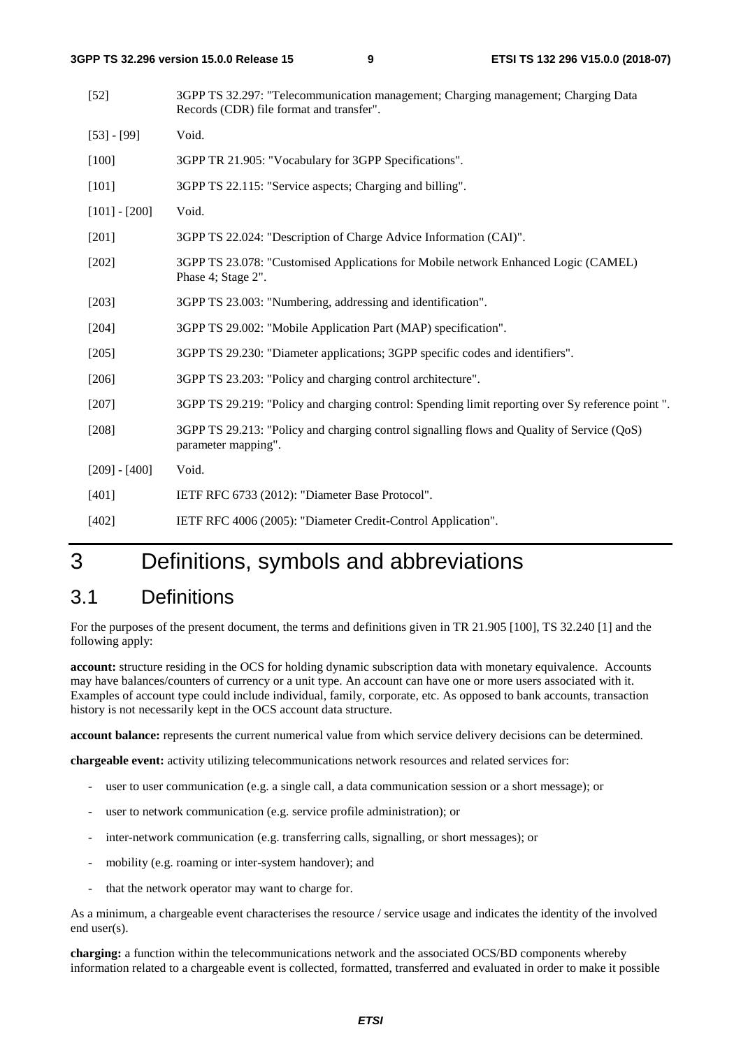[52] 3GPP TS 32.297: "Telecommunication management; Charging management; Charging Data Records (CDR) file format and transfer".

[53] - [99] Void.

[100] 3GPP TR 21.905: "Vocabulary for 3GPP Specifications".

[101] 3GPP TS 22.115: "Service aspects; Charging and billing".

[101] - [200] Void.

[201] 3GPP TS 22.024: "Description of Charge Advice Information (CAI)".

[202] 3GPP TS 23.078: "Customised Applications for Mobile network Enhanced Logic (CAMEL) Phase 4; Stage 2".

[203] 3GPP TS 23.003: "Numbering, addressing and identification".

[204] 3GPP TS 29.002: "Mobile Application Part (MAP) specification".

[205] 3GPP TS 29.230: "Diameter applications; 3GPP specific codes and identifiers".

[206] 3GPP TS 23.203: "Policy and charging control architecture".

[207] 3GPP TS 29.219: "Policy and charging control: Spending limit reporting over Sy reference point ".

[208] 3GPP TS 29.213: "Policy and charging control signalling flows and Quality of Service (QoS) parameter mapping".

[209] - [400] Void.

[401] IETF RFC 6733 (2012): "Diameter Base Protocol".

[402] IETF RFC 4006 (2005): "Diameter Credit-Control Application".

# 3 Definitions, symbols and abbreviations

## 3.1 Definitions

For the purposes of the present document, the terms and definitions given in TR 21.905 [100], TS 32.240 [1] and the following apply:

**account:** structure residing in the OCS for holding dynamic subscription data with monetary equivalence. Accounts may have balances/counters of currency or a unit type. An account can have one or more users associated with it. Examples of account type could include individual, family, corporate, etc. As opposed to bank accounts, transaction history is not necessarily kept in the OCS account data structure.

**account balance:** represents the current numerical value from which service delivery decisions can be determined.

**chargeable event:** activity utilizing telecommunications network resources and related services for:

- user to user communication (e.g. a single call, a data communication session or a short message); or
- user to network communication (e.g. service profile administration); or
- inter-network communication (e.g. transferring calls, signalling, or short messages); or
- mobility (e.g. roaming or inter-system handover); and
- that the network operator may want to charge for.

As a minimum, a chargeable event characterises the resource / service usage and indicates the identity of the involved end user(s).

**charging:** a function within the telecommunications network and the associated OCS/BD components whereby information related to a chargeable event is collected, formatted, transferred and evaluated in order to make it possible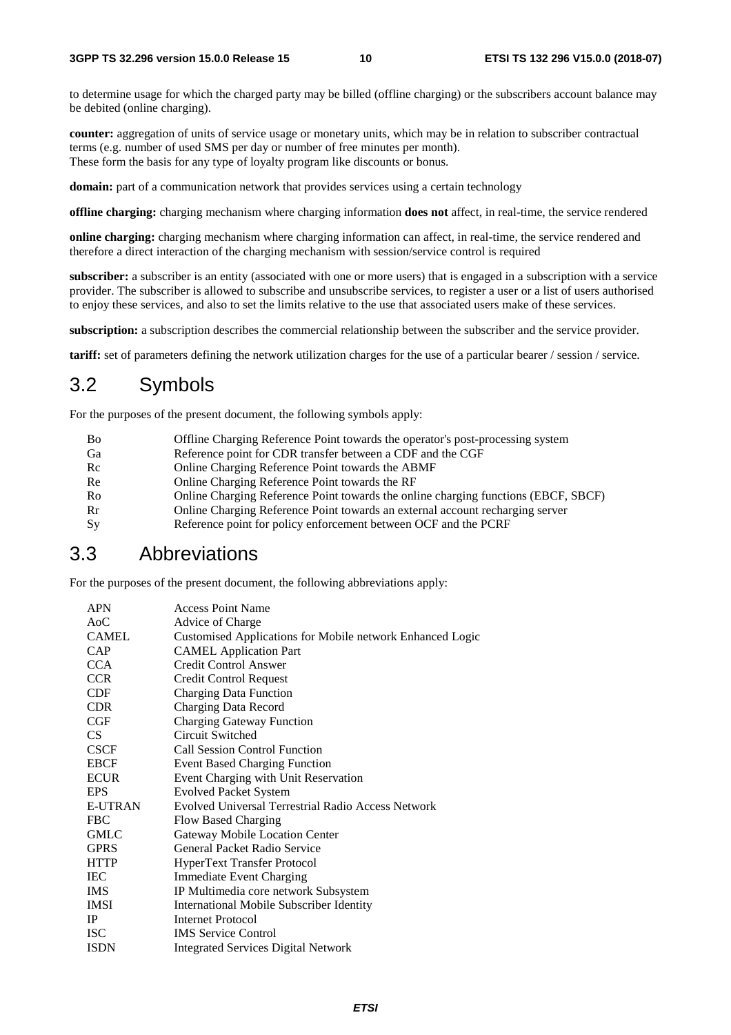to determine usage for which the charged party may be billed (offline charging) or the subscribers account balance may be debited (online charging).

**counter:** aggregation of units of service usage or monetary units, which may be in relation to subscriber contractual terms (e.g. number of used SMS per day or number of free minutes per month).
These form the basis for any type of loyalty program like discounts or bonus.

**domain:** part of a communication network that provides services using a certain technology

**offline charging:** charging mechanism where charging information **does not** affect, in real-time, the service rendered

**online charging:** charging mechanism where charging information can affect, in real-time, the service rendered and therefore a direct interaction of the charging mechanism with session/service control is required

**subscriber:** a subscriber is an entity (associated with one or more users) that is engaged in a subscription with a service provider. The subscriber is allowed to subscribe and unsubscribe services, to register a user or a list of users authorised to enjoy these services, and also to set the limits relative to the use that associated users make of these services.

**subscription:** a subscription describes the commercial relationship between the subscriber and the service provider.

**tariff:** set of parameters defining the network utilization charges for the use of a particular bearer / session / service.

## 3.2 Symbols

For the purposes of the present document, the following symbols apply:

| | |
|---|---|
| Bo | Offline Charging Reference Point towards the operator's post-processing system |
| Ga | Reference point for CDR transfer between a CDF and the CGF |
| Rc | Online Charging Reference Point towards the ABMF |
| Re | Online Charging Reference Point towards the RF |
| Ro | Online Charging Reference Point towards the online charging functions (EBCF, SBCF) |
| Rr | Online Charging Reference Point towards an external account recharging server |
| Sy | Reference point for policy enforcement between OCF and the PCRF |

## 3.3 Abbreviations

For the purposes of the present document, the following abbreviations apply:

| | |
|---|---|
| APN | Access Point Name |
| AoC | Advice of Charge |
| CAMEL | Customised Applications for Mobile network Enhanced Logic |
| CAP | CAMEL Application Part |
| CCA | Credit Control Answer |
| CCR | Credit Control Request |
| CDF | Charging Data Function |
| CDR | Charging Data Record |
| CGF | Charging Gateway Function |
| CS | Circuit Switched |
| CSCF | Call Session Control Function |
| EBCF | Event Based Charging Function |
| ECUR | Event Charging with Unit Reservation |
| EPS | Evolved Packet System |
| E-UTRAN | Evolved Universal Terrestrial Radio Access Network |
| FBC | Flow Based Charging |
| GMLC | Gateway Mobile Location Center |
| GPRS | General Packet Radio Service |
| HTTP | HyperText Transfer Protocol |
| IEC | Immediate Event Charging |
| IMS | IP Multimedia core network Subsystem |
| IMSI | International Mobile Subscriber Identity |
| IP | Internet Protocol |
| ISC | IMS Service Control |
| ISDN | Integrated Services Digital Network |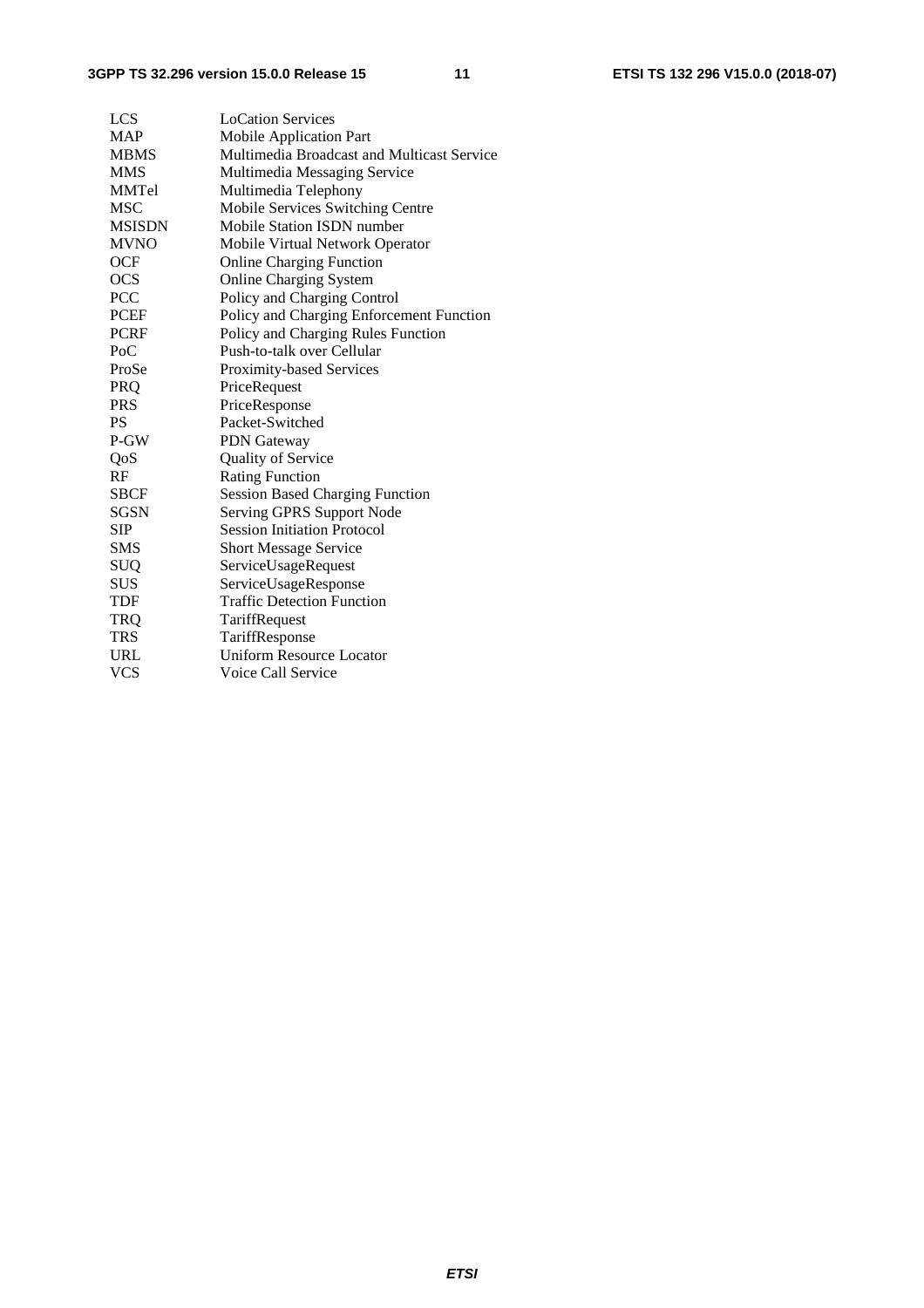LCS	LoCation Services
MAP	Mobile Application Part
MBMS	Multimedia Broadcast and Multicast Service
MMS	Multimedia Messaging Service
MMTel	Multimedia Telephony
MSC	Mobile Services Switching Centre
MSISDN	Mobile Station ISDN number
MVNO	Mobile Virtual Network Operator
OCF	Online Charging Function
OCS	Online Charging System
PCC	Policy and Charging Control
PCEF	Policy and Charging Enforcement Function
PCRF	Policy and Charging Rules Function
PoC	Push-to-talk over Cellular
ProSe	Proximity-based Services
PRQ	PriceRequest
PRS	PriceResponse
PS	Packet-Switched
P-GW	PDN Gateway
QoS	Quality of Service
RF	Rating Function
SBCF	Session Based Charging Function
SGSN	Serving GPRS Support Node
SIP	Session Initiation Protocol
SMS	Short Message Service
SUQ	ServiceUsageRequest
SUS	ServiceUsageResponse
TDF	Traffic Detection Function
TRQ	TariffRequest
TRS	TariffResponse
URL	Uniform Resource Locator
VCS	Voice Call Service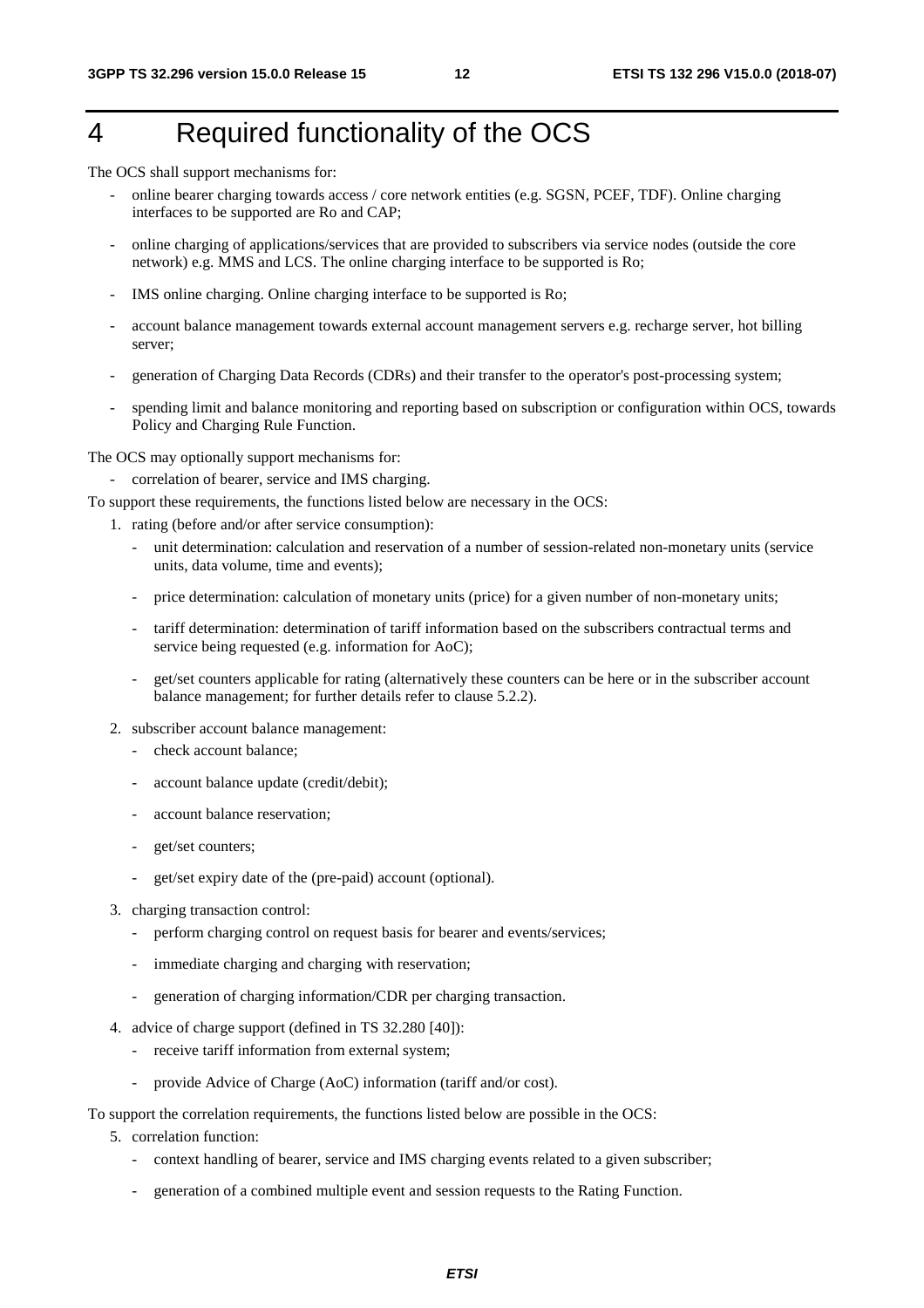# 4 Required functionality of the OCS

The OCS shall support mechanisms for:

- online bearer charging towards access / core network entities (e.g. SGSN, PCEF, TDF). Online charging interfaces to be supported are Ro and CAP;
- online charging of applications/services that are provided to subscribers via service nodes (outside the core network) e.g. MMS and LCS. The online charging interface to be supported is Ro;
- IMS online charging. Online charging interface to be supported is Ro;
- account balance management towards external account management servers e.g. recharge server, hot billing server;
- generation of Charging Data Records (CDRs) and their transfer to the operator's post-processing system;
- spending limit and balance monitoring and reporting based on subscription or configuration within OCS, towards Policy and Charging Rule Function.

The OCS may optionally support mechanisms for:

- correlation of bearer, service and IMS charging.

To support these requirements, the functions listed below are necessary in the OCS:

1. rating (before and/or after service consumption):
   - unit determination: calculation and reservation of a number of session-related non-monetary units (service units, data volume, time and events);
   - price determination: calculation of monetary units (price) for a given number of non-monetary units;
   - tariff determination: determination of tariff information based on the subscribers contractual terms and service being requested (e.g. information for AoC);
   - get/set counters applicable for rating (alternatively these counters can be here or in the subscriber account balance management; for further details refer to clause 5.2.2).
2. subscriber account balance management:
   - check account balance;
   - account balance update (credit/debit);
   - account balance reservation;
   - get/set counters;
   - get/set expiry date of the (pre-paid) account (optional).
3. charging transaction control:
   - perform charging control on request basis for bearer and events/services;
   - immediate charging and charging with reservation;
   - generation of charging information/CDR per charging transaction.
4. advice of charge support (defined in TS 32.280 [40]):
   - receive tariff information from external system;
   - provide Advice of Charge (AoC) information (tariff and/or cost).

To support the correlation requirements, the functions listed below are possible in the OCS:

5. correlation function:
   - context handling of bearer, service and IMS charging events related to a given subscriber;
   - generation of a combined multiple event and session requests to the Rating Function.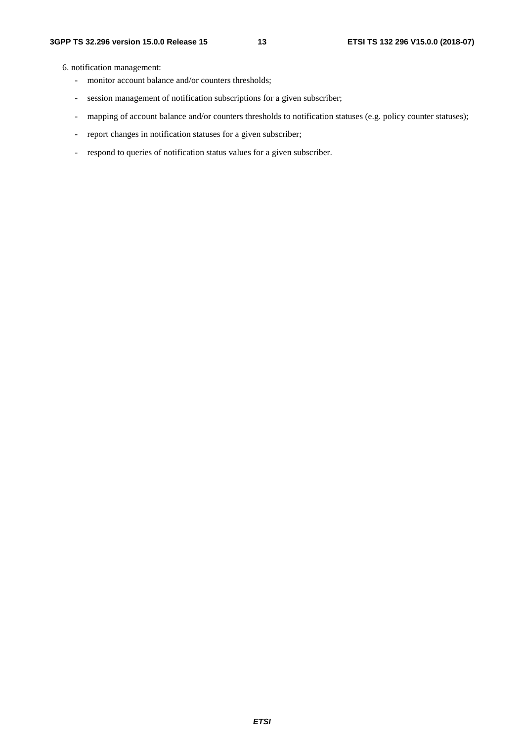6. notification management:

    - monitor account balance and/or counters thresholds;
    - session management of notification subscriptions for a given subscriber;
    - mapping of account balance and/or counters thresholds to notification statuses (e.g. policy counter statuses);
    - report changes in notification statuses for a given subscriber;
    - respond to queries of notification status values for a given subscriber.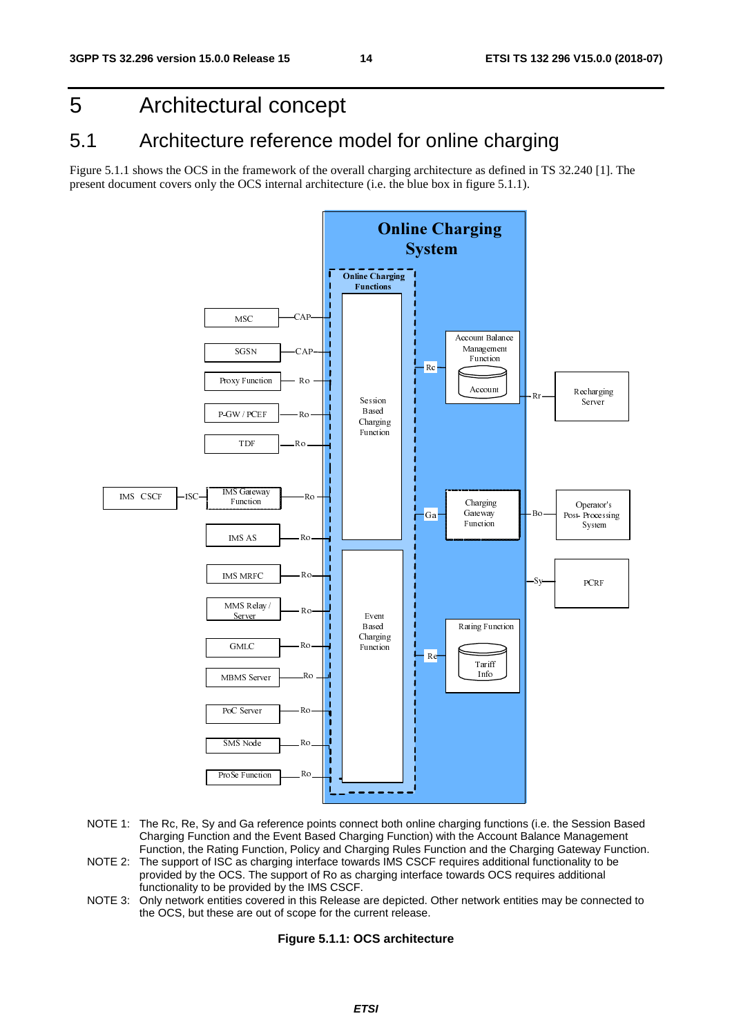# 5 Architectural concept

## 5.1 Architecture reference model for online charging

Figure 5.1.1 shows the OCS in the framework of the overall charging architecture as defined in TS 32.240 [1]. The present document covers only the OCS internal architecture (i.e. the blue box in figure 5.1.1).

NOTE 1: The Rc, Re, Sy and Ga reference points connect both online charging functions (i.e. the Session Based Charging Function and the Event Based Charging Function) with the Account Balance Management Function, the Rating Function, Policy and Charging Rules Function and the Charging Gateway Function.

NOTE 2: The support of ISC as charging interface towards IMS CSCF requires additional functionality to be provided by the OCS. The support of Ro as charging interface towards OCS requires additional functionality to be provided by the IMS CSCF.

NOTE 3: Only network entities covered in this Release are depicted. Other network entities may be connected to the OCS, but these are out of scope for the current release.

**Figure 5.1.1: OCS architecture**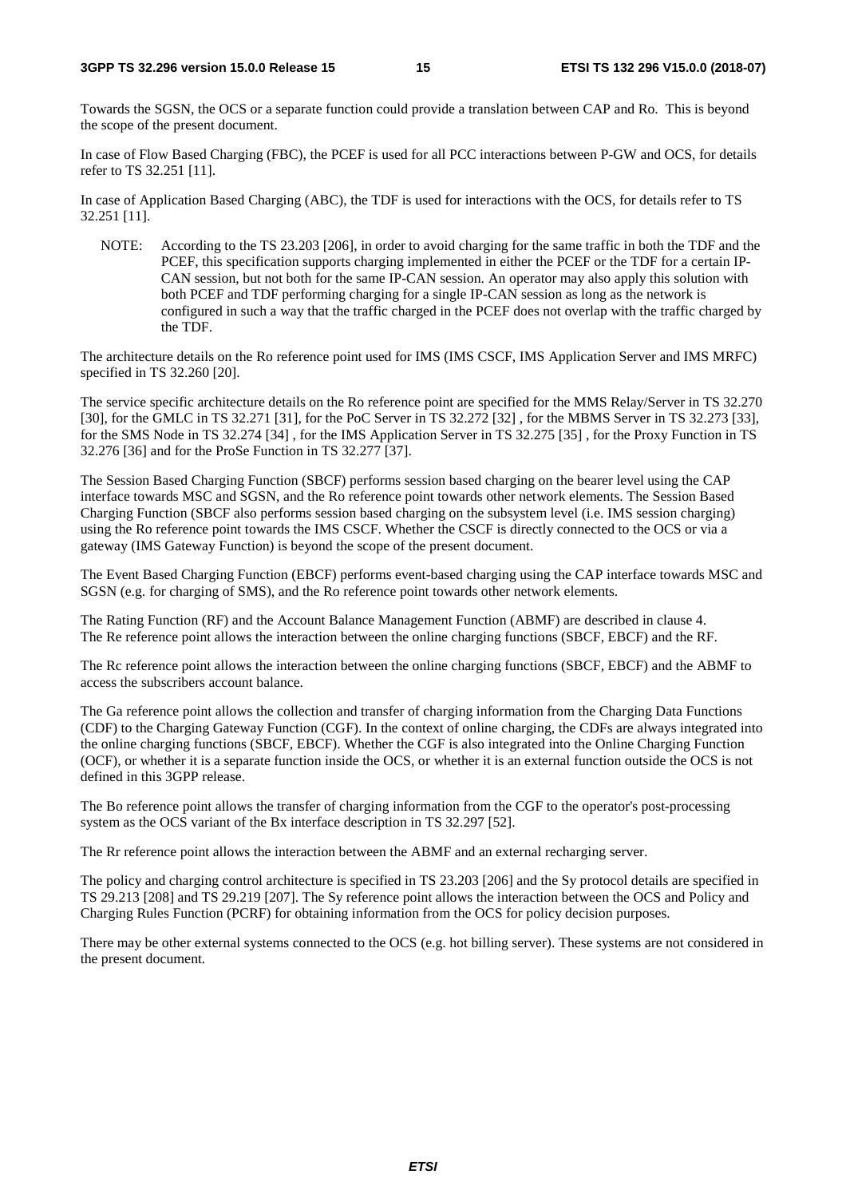Towards the SGSN, the OCS or a separate function could provide a translation between CAP and Ro. This is beyond the scope of the present document.

In case of Flow Based Charging (FBC), the PCEF is used for all PCC interactions between P-GW and OCS, for details refer to TS 32.251 [11].

In case of Application Based Charging (ABC), the TDF is used for interactions with the OCS, for details refer to TS 32.251 [11].

NOTE: According to the TS 23.203 [206], in order to avoid charging for the same traffic in both the TDF and the PCEF, this specification supports charging implemented in either the PCEF or the TDF for a certain IP-CAN session, but not both for the same IP-CAN session. An operator may also apply this solution with both PCEF and TDF performing charging for a single IP-CAN session as long as the network is configured in such a way that the traffic charged in the PCEF does not overlap with the traffic charged by the TDF.

The architecture details on the Ro reference point used for IMS (IMS CSCF, IMS Application Server and IMS MRFC) specified in TS 32.260 [20].

The service specific architecture details on the Ro reference point are specified for the MMS Relay/Server in TS 32.270 [30], for the GMLC in TS 32.271 [31], for the PoC Server in TS 32.272 [32] , for the MBMS Server in TS 32.273 [33], for the SMS Node in TS 32.274 [34] , for the IMS Application Server in TS 32.275 [35] , for the Proxy Function in TS 32.276 [36] and for the ProSe Function in TS 32.277 [37].

The Session Based Charging Function (SBCF) performs session based charging on the bearer level using the CAP interface towards MSC and SGSN, and the Ro reference point towards other network elements. The Session Based Charging Function (SBCF also performs session based charging on the subsystem level (i.e. IMS session charging) using the Ro reference point towards the IMS CSCF. Whether the CSCF is directly connected to the OCS or via a gateway (IMS Gateway Function) is beyond the scope of the present document.

The Event Based Charging Function (EBCF) performs event-based charging using the CAP interface towards MSC and SGSN (e.g. for charging of SMS), and the Ro reference point towards other network elements.

The Rating Function (RF) and the Account Balance Management Function (ABMF) are described in clause 4. The Re reference point allows the interaction between the online charging functions (SBCF, EBCF) and the RF.

The Rc reference point allows the interaction between the online charging functions (SBCF, EBCF) and the ABMF to access the subscribers account balance.

The Ga reference point allows the collection and transfer of charging information from the Charging Data Functions (CDF) to the Charging Gateway Function (CGF). In the context of online charging, the CDFs are always integrated into the online charging functions (SBCF, EBCF). Whether the CGF is also integrated into the Online Charging Function (OCF), or whether it is a separate function inside the OCS, or whether it is an external function outside the OCS is not defined in this 3GPP release.

The Bo reference point allows the transfer of charging information from the CGF to the operator's post-processing system as the OCS variant of the Bx interface description in TS 32.297 [52].

The Rr reference point allows the interaction between the ABMF and an external recharging server.

The policy and charging control architecture is specified in TS 23.203 [206] and the Sy protocol details are specified in TS 29.213 [208] and TS 29.219 [207]. The Sy reference point allows the interaction between the OCS and Policy and Charging Rules Function (PCRF) for obtaining information from the OCS for policy decision purposes.

There may be other external systems connected to the OCS (e.g. hot billing server). These systems are not considered in the present document.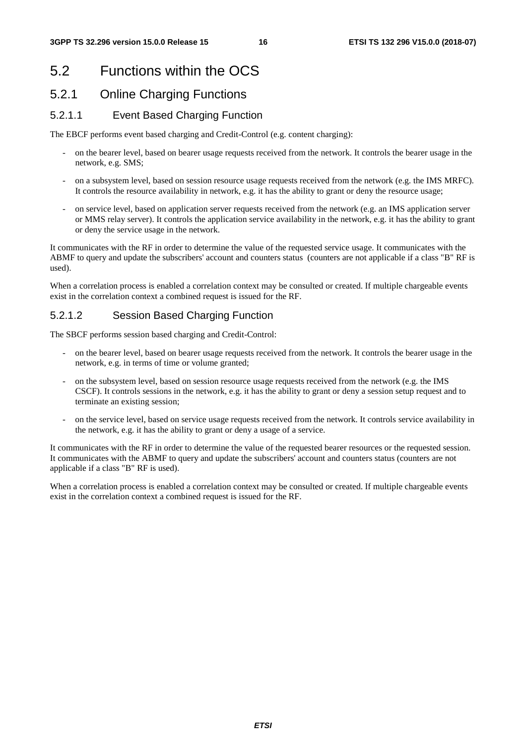# 5.2 Functions within the OCS

## 5.2.1 Online Charging Functions

### 5.2.1.1 Event Based Charging Function

The EBCF performs event based charging and Credit-Control (e.g. content charging):

- on the bearer level, based on bearer usage requests received from the network. It controls the bearer usage in the network, e.g. SMS;
- on a subsystem level, based on session resource usage requests received from the network (e.g. the IMS MRFC). It controls the resource availability in network, e.g. it has the ability to grant or deny the resource usage;
- on service level, based on application server requests received from the network (e.g. an IMS application server or MMS relay server). It controls the application service availability in the network, e.g. it has the ability to grant or deny the service usage in the network.

It communicates with the RF in order to determine the value of the requested service usage. It communicates with the ABMF to query and update the subscribers' account and counters status (counters are not applicable if a class "B" RF is used).

When a correlation process is enabled a correlation context may be consulted or created. If multiple chargeable events exist in the correlation context a combined request is issued for the RF.

### 5.2.1.2 Session Based Charging Function

The SBCF performs session based charging and Credit-Control:

- on the bearer level, based on bearer usage requests received from the network. It controls the bearer usage in the network, e.g. in terms of time or volume granted;
- on the subsystem level, based on session resource usage requests received from the network (e.g. the IMS CSCF). It controls sessions in the network, e.g. it has the ability to grant or deny a session setup request and to terminate an existing session;
- on the service level, based on service usage requests received from the network. It controls service availability in the network, e.g. it has the ability to grant or deny a usage of a service.

It communicates with the RF in order to determine the value of the requested bearer resources or the requested session. It communicates with the ABMF to query and update the subscribers' account and counters status (counters are not applicable if a class "B" RF is used).

When a correlation process is enabled a correlation context may be consulted or created. If multiple chargeable events exist in the correlation context a combined request is issued for the RF.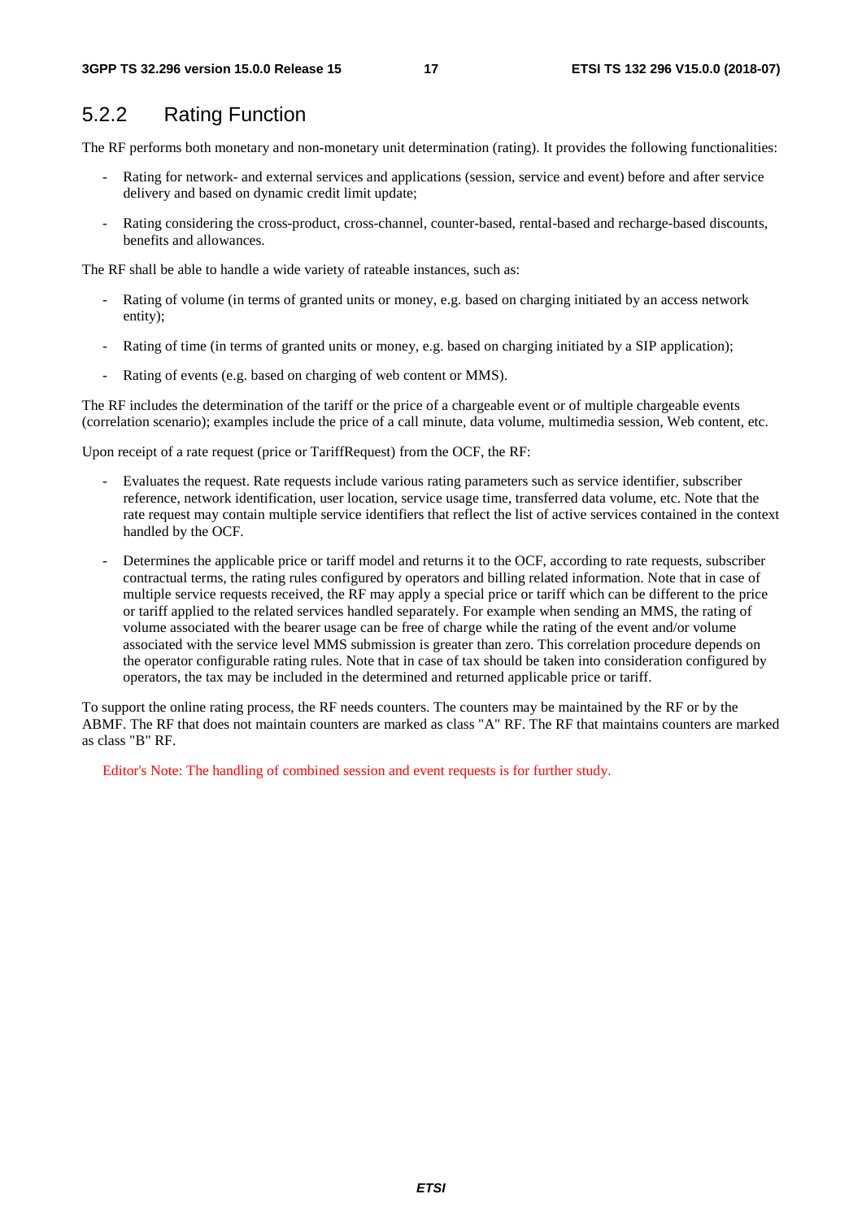### 5.2.2 Rating Function

The RF performs both monetary and non-monetary unit determination (rating). It provides the following functionalities:

- Rating for network- and external services and applications (session, service and event) before and after service delivery and based on dynamic credit limit update;
- Rating considering the cross-product, cross-channel, counter-based, rental-based and recharge-based discounts, benefits and allowances.

The RF shall be able to handle a wide variety of rateable instances, such as:

- Rating of volume (in terms of granted units or money, e.g. based on charging initiated by an access network entity);
- Rating of time (in terms of granted units or money, e.g. based on charging initiated by a SIP application);
- Rating of events (e.g. based on charging of web content or MMS).

The RF includes the determination of the tariff or the price of a chargeable event or of multiple chargeable events (correlation scenario); examples include the price of a call minute, data volume, multimedia session, Web content, etc.

Upon receipt of a rate request (price or TariffRequest) from the OCF, the RF:

- Evaluates the request. Rate requests include various rating parameters such as service identifier, subscriber reference, network identification, user location, service usage time, transferred data volume, etc. Note that the rate request may contain multiple service identifiers that reflect the list of active services contained in the context handled by the OCF.
- Determines the applicable price or tariff model and returns it to the OCF, according to rate requests, subscriber contractual terms, the rating rules configured by operators and billing related information. Note that in case of multiple service requests received, the RF may apply a special price or tariff which can be different to the price or tariff applied to the related services handled separately. For example when sending an MMS, the rating of volume associated with the bearer usage can be free of charge while the rating of the event and/or volume associated with the service level MMS submission is greater than zero. This correlation procedure depends on the operator configurable rating rules. Note that in case of tax should be taken into consideration configured by operators, the tax may be included in the determined and returned applicable price or tariff.

To support the online rating process, the RF needs counters. The counters may be maintained by the RF or by the ABMF. The RF that does not maintain counters are marked as class "A" RF. The RF that maintains counters are marked as class "B" RF.

Editor's Note: The handling of combined session and event requests is for further study.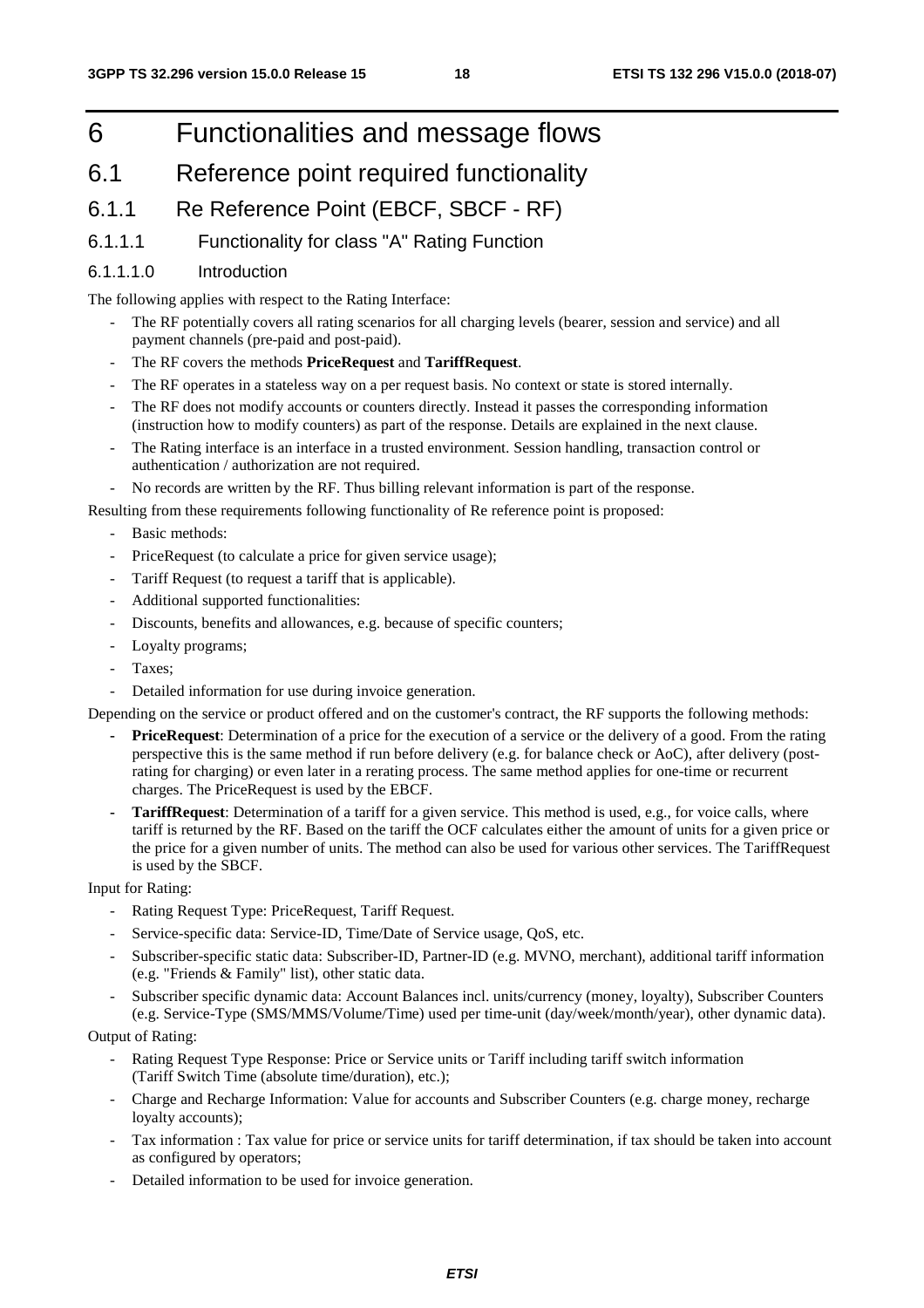# 6 Functionalities and message flows

## 6.1 Reference point required functionality

### 6.1.1 Re Reference Point (EBCF, SBCF - RF)

#### 6.1.1.1 Functionality for class "A" Rating Function

##### 6.1.1.1.0 Introduction

The following applies with respect to the Rating Interface:

- The RF potentially covers all rating scenarios for all charging levels (bearer, session and service) and all payment channels (pre-paid and post-paid).
- The RF covers the methods **PriceRequest** and **TariffRequest**.
- The RF operates in a stateless way on a per request basis. No context or state is stored internally.
- The RF does not modify accounts or counters directly. Instead it passes the corresponding information (instruction how to modify counters) as part of the response. Details are explained in the next clause.
- The Rating interface is an interface in a trusted environment. Session handling, transaction control or authentication / authorization are not required.
- No records are written by the RF. Thus billing relevant information is part of the response.

Resulting from these requirements following functionality of Re reference point is proposed:

- Basic methods:
- PriceRequest (to calculate a price for given service usage);
- Tariff Request (to request a tariff that is applicable).
- Additional supported functionalities:
- Discounts, benefits and allowances, e.g. because of specific counters;
- Loyalty programs;
- Taxes;
- Detailed information for use during invoice generation.

Depending on the service or product offered and on the customer's contract, the RF supports the following methods:

- **PriceRequest**: Determination of a price for the execution of a service or the delivery of a good. From the rating perspective this is the same method if run before delivery (e.g. for balance check or AoC), after delivery (post-rating for charging) or even later in a rerating process. The same method applies for one-time or recurrent charges. The PriceRequest is used by the EBCF.
- **TariffRequest**: Determination of a tariff for a given service. This method is used, e.g., for voice calls, where tariff is returned by the RF. Based on the tariff the OCF calculates either the amount of units for a given price or the price for a given number of units. The method can also be used for various other services. The TariffRequest is used by the SBCF.

Input for Rating:

- Rating Request Type: PriceRequest, Tariff Request.
- Service-specific data: Service-ID, Time/Date of Service usage, QoS, etc.
- Subscriber-specific static data: Subscriber-ID, Partner-ID (e.g. MVNO, merchant), additional tariff information (e.g. "Friends & Family" list), other static data.
- Subscriber specific dynamic data: Account Balances incl. units/currency (money, loyalty), Subscriber Counters (e.g. Service-Type (SMS/MMS/Volume/Time) used per time-unit (day/week/month/year), other dynamic data).

Output of Rating:

- Rating Request Type Response: Price or Service units or Tariff including tariff switch information (Tariff Switch Time (absolute time/duration), etc.);
- Charge and Recharge Information: Value for accounts and Subscriber Counters (e.g. charge money, recharge loyalty accounts);
- Tax information : Tax value for price or service units for tariff determination, if tax should be taken into account as configured by operators;
- Detailed information to be used for invoice generation.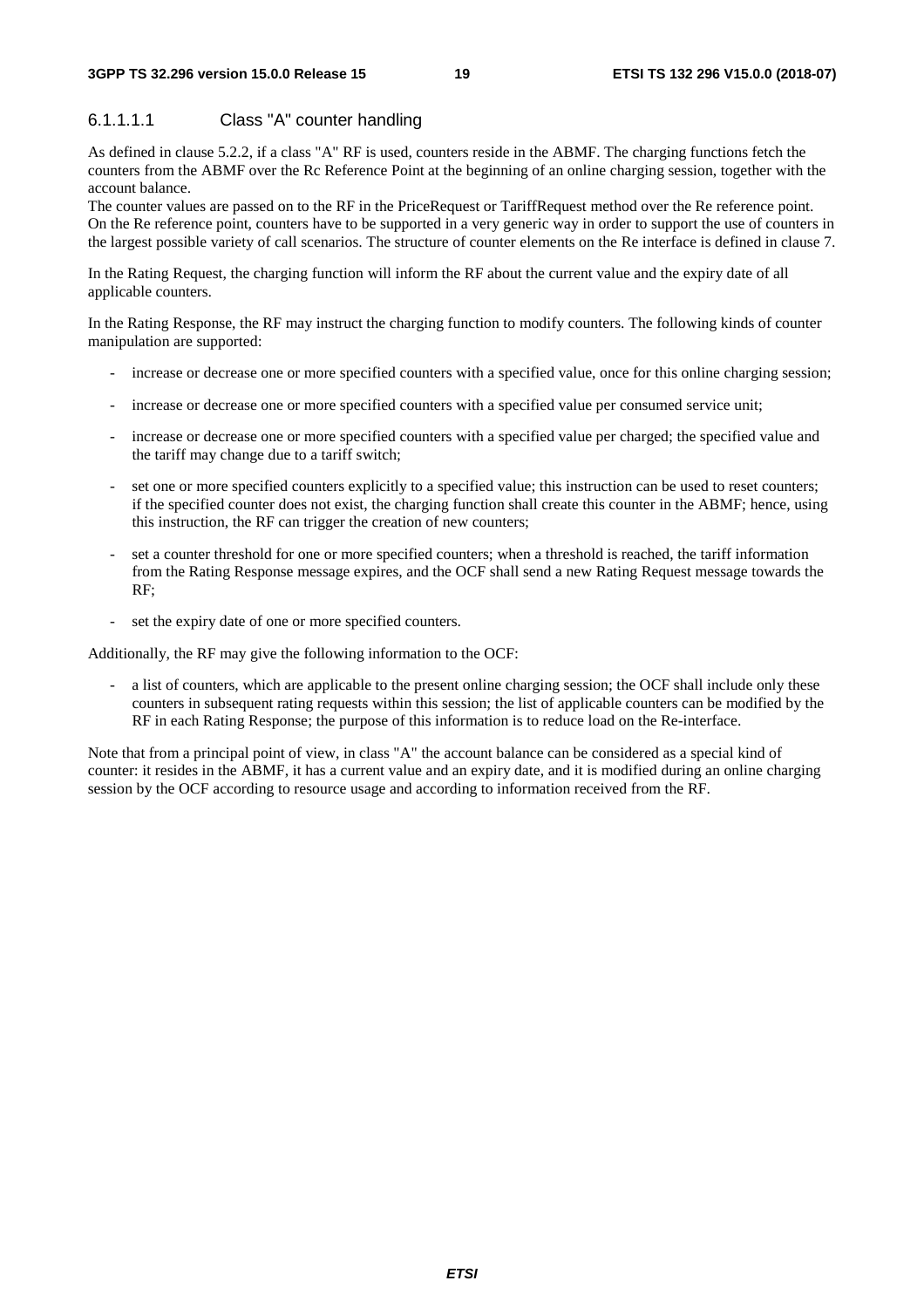#### 6.1.1.1.1 Class "A" counter handling

As defined in clause 5.2.2, if a class "A" RF is used, counters reside in the ABMF. The charging functions fetch the counters from the ABMF over the Rc Reference Point at the beginning of an online charging session, together with the account balance.

The counter values are passed on to the RF in the PriceRequest or TariffRequest method over the Re reference point. On the Re reference point, counters have to be supported in a very generic way in order to support the use of counters in the largest possible variety of call scenarios. The structure of counter elements on the Re interface is defined in clause 7.

In the Rating Request, the charging function will inform the RF about the current value and the expiry date of all applicable counters.

In the Rating Response, the RF may instruct the charging function to modify counters. The following kinds of counter manipulation are supported:

- increase or decrease one or more specified counters with a specified value, once for this online charging session;
- increase or decrease one or more specified counters with a specified value per consumed service unit;
- increase or decrease one or more specified counters with a specified value per charged; the specified value and the tariff may change due to a tariff switch;
- set one or more specified counters explicitly to a specified value; this instruction can be used to reset counters; if the specified counter does not exist, the charging function shall create this counter in the ABMF; hence, using this instruction, the RF can trigger the creation of new counters;
- set a counter threshold for one or more specified counters; when a threshold is reached, the tariff information from the Rating Response message expires, and the OCF shall send a new Rating Request message towards the RF;
- set the expiry date of one or more specified counters.

Additionally, the RF may give the following information to the OCF:

- a list of counters, which are applicable to the present online charging session; the OCF shall include only these counters in subsequent rating requests within this session; the list of applicable counters can be modified by the RF in each Rating Response; the purpose of this information is to reduce load on the Re-interface.

Note that from a principal point of view, in class "A" the account balance can be considered as a special kind of counter: it resides in the ABMF, it has a current value and an expiry date, and it is modified during an online charging session by the OCF according to resource usage and according to information received from the RF.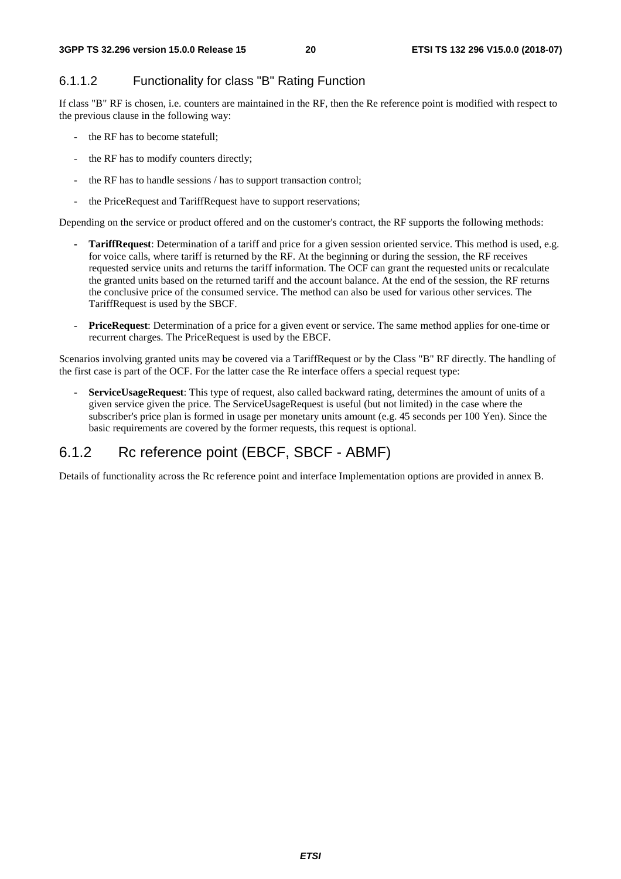#### 6.1.1.2 Functionality for class "B" Rating Function

If class "B" RF is chosen, i.e. counters are maintained in the RF, then the Re reference point is modified with respect to the previous clause in the following way:

- the RF has to become statefull;
- the RF has to modify counters directly;
- the RF has to handle sessions / has to support transaction control;
- the PriceRequest and TariffRequest have to support reservations;

Depending on the service or product offered and on the customer's contract, the RF supports the following methods:

- **TariffRequest**: Determination of a tariff and price for a given session oriented service. This method is used, e.g. for voice calls, where tariff is returned by the RF. At the beginning or during the session, the RF receives requested service units and returns the tariff information. The OCF can grant the requested units or recalculate the granted units based on the returned tariff and the account balance. At the end of the session, the RF returns the conclusive price of the consumed service. The method can also be used for various other services. The TariffRequest is used by the SBCF.
- **PriceRequest**: Determination of a price for a given event or service. The same method applies for one-time or recurrent charges. The PriceRequest is used by the EBCF.

Scenarios involving granted units may be covered via a TariffRequest or by the Class "B" RF directly. The handling of the first case is part of the OCF. For the latter case the Re interface offers a special request type:

- **ServiceUsageRequest**: This type of request, also called backward rating, determines the amount of units of a given service given the price. The ServiceUsageRequest is useful (but not limited) in the case where the subscriber's price plan is formed in usage per monetary units amount (e.g. 45 seconds per 100 Yen). Since the basic requirements are covered by the former requests, this request is optional.

### 6.1.2 Rc reference point (EBCF, SBCF - ABMF)

Details of functionality across the Rc reference point and interface Implementation options are provided in annex B.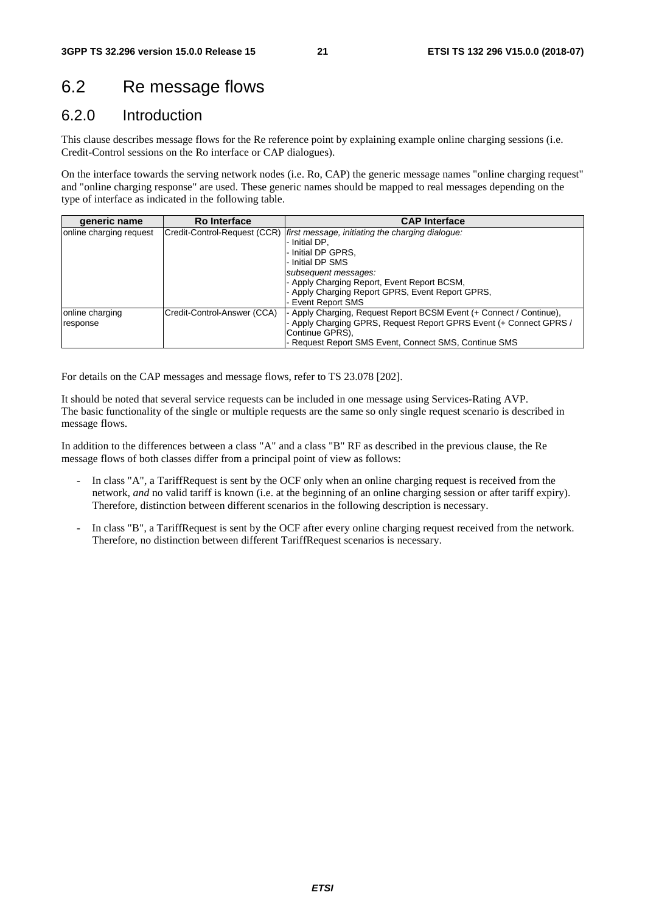## 6.2 Re message flows

### 6.2.0 Introduction

This clause describes message flows for the Re reference point by explaining example online charging sessions (i.e. Credit-Control sessions on the Ro interface or CAP dialogues).

On the interface towards the serving network nodes (i.e. Ro, CAP) the generic message names "online charging request" and "online charging response" are used. These generic names should be mapped to real messages depending on the type of interface as indicated in the following table.

| generic name | Ro Interface | CAP Interface |
|---|---|---|
| online charging request | Credit-Control-Request (CCR) | *first message, initiating the charging dialogue:*<br>- Initial DP,<br>- Initial DP GPRS,<br>- Initial DP SMS<br>*subsequent messages:*<br>- Apply Charging Report, Event Report BCSM,<br>- Apply Charging Report GPRS, Event Report GPRS,<br>- Event Report SMS |
| online charging response | Credit-Control-Answer (CCA) | - Apply Charging, Request Report BCSM Event (+ Connect / Continue),<br>- Apply Charging GPRS, Request Report GPRS Event (+ Connect GPRS / Continue GPRS),<br>- Request Report SMS Event, Connect SMS, Continue SMS |

For details on the CAP messages and message flows, refer to TS 23.078 [202].

It should be noted that several service requests can be included in one message using Services-Rating AVP. The basic functionality of the single or multiple requests are the same so only single request scenario is described in message flows.

In addition to the differences between a class "A" and a class "B" RF as described in the previous clause, the Re message flows of both classes differ from a principal point of view as follows:

- In class "A", a TariffRequest is sent by the OCF only when an online charging request is received from the network, *and* no valid tariff is known (i.e. at the beginning of an online charging session or after tariff expiry). Therefore, distinction between different scenarios in the following description is necessary.
- In class "B", a TariffRequest is sent by the OCF after every online charging request received from the network. Therefore, no distinction between different TariffRequest scenarios is necessary.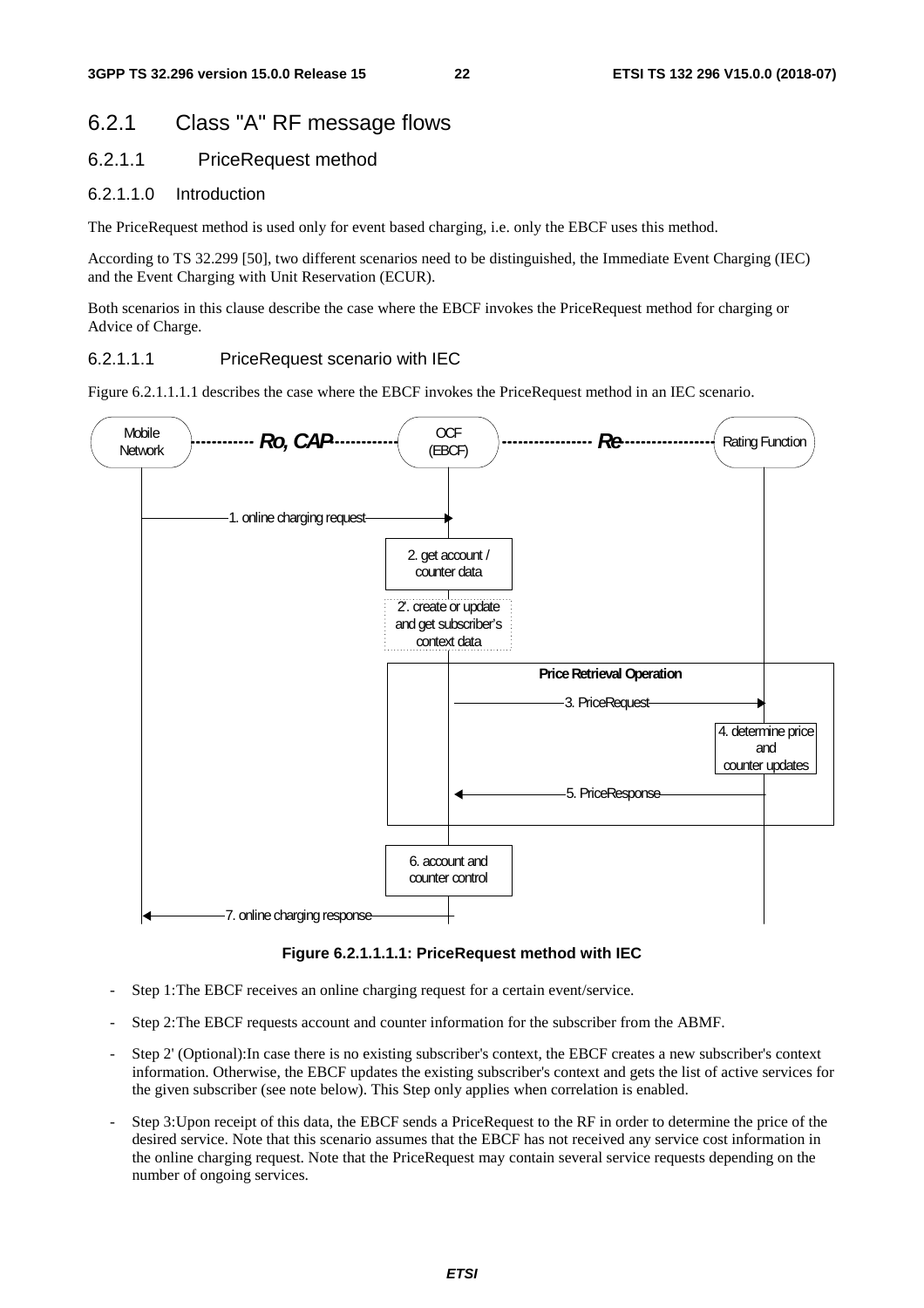## 6.2.1 Class "A" RF message flows

### 6.2.1.1 PriceRequest method

#### 6.2.1.1.0 Introduction

The PriceRequest method is used only for event based charging, i.e. only the EBCF uses this method.

According to TS 32.299 [50], two different scenarios need to be distinguished, the Immediate Event Charging (IEC) and the Event Charging with Unit Reservation (ECUR).

Both scenarios in this clause describe the case where the EBCF invokes the PriceRequest method for charging or Advice of Charge.

#### 6.2.1.1.1 PriceRequest scenario with IEC

Figure 6.2.1.1.1.1 describes the case where the EBCF invokes the PriceRequest method in an IEC scenario.

**Figure 6.2.1.1.1.1: PriceRequest method with IEC**

- Step 1:The EBCF receives an online charging request for a certain event/service.
- Step 2:The EBCF requests account and counter information for the subscriber from the ABMF.
- Step 2' (Optional):In case there is no existing subscriber's context, the EBCF creates a new subscriber's context information. Otherwise, the EBCF updates the existing subscriber's context and gets the list of active services for the given subscriber (see note below). This Step only applies when correlation is enabled.
- Step 3:Upon receipt of this data, the EBCF sends a PriceRequest to the RF in order to determine the price of the desired service. Note that this scenario assumes that the EBCF has not received any service cost information in the online charging request. Note that the PriceRequest may contain several service requests depending on the number of ongoing services.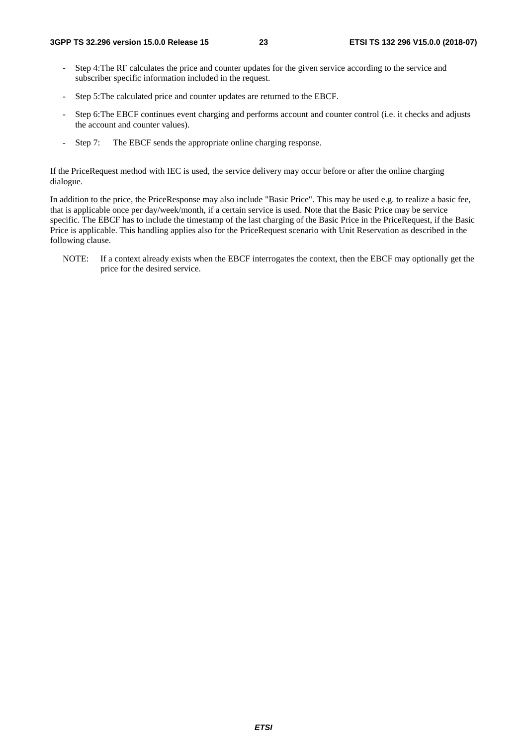- Step 4:The RF calculates the price and counter updates for the given service according to the service and subscriber specific information included in the request.

- Step 5:The calculated price and counter updates are returned to the EBCF.

- Step 6:The EBCF continues event charging and performs account and counter control (i.e. it checks and adjusts the account and counter values).

- Step 7: The EBCF sends the appropriate online charging response.

If the PriceRequest method with IEC is used, the service delivery may occur before or after the online charging dialogue.

In addition to the price, the PriceResponse may also include "Basic Price". This may be used e.g. to realize a basic fee, that is applicable once per day/week/month, if a certain service is used. Note that the Basic Price may be service specific. The EBCF has to include the timestamp of the last charging of the Basic Price in the PriceRequest, if the Basic Price is applicable. This handling applies also for the PriceRequest scenario with Unit Reservation as described in the following clause.

NOTE: If a context already exists when the EBCF interrogates the context, then the EBCF may optionally get the price for the desired service.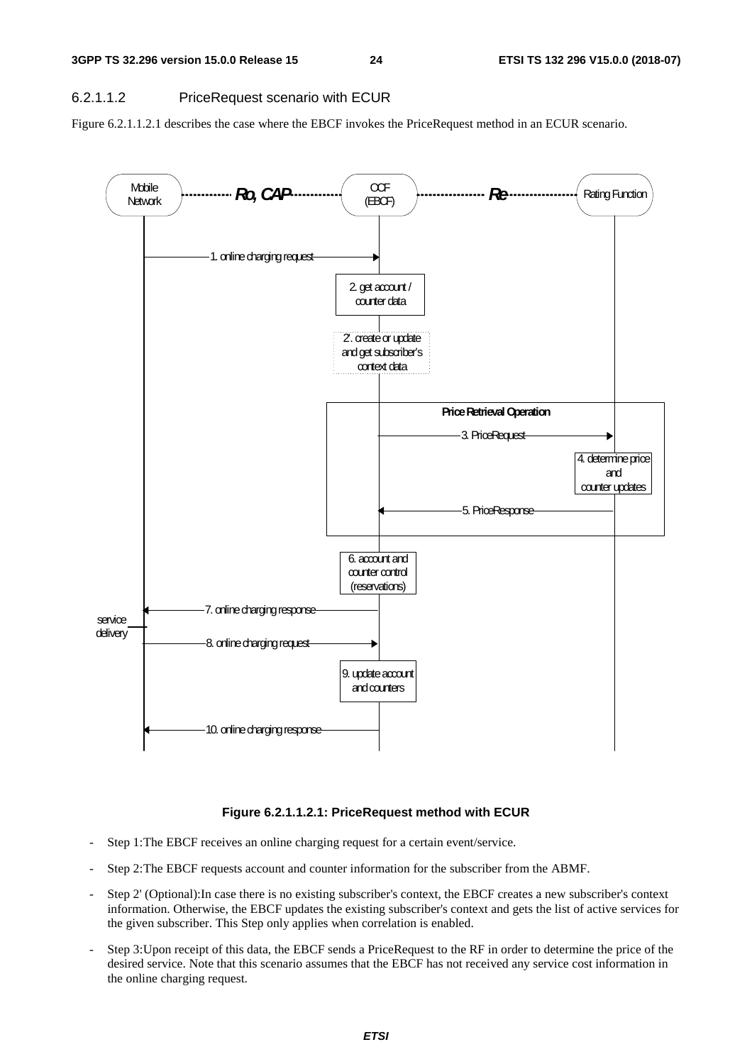#### 6.2.1.1.2 PriceRequest scenario with ECUR

Figure 6.2.1.1.2.1 describes the case where the EBCF invokes the PriceRequest method in an ECUR scenario.

**Figure 6.2.1.1.2.1: PriceRequest method with ECUR**

- Step 1:The EBCF receives an online charging request for a certain event/service.
- Step 2:The EBCF requests account and counter information for the subscriber from the ABMF.
- Step 2' (Optional):In case there is no existing subscriber's context, the EBCF creates a new subscriber's context information. Otherwise, the EBCF updates the existing subscriber's context and gets the list of active services for the given subscriber. This Step only applies when correlation is enabled.
- Step 3:Upon receipt of this data, the EBCF sends a PriceRequest to the RF in order to determine the price of the desired service. Note that this scenario assumes that the EBCF has not received any service cost information in the online charging request.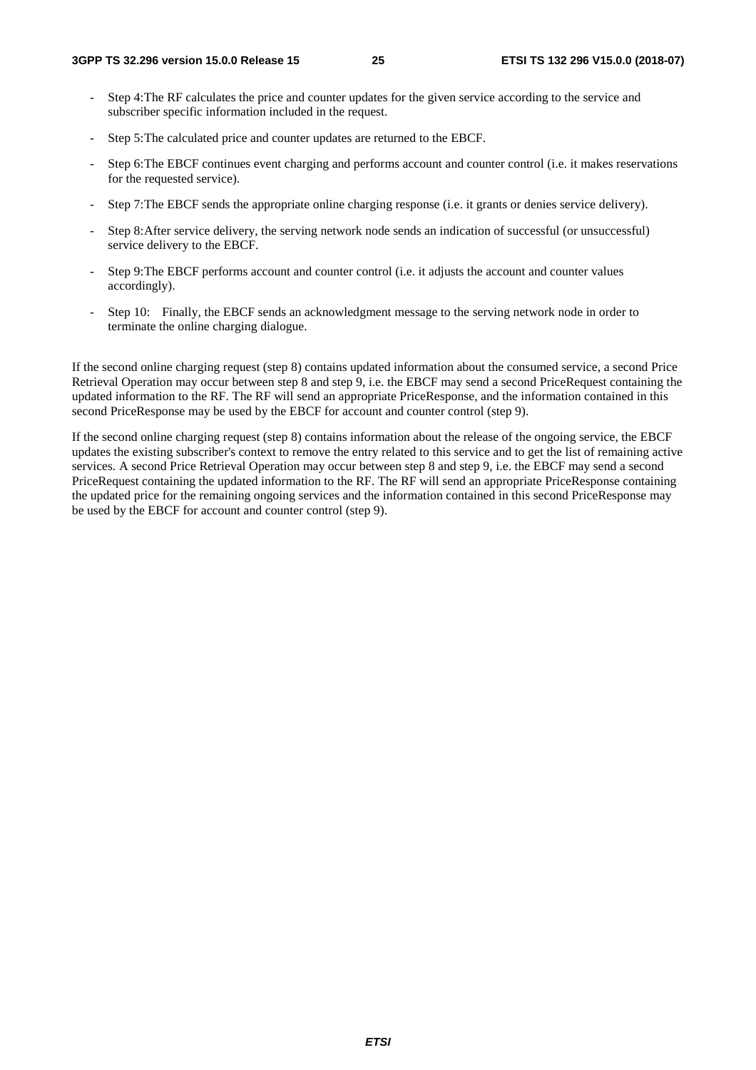- Step 4:The RF calculates the price and counter updates for the given service according to the service and subscriber specific information included in the request.
- Step 5:The calculated price and counter updates are returned to the EBCF.
- Step 6:The EBCF continues event charging and performs account and counter control (i.e. it makes reservations for the requested service).
- Step 7:The EBCF sends the appropriate online charging response (i.e. it grants or denies service delivery).
- Step 8:After service delivery, the serving network node sends an indication of successful (or unsuccessful) service delivery to the EBCF.
- Step 9:The EBCF performs account and counter control (i.e. it adjusts the account and counter values accordingly).
- Step 10: Finally, the EBCF sends an acknowledgment message to the serving network node in order to terminate the online charging dialogue.

If the second online charging request (step 8) contains updated information about the consumed service, a second Price Retrieval Operation may occur between step 8 and step 9, i.e. the EBCF may send a second PriceRequest containing the updated information to the RF. The RF will send an appropriate PriceResponse, and the information contained in this second PriceResponse may be used by the EBCF for account and counter control (step 9).

If the second online charging request (step 8) contains information about the release of the ongoing service, the EBCF updates the existing subscriber's context to remove the entry related to this service and to get the list of remaining active services. A second Price Retrieval Operation may occur between step 8 and step 9, i.e. the EBCF may send a second PriceRequest containing the updated information to the RF. The RF will send an appropriate PriceResponse containing the updated price for the remaining ongoing services and the information contained in this second PriceResponse may be used by the EBCF for account and counter control (step 9).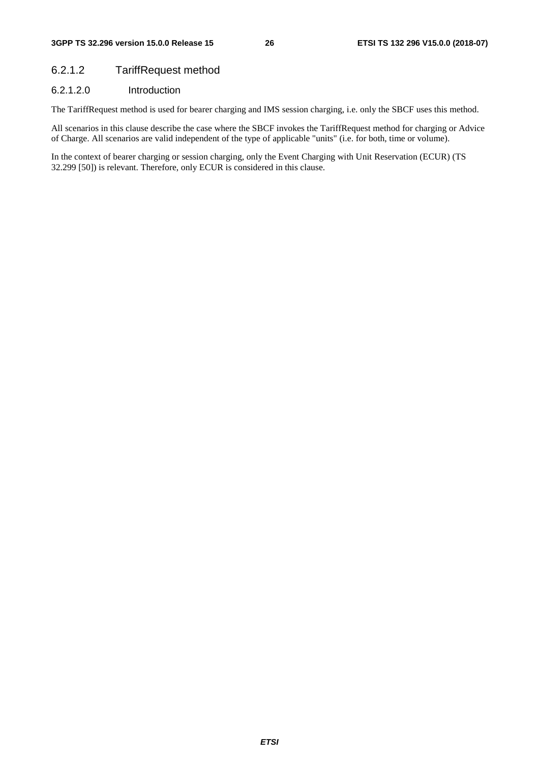### 6.2.1.2 TariffRequest method

#### 6.2.1.2.0 Introduction

The TariffRequest method is used for bearer charging and IMS session charging, i.e. only the SBCF uses this method.

All scenarios in this clause describe the case where the SBCF invokes the TariffRequest method for charging or Advice of Charge. All scenarios are valid independent of the type of applicable "units" (i.e. for both, time or volume).

In the context of bearer charging or session charging, only the Event Charging with Unit Reservation (ECUR) (TS 32.299 [50]) is relevant. Therefore, only ECUR is considered in this clause.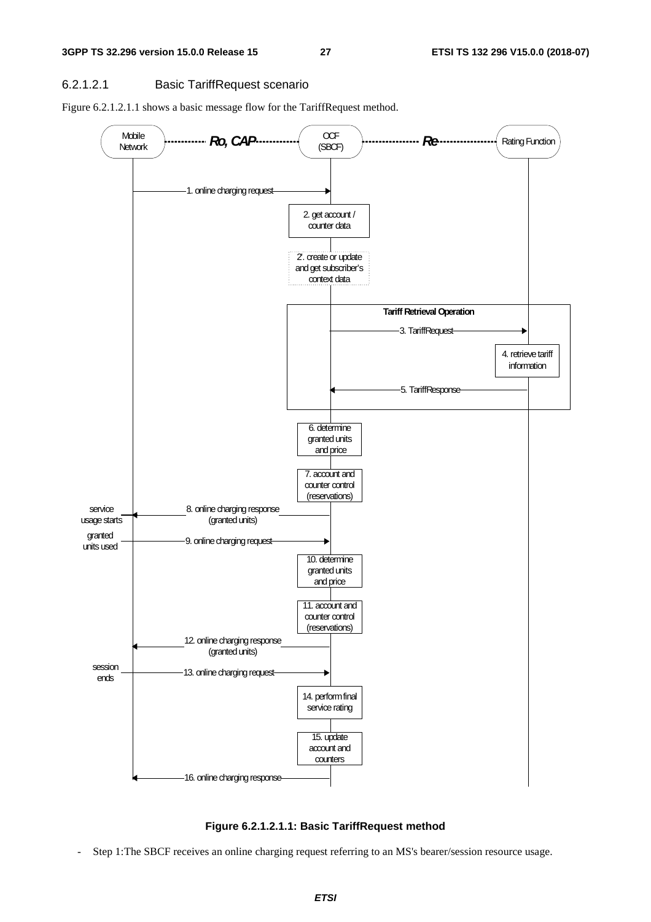#### 6.2.1.2.1 Basic TariffRequest scenario

Figure 6.2.1.2.1.1 shows a basic message flow for the TariffRequest method.

**Figure 6.2.1.2.1.1: Basic TariffRequest method**

- Step 1:The SBCF receives an online charging request referring to an MS's bearer/session resource usage.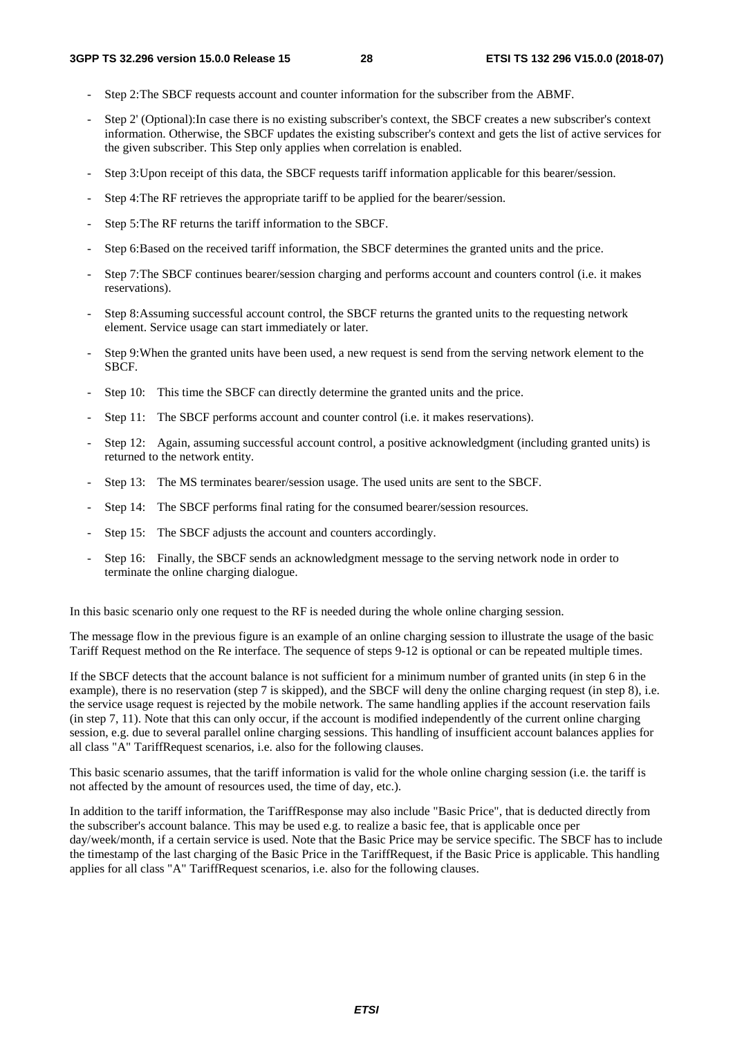- Step 2:The SBCF requests account and counter information for the subscriber from the ABMF.
- Step 2' (Optional):In case there is no existing subscriber's context, the SBCF creates a new subscriber's context information. Otherwise, the SBCF updates the existing subscriber's context and gets the list of active services for the given subscriber. This Step only applies when correlation is enabled.
- Step 3:Upon receipt of this data, the SBCF requests tariff information applicable for this bearer/session.
- Step 4:The RF retrieves the appropriate tariff to be applied for the bearer/session.
- Step 5:The RF returns the tariff information to the SBCF.
- Step 6:Based on the received tariff information, the SBCF determines the granted units and the price.
- Step 7:The SBCF continues bearer/session charging and performs account and counters control (i.e. it makes reservations).
- Step 8:Assuming successful account control, the SBCF returns the granted units to the requesting network element. Service usage can start immediately or later.
- Step 9:When the granted units have been used, a new request is send from the serving network element to the SBCF.
- Step 10: This time the SBCF can directly determine the granted units and the price.
- Step 11: The SBCF performs account and counter control (i.e. it makes reservations).
- Step 12: Again, assuming successful account control, a positive acknowledgment (including granted units) is returned to the network entity.
- Step 13: The MS terminates bearer/session usage. The used units are sent to the SBCF.
- Step 14: The SBCF performs final rating for the consumed bearer/session resources.
- Step 15: The SBCF adjusts the account and counters accordingly.
- Step 16: Finally, the SBCF sends an acknowledgment message to the serving network node in order to terminate the online charging dialogue.

In this basic scenario only one request to the RF is needed during the whole online charging session.

The message flow in the previous figure is an example of an online charging session to illustrate the usage of the basic Tariff Request method on the Re interface. The sequence of steps 9-12 is optional or can be repeated multiple times.

If the SBCF detects that the account balance is not sufficient for a minimum number of granted units (in step 6 in the example), there is no reservation (step 7 is skipped), and the SBCF will deny the online charging request (in step 8), i.e. the service usage request is rejected by the mobile network. The same handling applies if the account reservation fails (in step 7, 11). Note that this can only occur, if the account is modified independently of the current online charging session, e.g. due to several parallel online charging sessions. This handling of insufficient account balances applies for all class "A" TariffRequest scenarios, i.e. also for the following clauses.

This basic scenario assumes, that the tariff information is valid for the whole online charging session (i.e. the tariff is not affected by the amount of resources used, the time of day, etc.).

In addition to the tariff information, the TariffResponse may also include "Basic Price", that is deducted directly from the subscriber's account balance. This may be used e.g. to realize a basic fee, that is applicable once per day/week/month, if a certain service is used. Note that the Basic Price may be service specific. The SBCF has to include the timestamp of the last charging of the Basic Price in the TariffRequest, if the Basic Price is applicable. This handling applies for all class "A" TariffRequest scenarios, i.e. also for the following clauses.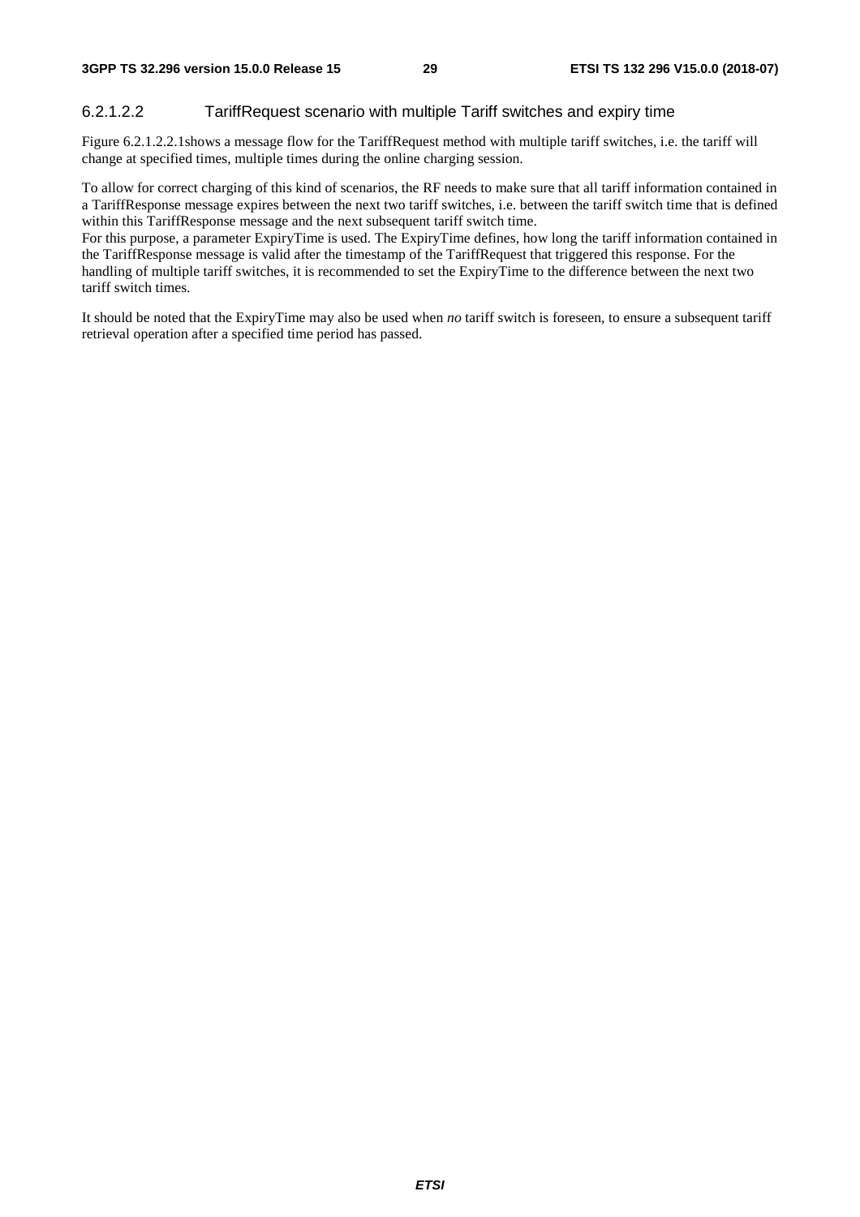#### 6.2.1.2.2 TariffRequest scenario with multiple Tariff switches and expiry time

Figure 6.2.1.2.2.1shows a message flow for the TariffRequest method with multiple tariff switches, i.e. the tariff will change at specified times, multiple times during the online charging session.

To allow for correct charging of this kind of scenarios, the RF needs to make sure that all tariff information contained in a TariffResponse message expires between the next two tariff switches, i.e. between the tariff switch time that is defined within this TariffResponse message and the next subsequent tariff switch time.
For this purpose, a parameter ExpiryTime is used. The ExpiryTime defines, how long the tariff information contained in the TariffResponse message is valid after the timestamp of the TariffRequest that triggered this response. For the handling of multiple tariff switches, it is recommended to set the ExpiryTime to the difference between the next two tariff switch times.

It should be noted that the ExpiryTime may also be used when *no* tariff switch is foreseen, to ensure a subsequent tariff retrieval operation after a specified time period has passed.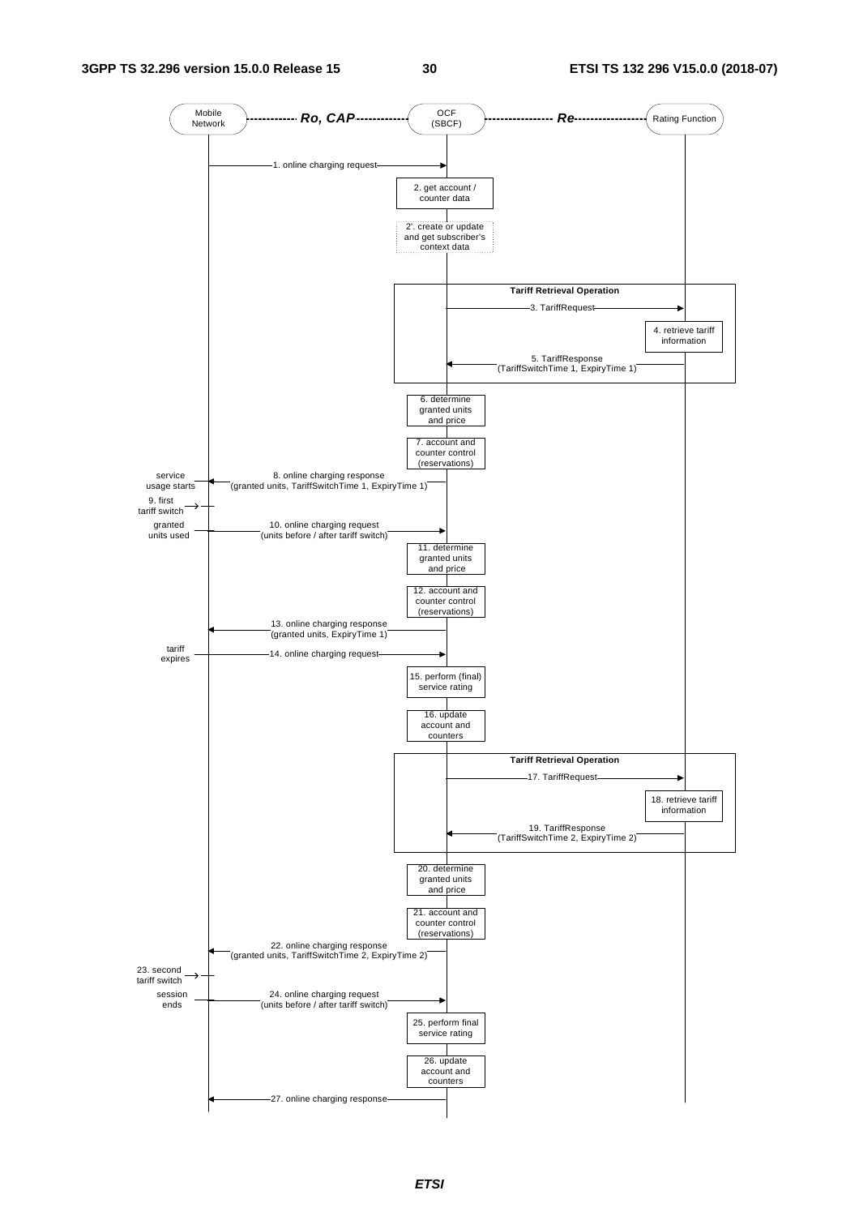Mobile Network ------------ **Ro, CAP** ------------ OCF (SBCF) ---------------- **Re** ---------------- Rating Function

1. online charging request

2. get account / counter data

2'. create or update and get subscriber's context data

**Tariff Retrieval Operation**

3. TariffRequest

4. retrieve tariff information

5. TariffResponse (TariffSwitchTime 1, ExpiryTime 1)

6. determine granted units and price

7. account and counter control (reservations)

service usage starts

8. online charging response (granted units, TariffSwitchTime 1, ExpiryTime 1)

9. first tariff switch

granted units used

10. online charging request (units before / after tariff switch)

11. determine granted units and price

12. account and counter control (reservations)

13. online charging response (granted units, ExpiryTime 1)

tariff expires

14. online charging request

15. perform (final) service rating

16. update account and counters

**Tariff Retrieval Operation**

17. TariffRequest

18. retrieve tariff information

19. TariffResponse (TariffSwitchTime 2, ExpiryTime 2)

20. determine granted units and price

21. account and counter control (reservations)

22. online charging response (granted units, TariffSwitchTime 2, ExpiryTime 2)

23. second tariff switch

session ends

24. online charging request (units before / after tariff switch)

25. perform final service rating

26. update account and counters

27. online charging response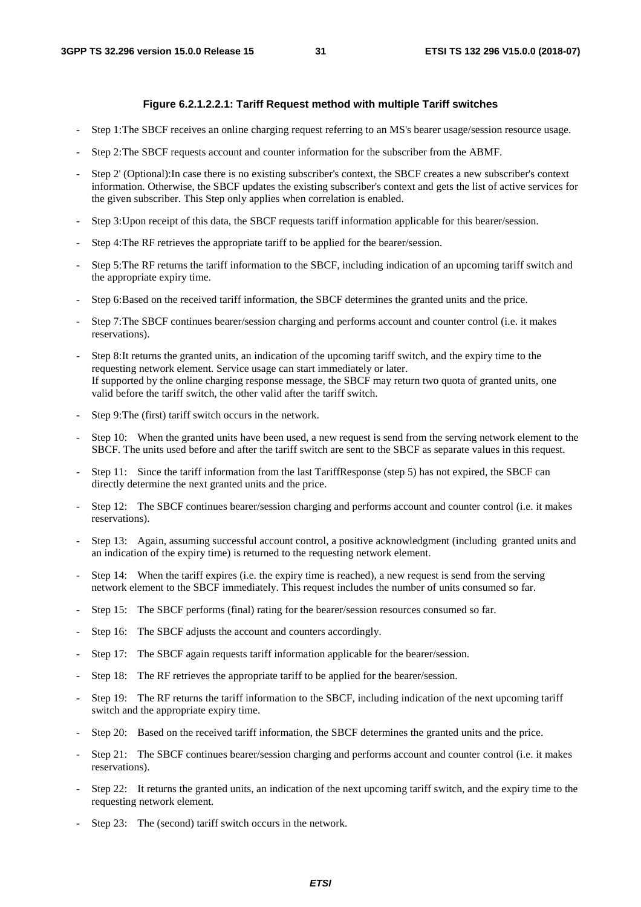**Figure 6.2.1.2.2.1: Tariff Request method with multiple Tariff switches**

- Step 1:The SBCF receives an online charging request referring to an MS's bearer usage/session resource usage.
- Step 2:The SBCF requests account and counter information for the subscriber from the ABMF.
- Step 2' (Optional):In case there is no existing subscriber's context, the SBCF creates a new subscriber's context information. Otherwise, the SBCF updates the existing subscriber's context and gets the list of active services for the given subscriber. This Step only applies when correlation is enabled.
- Step 3:Upon receipt of this data, the SBCF requests tariff information applicable for this bearer/session.
- Step 4:The RF retrieves the appropriate tariff to be applied for the bearer/session.
- Step 5:The RF returns the tariff information to the SBCF, including indication of an upcoming tariff switch and the appropriate expiry time.
- Step 6:Based on the received tariff information, the SBCF determines the granted units and the price.
- Step 7:The SBCF continues bearer/session charging and performs account and counter control (i.e. it makes reservations).
- Step 8:It returns the granted units, an indication of the upcoming tariff switch, and the expiry time to the requesting network element. Service usage can start immediately or later.
  If supported by the online charging response message, the SBCF may return two quota of granted units, one valid before the tariff switch, the other valid after the tariff switch.
- Step 9:The (first) tariff switch occurs in the network.
- Step 10: When the granted units have been used, a new request is send from the serving network element to the SBCF. The units used before and after the tariff switch are sent to the SBCF as separate values in this request.
- Step 11: Since the tariff information from the last TariffResponse (step 5) has not expired, the SBCF can directly determine the next granted units and the price.
- Step 12: The SBCF continues bearer/session charging and performs account and counter control (i.e. it makes reservations).
- Step 13: Again, assuming successful account control, a positive acknowledgment (including granted units and an indication of the expiry time) is returned to the requesting network element.
- Step 14: When the tariff expires (i.e. the expiry time is reached), a new request is send from the serving network element to the SBCF immediately. This request includes the number of units consumed so far.
- Step 15: The SBCF performs (final) rating for the bearer/session resources consumed so far.
- Step 16: The SBCF adjusts the account and counters accordingly.
- Step 17: The SBCF again requests tariff information applicable for the bearer/session.
- Step 18: The RF retrieves the appropriate tariff to be applied for the bearer/session.
- Step 19: The RF returns the tariff information to the SBCF, including indication of the next upcoming tariff switch and the appropriate expiry time.
- Step 20: Based on the received tariff information, the SBCF determines the granted units and the price.
- Step 21: The SBCF continues bearer/session charging and performs account and counter control (i.e. it makes reservations).
- Step 22: It returns the granted units, an indication of the next upcoming tariff switch, and the expiry time to the requesting network element.
- Step 23: The (second) tariff switch occurs in the network.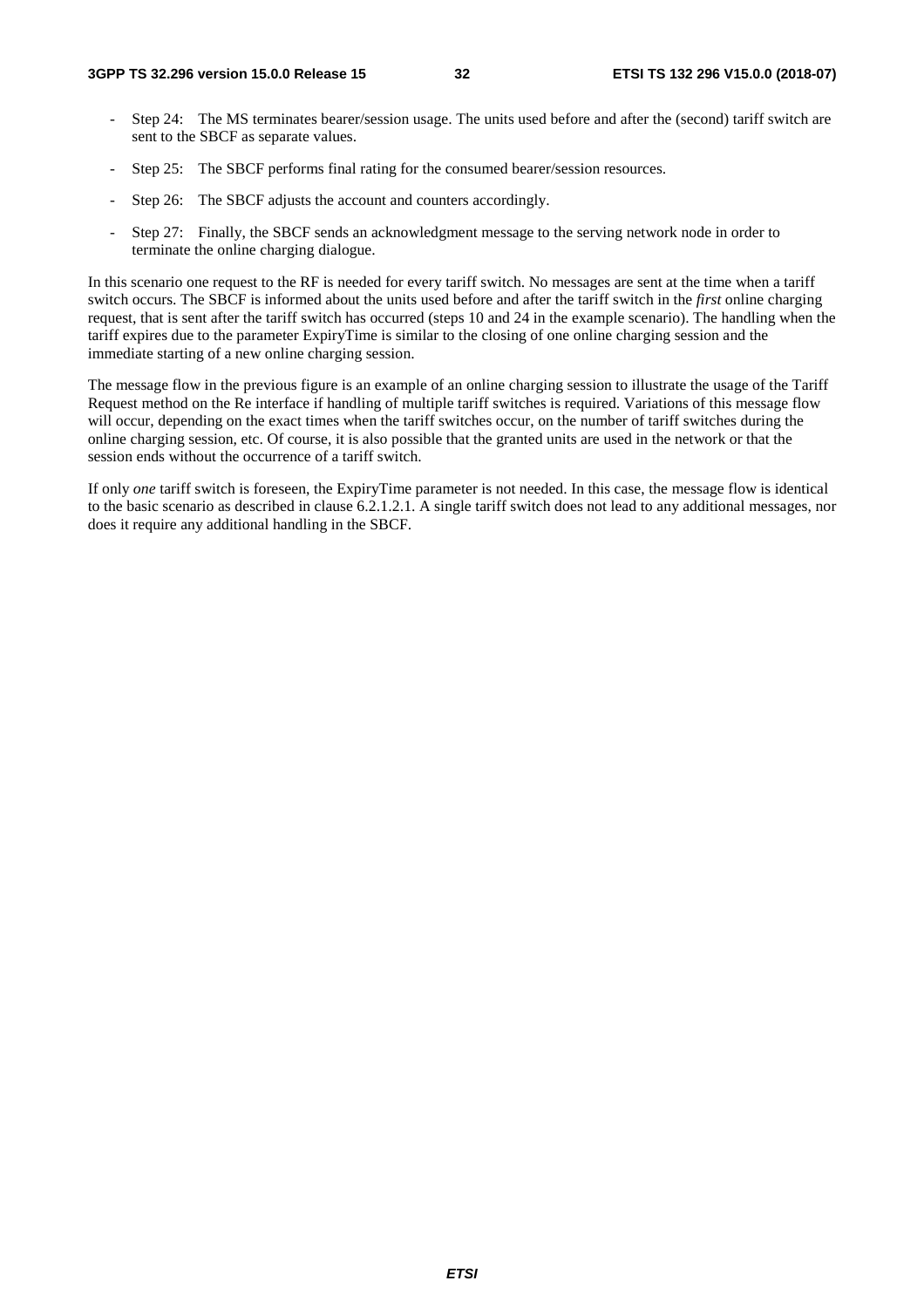- Step 24: The MS terminates bearer/session usage. The units used before and after the (second) tariff switch are sent to the SBCF as separate values.
- Step 25: The SBCF performs final rating for the consumed bearer/session resources.
- Step 26: The SBCF adjusts the account and counters accordingly.
- Step 27: Finally, the SBCF sends an acknowledgment message to the serving network node in order to terminate the online charging dialogue.

In this scenario one request to the RF is needed for every tariff switch. No messages are sent at the time when a tariff switch occurs. The SBCF is informed about the units used before and after the tariff switch in the *first* online charging request, that is sent after the tariff switch has occurred (steps 10 and 24 in the example scenario). The handling when the tariff expires due to the parameter ExpiryTime is similar to the closing of one online charging session and the immediate starting of a new online charging session.

The message flow in the previous figure is an example of an online charging session to illustrate the usage of the Tariff Request method on the Re interface if handling of multiple tariff switches is required. Variations of this message flow will occur, depending on the exact times when the tariff switches occur, on the number of tariff switches during the online charging session, etc. Of course, it is also possible that the granted units are used in the network or that the session ends without the occurrence of a tariff switch.

If only *one* tariff switch is foreseen, the ExpiryTime parameter is not needed. In this case, the message flow is identical to the basic scenario as described in clause 6.2.1.2.1. A single tariff switch does not lead to any additional messages, nor does it require any additional handling in the SBCF.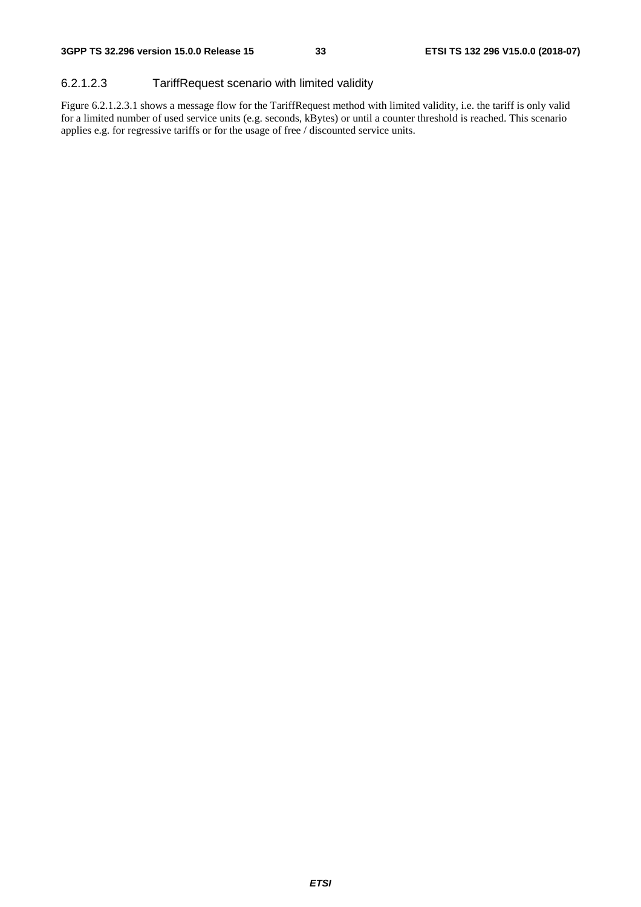#### 6.2.1.2.3 TariffRequest scenario with limited validity

Figure 6.2.1.2.3.1 shows a message flow for the TariffRequest method with limited validity, i.e. the tariff is only valid for a limited number of used service units (e.g. seconds, kBytes) or until a counter threshold is reached. This scenario applies e.g. for regressive tariffs or for the usage of free / discounted service units.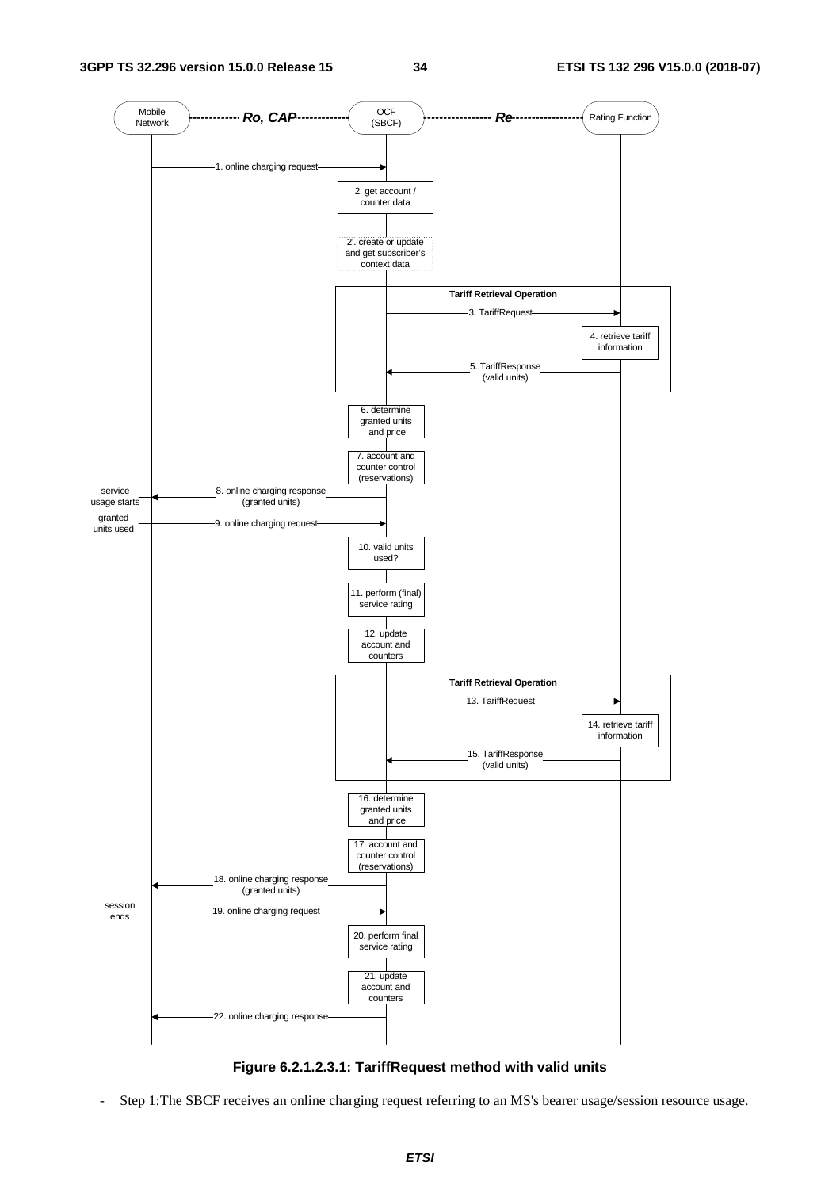**Figure 6.2.1.2.3.1: TariffRequest method with valid units**

- Step 1:The SBCF receives an online charging request referring to an MS's bearer usage/session resource usage.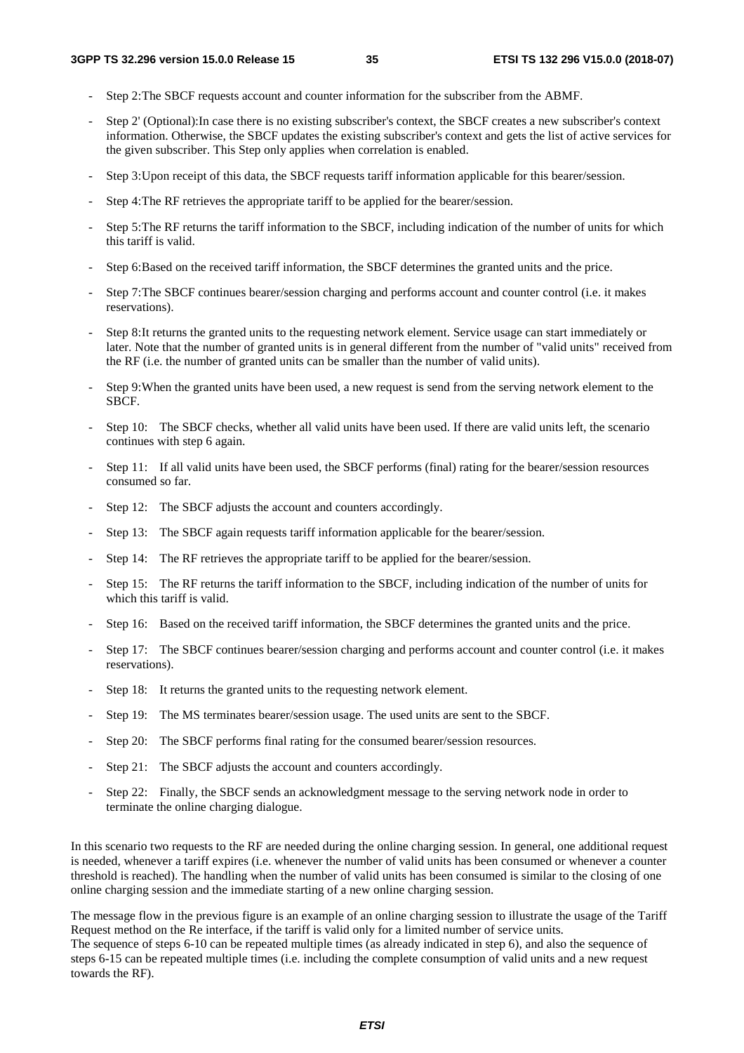- Step 2:The SBCF requests account and counter information for the subscriber from the ABMF.
- Step 2' (Optional):In case there is no existing subscriber's context, the SBCF creates a new subscriber's context information. Otherwise, the SBCF updates the existing subscriber's context and gets the list of active services for the given subscriber. This Step only applies when correlation is enabled.
- Step 3:Upon receipt of this data, the SBCF requests tariff information applicable for this bearer/session.
- Step 4:The RF retrieves the appropriate tariff to be applied for the bearer/session.
- Step 5:The RF returns the tariff information to the SBCF, including indication of the number of units for which this tariff is valid.
- Step 6:Based on the received tariff information, the SBCF determines the granted units and the price.
- Step 7:The SBCF continues bearer/session charging and performs account and counter control (i.e. it makes reservations).
- Step 8:It returns the granted units to the requesting network element. Service usage can start immediately or later. Note that the number of granted units is in general different from the number of "valid units" received from the RF (i.e. the number of granted units can be smaller than the number of valid units).
- Step 9:When the granted units have been used, a new request is send from the serving network element to the SBCF.
- Step 10: The SBCF checks, whether all valid units have been used. If there are valid units left, the scenario continues with step 6 again.
- Step 11: If all valid units have been used, the SBCF performs (final) rating for the bearer/session resources consumed so far.
- Step 12: The SBCF adjusts the account and counters accordingly.
- Step 13: The SBCF again requests tariff information applicable for the bearer/session.
- Step 14: The RF retrieves the appropriate tariff to be applied for the bearer/session.
- Step 15: The RF returns the tariff information to the SBCF, including indication of the number of units for which this tariff is valid.
- Step 16: Based on the received tariff information, the SBCF determines the granted units and the price.
- Step 17: The SBCF continues bearer/session charging and performs account and counter control (i.e. it makes reservations).
- Step 18: It returns the granted units to the requesting network element.
- Step 19: The MS terminates bearer/session usage. The used units are sent to the SBCF.
- Step 20: The SBCF performs final rating for the consumed bearer/session resources.
- Step 21: The SBCF adjusts the account and counters accordingly.
- Step 22: Finally, the SBCF sends an acknowledgment message to the serving network node in order to terminate the online charging dialogue.

In this scenario two requests to the RF are needed during the online charging session. In general, one additional request is needed, whenever a tariff expires (i.e. whenever the number of valid units has been consumed or whenever a counter threshold is reached). The handling when the number of valid units has been consumed is similar to the closing of one online charging session and the immediate starting of a new online charging session.

The message flow in the previous figure is an example of an online charging session to illustrate the usage of the Tariff Request method on the Re interface, if the tariff is valid only for a limited number of service units.
The sequence of steps 6-10 can be repeated multiple times (as already indicated in step 6), and also the sequence of steps 6-15 can be repeated multiple times (i.e. including the complete consumption of valid units and a new request towards the RF).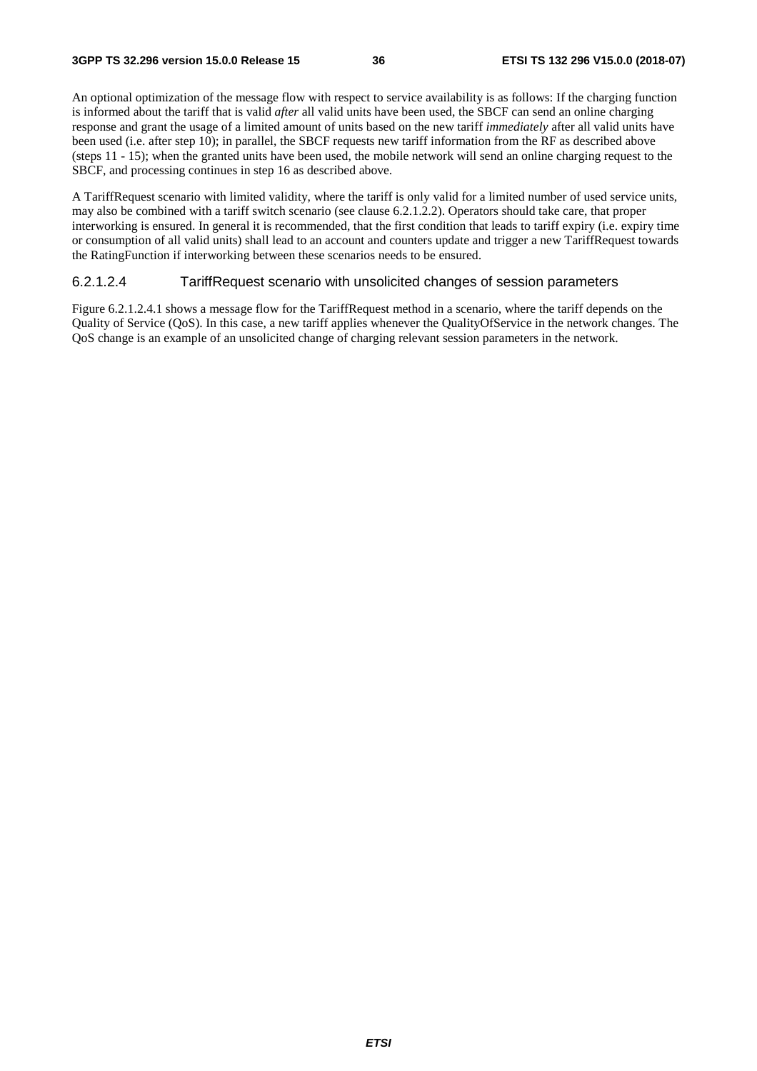An optional optimization of the message flow with respect to service availability is as follows: If the charging function is informed about the tariff that is valid *after* all valid units have been used, the SBCF can send an online charging response and grant the usage of a limited amount of units based on the new tariff *immediately* after all valid units have been used (i.e. after step 10); in parallel, the SBCF requests new tariff information from the RF as described above (steps 11 - 15); when the granted units have been used, the mobile network will send an online charging request to the SBCF, and processing continues in step 16 as described above.

A TariffRequest scenario with limited validity, where the tariff is only valid for a limited number of used service units, may also be combined with a tariff switch scenario (see clause 6.2.1.2.2). Operators should take care, that proper interworking is ensured. In general it is recommended, that the first condition that leads to tariff expiry (i.e. expiry time or consumption of all valid units) shall lead to an account and counters update and trigger a new TariffRequest towards the RatingFunction if interworking between these scenarios needs to be ensured.

#### 6.2.1.2.4 TariffRequest scenario with unsolicited changes of session parameters

Figure 6.2.1.2.4.1 shows a message flow for the TariffRequest method in a scenario, where the tariff depends on the Quality of Service (QoS). In this case, a new tariff applies whenever the QualityOfService in the network changes. The QoS change is an example of an unsolicited change of charging relevant session parameters in the network.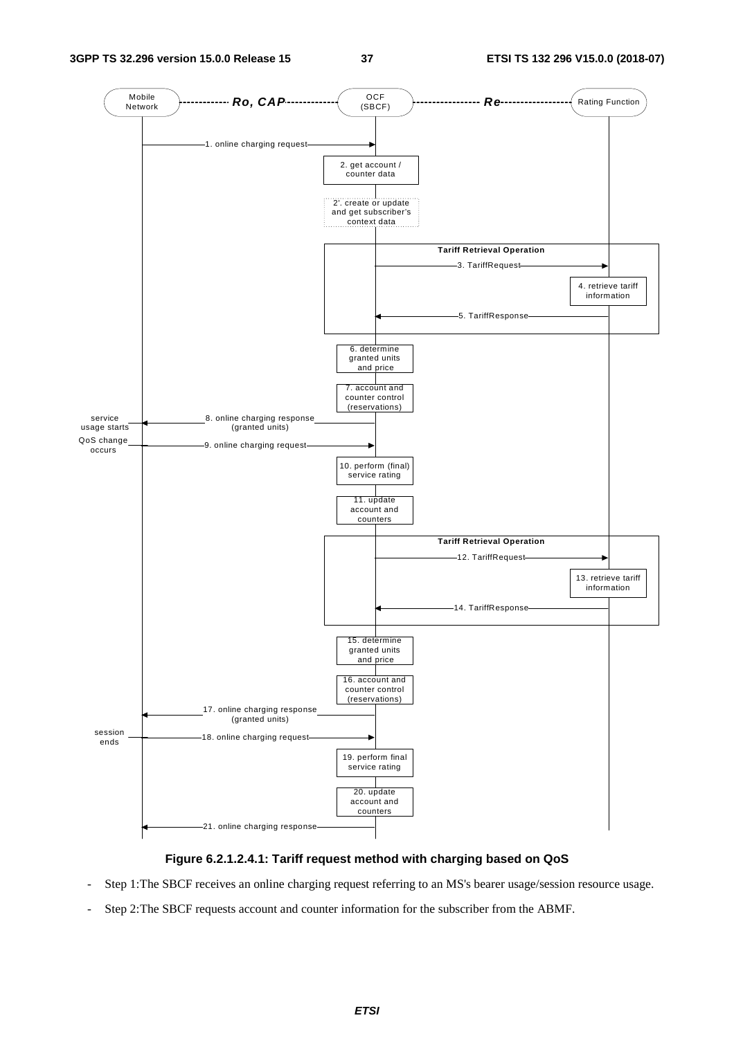Figure 6.2.1.2.4.1: Tariff request method with charging based on QoS

- Step 1:The SBCF receives an online charging request referring to an MS's bearer usage/session resource usage.
- Step 2:The SBCF requests account and counter information for the subscriber from the ABMF.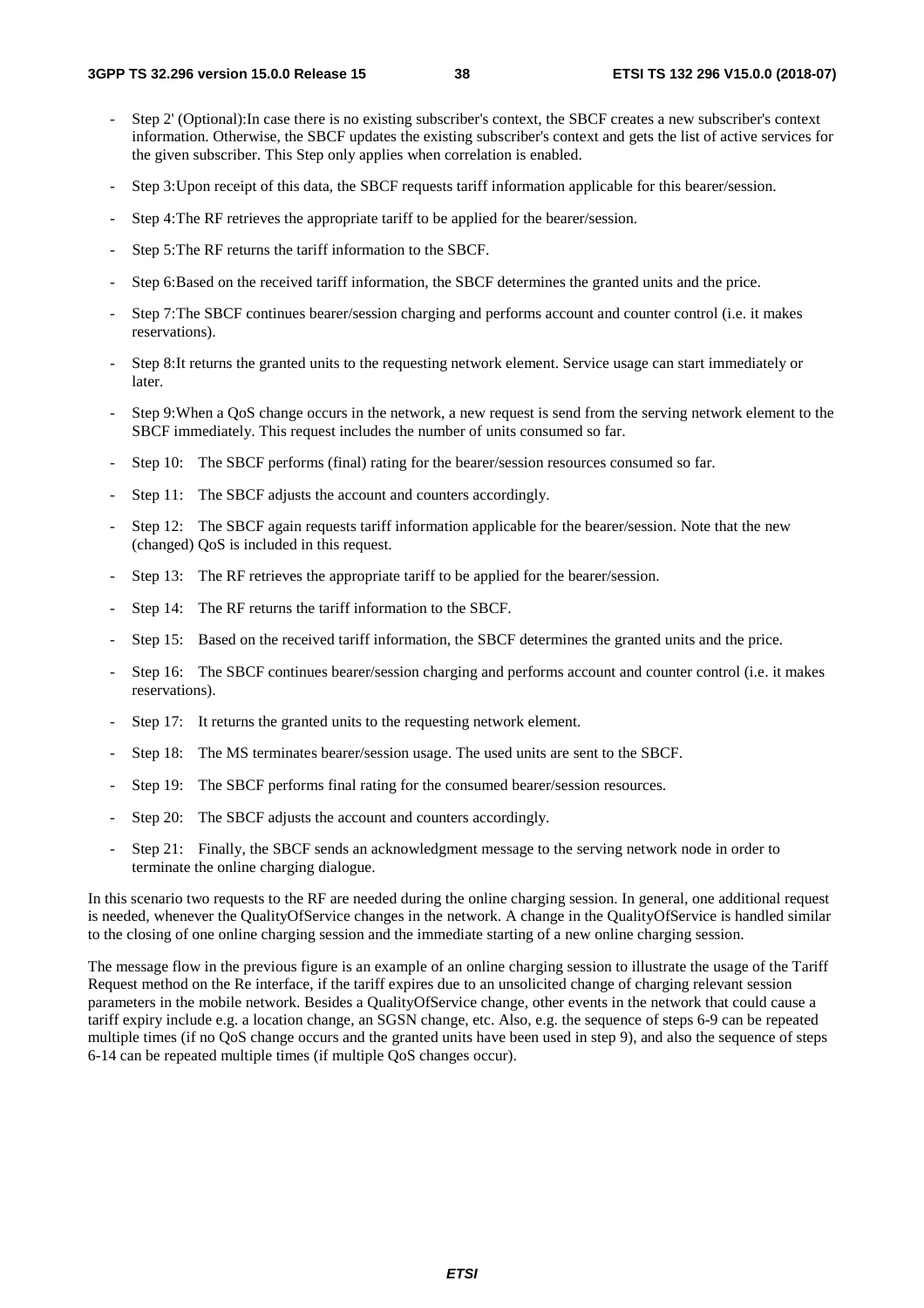- Step 2' (Optional):In case there is no existing subscriber's context, the SBCF creates a new subscriber's context information. Otherwise, the SBCF updates the existing subscriber's context and gets the list of active services for the given subscriber. This Step only applies when correlation is enabled.
- Step 3:Upon receipt of this data, the SBCF requests tariff information applicable for this bearer/session.
- Step 4:The RF retrieves the appropriate tariff to be applied for the bearer/session.
- Step 5:The RF returns the tariff information to the SBCF.
- Step 6:Based on the received tariff information, the SBCF determines the granted units and the price.
- Step 7:The SBCF continues bearer/session charging and performs account and counter control (i.e. it makes reservations).
- Step 8:It returns the granted units to the requesting network element. Service usage can start immediately or later.
- Step 9:When a QoS change occurs in the network, a new request is send from the serving network element to the SBCF immediately. This request includes the number of units consumed so far.
- Step 10: The SBCF performs (final) rating for the bearer/session resources consumed so far.
- Step 11: The SBCF adjusts the account and counters accordingly.
- Step 12: The SBCF again requests tariff information applicable for the bearer/session. Note that the new (changed) QoS is included in this request.
- Step 13: The RF retrieves the appropriate tariff to be applied for the bearer/session.
- Step 14: The RF returns the tariff information to the SBCF.
- Step 15: Based on the received tariff information, the SBCF determines the granted units and the price.
- Step 16: The SBCF continues bearer/session charging and performs account and counter control (i.e. it makes reservations).
- Step 17: It returns the granted units to the requesting network element.
- Step 18: The MS terminates bearer/session usage. The used units are sent to the SBCF.
- Step 19: The SBCF performs final rating for the consumed bearer/session resources.
- Step 20: The SBCF adjusts the account and counters accordingly.
- Step 21: Finally, the SBCF sends an acknowledgment message to the serving network node in order to terminate the online charging dialogue.

In this scenario two requests to the RF are needed during the online charging session. In general, one additional request is needed, whenever the QualityOfService changes in the network. A change in the QualityOfService is handled similar to the closing of one online charging session and the immediate starting of a new online charging session.

The message flow in the previous figure is an example of an online charging session to illustrate the usage of the Tariff Request method on the Re interface, if the tariff expires due to an unsolicited change of charging relevant session parameters in the mobile network. Besides a QualityOfService change, other events in the network that could cause a tariff expiry include e.g. a location change, an SGSN change, etc. Also, e.g. the sequence of steps 6-9 can be repeated multiple times (if no QoS change occurs and the granted units have been used in step 9), and also the sequence of steps 6-14 can be repeated multiple times (if multiple QoS changes occur).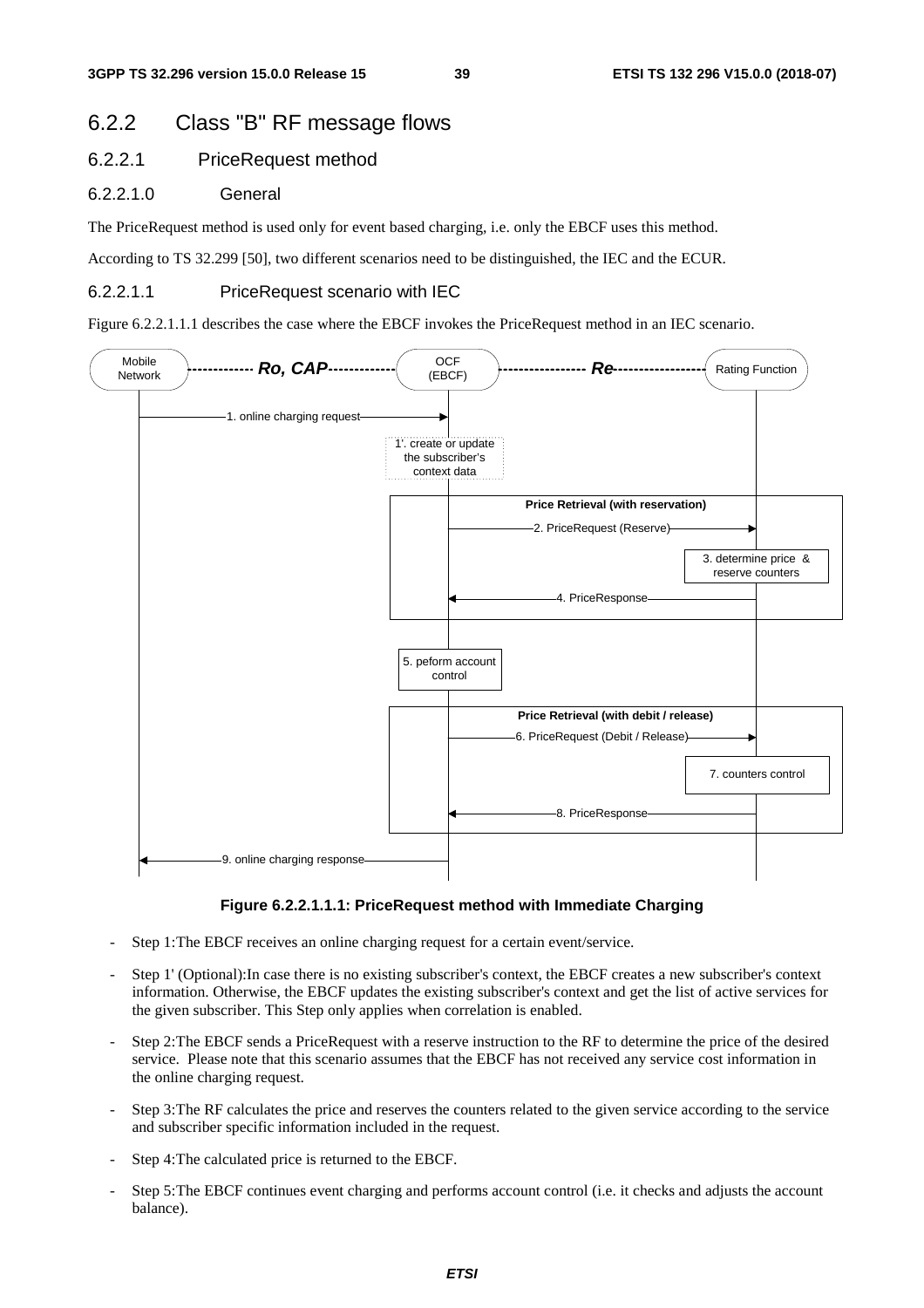### 6.2.2 Class "B" RF message flows

#### 6.2.2.1 PriceRequest method

##### 6.2.2.1.0 General

The PriceRequest method is used only for event based charging, i.e. only the EBCF uses this method.

According to TS 32.299 [50], two different scenarios need to be distinguished, the IEC and the ECUR.

##### 6.2.2.1.1 PriceRequest scenario with IEC

Figure 6.2.2.1.1.1 describes the case where the EBCF invokes the PriceRequest method in an IEC scenario.

**Figure 6.2.2.1.1.1: PriceRequest method with Immediate Charging**

- Step 1:The EBCF receives an online charging request for a certain event/service.
- Step 1' (Optional):In case there is no existing subscriber's context, the EBCF creates a new subscriber's context information. Otherwise, the EBCF updates the existing subscriber's context and get the list of active services for the given subscriber. This Step only applies when correlation is enabled.
- Step 2:The EBCF sends a PriceRequest with a reserve instruction to the RF to determine the price of the desired service. Please note that this scenario assumes that the EBCF has not received any service cost information in the online charging request.
- Step 3:The RF calculates the price and reserves the counters related to the given service according to the service and subscriber specific information included in the request.
- Step 4:The calculated price is returned to the EBCF.
- Step 5:The EBCF continues event charging and performs account control (i.e. it checks and adjusts the account balance).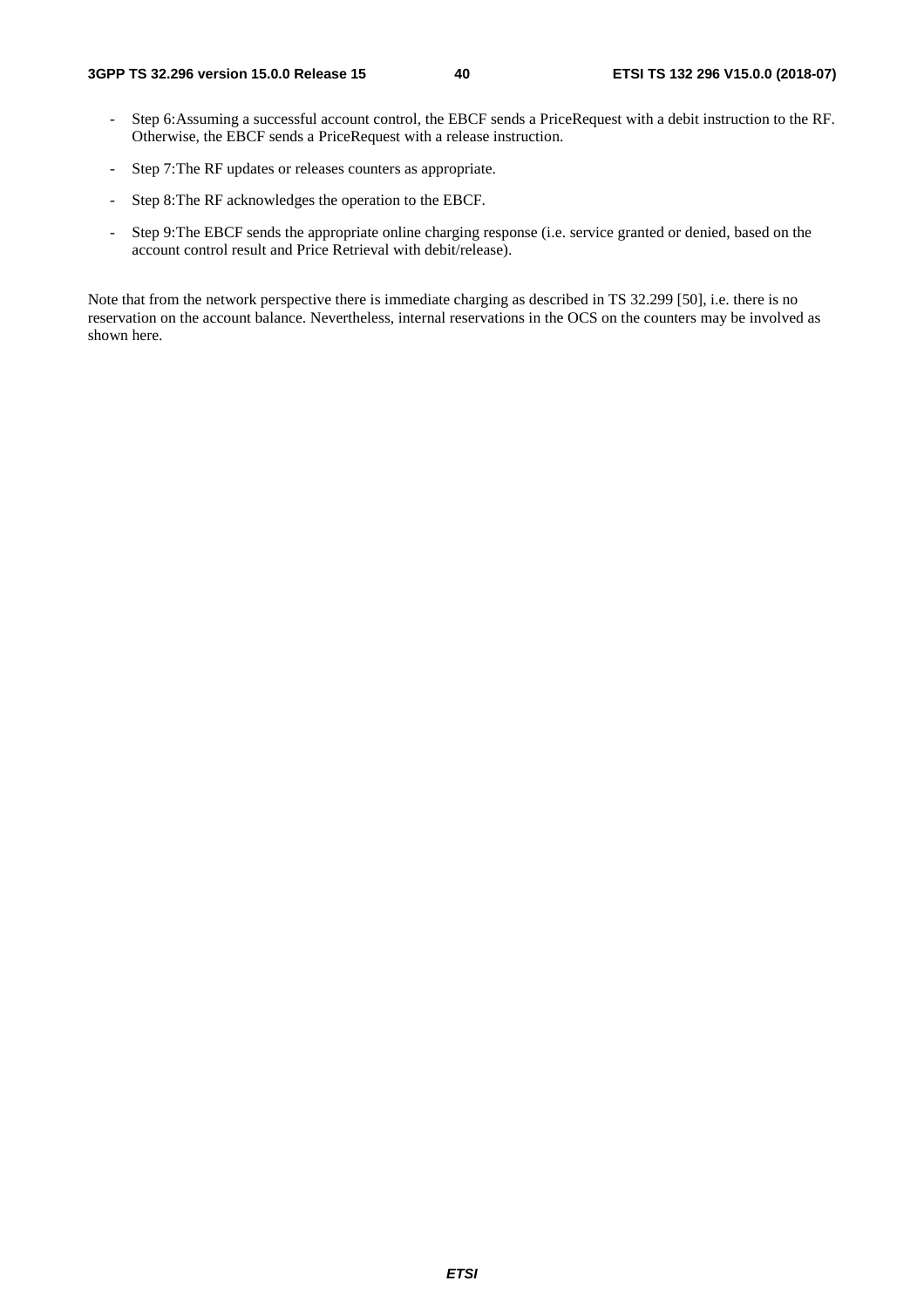- Step 6:Assuming a successful account control, the EBCF sends a PriceRequest with a debit instruction to the RF. Otherwise, the EBCF sends a PriceRequest with a release instruction.
- Step 7:The RF updates or releases counters as appropriate.
- Step 8:The RF acknowledges the operation to the EBCF.
- Step 9:The EBCF sends the appropriate online charging response (i.e. service granted or denied, based on the account control result and Price Retrieval with debit/release).

Note that from the network perspective there is immediate charging as described in TS 32.299 [50], i.e. there is no reservation on the account balance. Nevertheless, internal reservations in the OCS on the counters may be involved as shown here.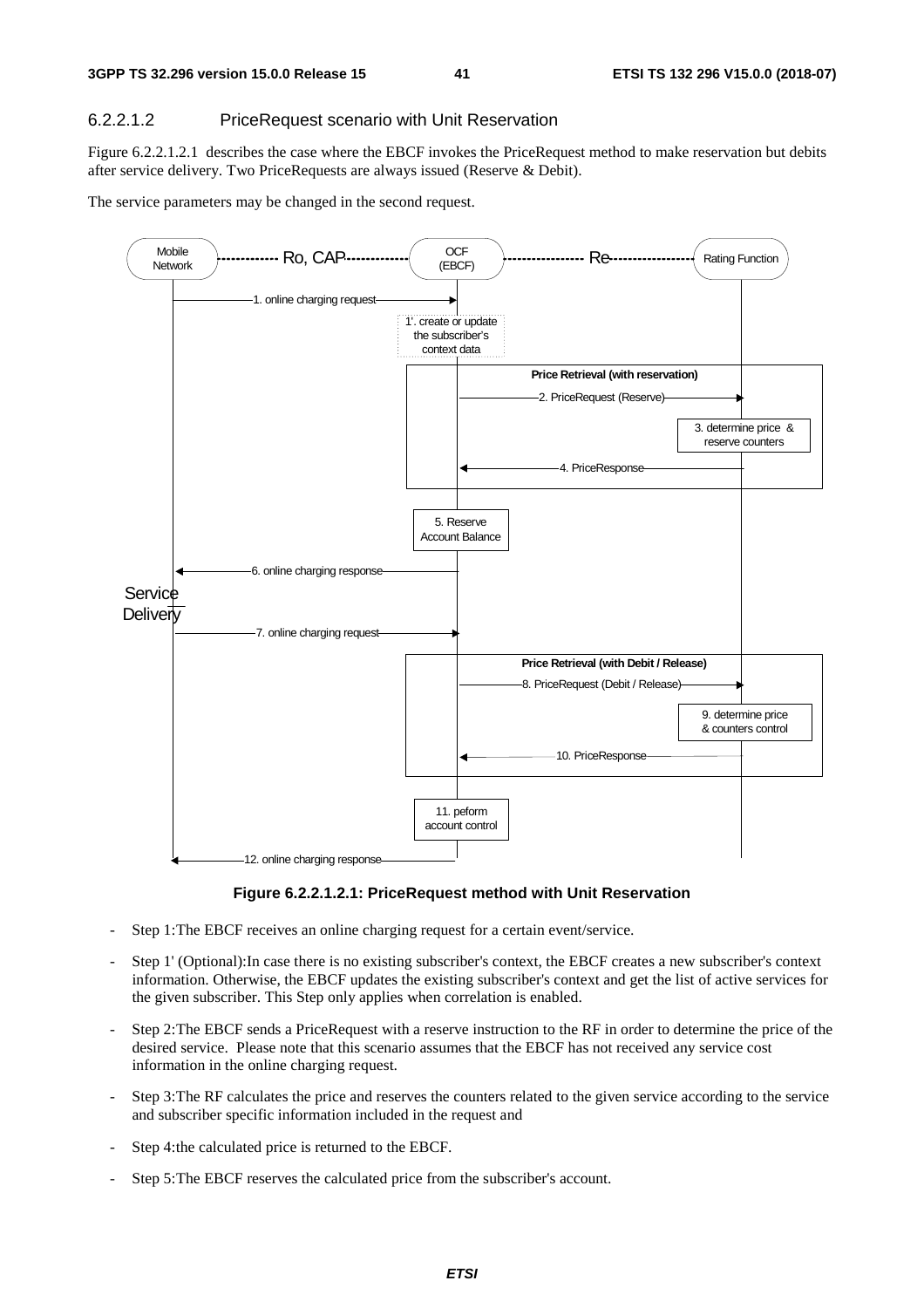#### 6.2.2.1.2 PriceRequest scenario with Unit Reservation

Figure 6.2.2.1.2.1 describes the case where the EBCF invokes the PriceRequest method to make reservation but debits after service delivery. Two PriceRequests are always issued (Reserve & Debit).

The service parameters may be changed in the second request.

**Figure 6.2.2.1.2.1: PriceRequest method with Unit Reservation**

- Step 1:The EBCF receives an online charging request for a certain event/service.
- Step 1' (Optional):In case there is no existing subscriber's context, the EBCF creates a new subscriber's context information. Otherwise, the EBCF updates the existing subscriber's context and get the list of active services for the given subscriber. This Step only applies when correlation is enabled.
- Step 2:The EBCF sends a PriceRequest with a reserve instruction to the RF in order to determine the price of the desired service. Please note that this scenario assumes that the EBCF has not received any service cost information in the online charging request.
- Step 3:The RF calculates the price and reserves the counters related to the given service according to the service and subscriber specific information included in the request and
- Step 4:the calculated price is returned to the EBCF.
- Step 5:The EBCF reserves the calculated price from the subscriber's account.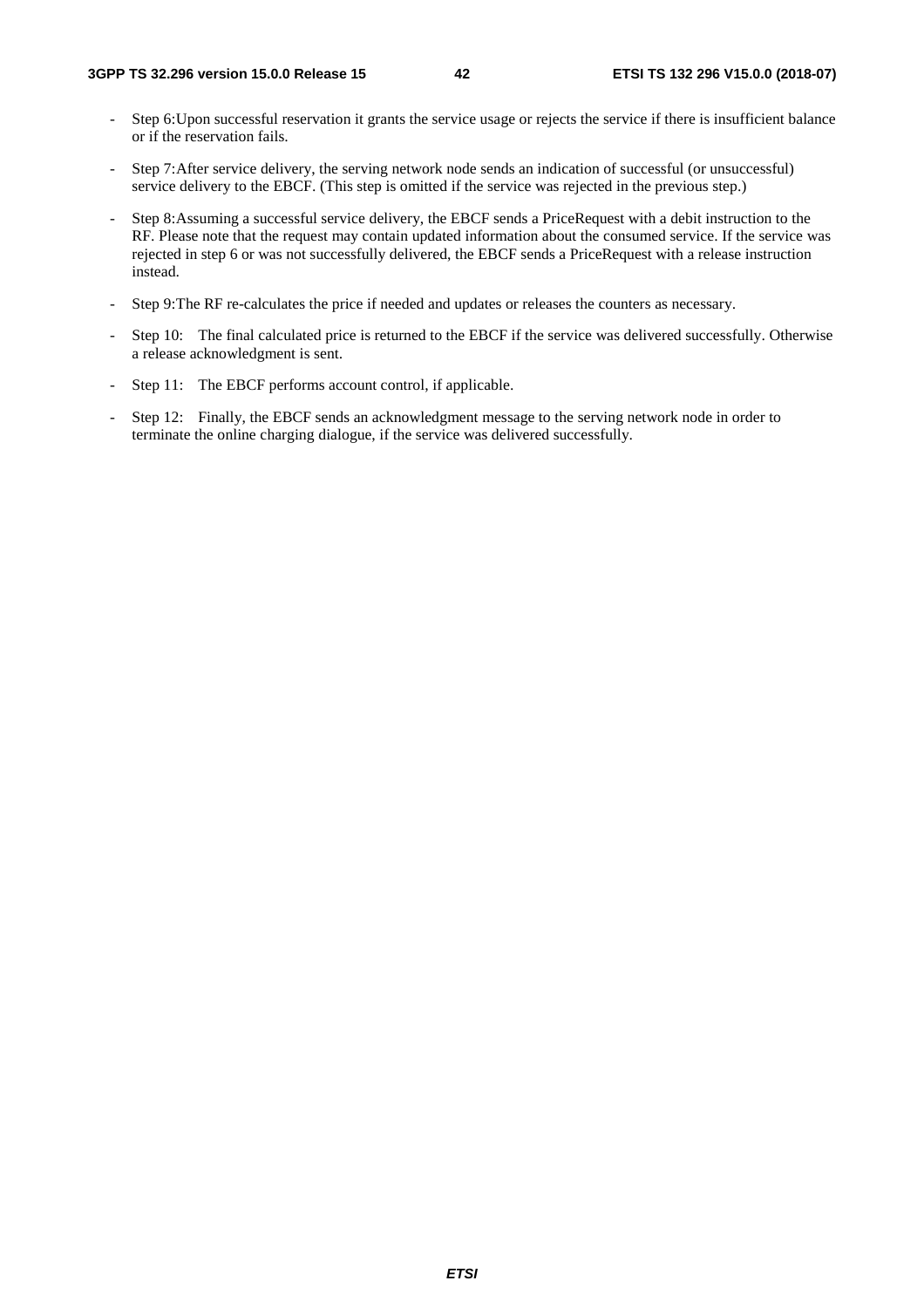- Step 6:Upon successful reservation it grants the service usage or rejects the service if there is insufficient balance or if the reservation fails.
- Step 7:After service delivery, the serving network node sends an indication of successful (or unsuccessful) service delivery to the EBCF. (This step is omitted if the service was rejected in the previous step.)
- Step 8:Assuming a successful service delivery, the EBCF sends a PriceRequest with a debit instruction to the RF. Please note that the request may contain updated information about the consumed service. If the service was rejected in step 6 or was not successfully delivered, the EBCF sends a PriceRequest with a release instruction instead.
- Step 9:The RF re-calculates the price if needed and updates or releases the counters as necessary.
- Step 10: The final calculated price is returned to the EBCF if the service was delivered successfully. Otherwise a release acknowledgment is sent.
- Step 11: The EBCF performs account control, if applicable.
- Step 12: Finally, the EBCF sends an acknowledgment message to the serving network node in order to terminate the online charging dialogue, if the service was delivered successfully.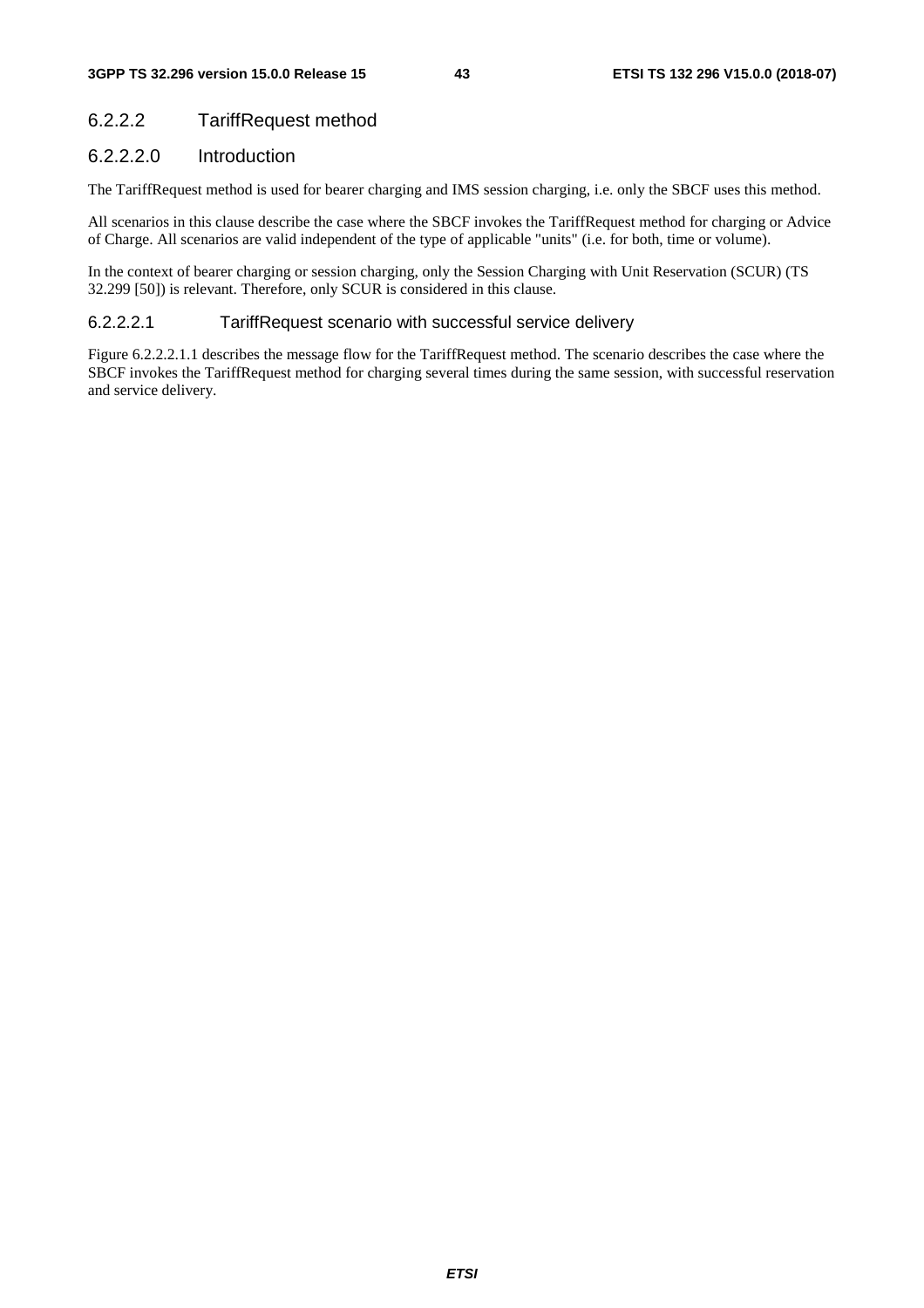### 6.2.2.2 TariffRequest method

#### 6.2.2.2.0 Introduction

The TariffRequest method is used for bearer charging and IMS session charging, i.e. only the SBCF uses this method.

All scenarios in this clause describe the case where the SBCF invokes the TariffRequest method for charging or Advice of Charge. All scenarios are valid independent of the type of applicable "units" (i.e. for both, time or volume).

In the context of bearer charging or session charging, only the Session Charging with Unit Reservation (SCUR) (TS 32.299 [50]) is relevant. Therefore, only SCUR is considered in this clause.

#### 6.2.2.2.1 TariffRequest scenario with successful service delivery

Figure 6.2.2.2.1.1 describes the message flow for the TariffRequest method. The scenario describes the case where the SBCF invokes the TariffRequest method for charging several times during the same session, with successful reservation and service delivery.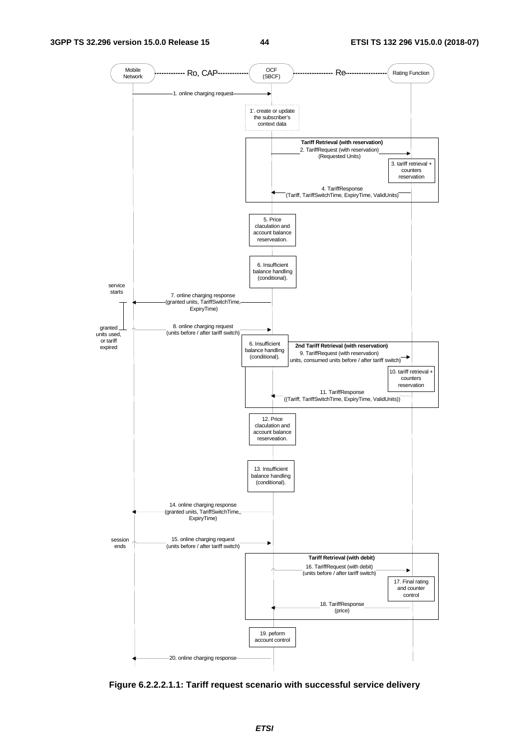Mobile Network ------------ Ro, CAP ------------ OCF (SBCF) ------------ Re ------------ Rating Function

1. online charging request

1'. create or update the subscriber's context data

**Tariff Retrieval (with reservation)**

2. TariffRequest (with reservation) (Requested Units)

3. tariff retrieval + counters reservation

4. TariffResponse (Tariff, TariffSwitchTime, ExpiryTime, ValidUnits)

5. Price claculation and account balance reserveation.

6. Insufficient balance handling (conditional).

service starts

7. online charging response (granted units, TariffSwitchTime, ExpiryTime)

granted units used, or tariff expired

8. online charging request (units before / after tariff switch)

6. Insufficient balance handling (conditional).

**2nd Tariff Retrieval (with reservation)**

9. TariffRequest (with reservation) units, consumed units before / after tariff switch)

10. tariff retrieval + counters reservation

11. TariffResponse ((Tariff, TariffSwitchTime, ExpiryTime, ValidUnits))

12. Price claculation and account balance reserveation.

13. Insufficient balance handling (conditional).

14. online charging response (granted units, TariffSwitchTime,, ExpiryTime)

session ends

15. online charging request (units before / after tariff switch)

**Tariff Retrieval (with debit)**

16. TariffRequest (with debit) (units before / after tariff switch)

17. Final rating and counter control

18. TariffResponse (price)

19. peform account control

20. online charging response

**Figure 6.2.2.2.1.1: Tariff request scenario with successful service delivery**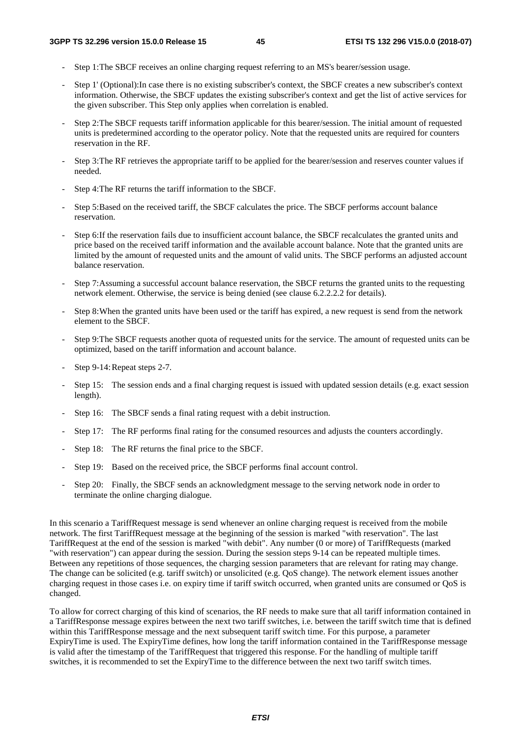- Step 1:The SBCF receives an online charging request referring to an MS's bearer/session usage.
- Step 1' (Optional):In case there is no existing subscriber's context, the SBCF creates a new subscriber's context information. Otherwise, the SBCF updates the existing subscriber's context and get the list of active services for the given subscriber. This Step only applies when correlation is enabled.
- Step 2:The SBCF requests tariff information applicable for this bearer/session. The initial amount of requested units is predetermined according to the operator policy. Note that the requested units are required for counters reservation in the RF.
- Step 3:The RF retrieves the appropriate tariff to be applied for the bearer/session and reserves counter values if needed.
- Step 4:The RF returns the tariff information to the SBCF.
- Step 5:Based on the received tariff, the SBCF calculates the price. The SBCF performs account balance reservation.
- Step 6:If the reservation fails due to insufficient account balance, the SBCF recalculates the granted units and price based on the received tariff information and the available account balance. Note that the granted units are limited by the amount of requested units and the amount of valid units. The SBCF performs an adjusted account balance reservation.
- Step 7:Assuming a successful account balance reservation, the SBCF returns the granted units to the requesting network element. Otherwise, the service is being denied (see clause 6.2.2.2.2 for details).
- Step 8:When the granted units have been used or the tariff has expired, a new request is send from the network element to the SBCF.
- Step 9:The SBCF requests another quota of requested units for the service. The amount of requested units can be optimized, based on the tariff information and account balance.
- Step 9-14: Repeat steps 2-7.
- Step 15: The session ends and a final charging request is issued with updated session details (e.g. exact session length).
- Step 16: The SBCF sends a final rating request with a debit instruction.
- Step 17: The RF performs final rating for the consumed resources and adjusts the counters accordingly.
- Step 18: The RF returns the final price to the SBCF.
- Step 19: Based on the received price, the SBCF performs final account control.
- Step 20: Finally, the SBCF sends an acknowledgment message to the serving network node in order to terminate the online charging dialogue.

In this scenario a TariffRequest message is send whenever an online charging request is received from the mobile network. The first TariffRequest message at the beginning of the session is marked "with reservation". The last TariffRequest at the end of the session is marked "with debit". Any number (0 or more) of TariffRequests (marked "with reservation") can appear during the session. During the session steps 9-14 can be repeated multiple times. Between any repetitions of those sequences, the charging session parameters that are relevant for rating may change. The change can be solicited (e.g. tariff switch) or unsolicited (e.g. QoS change). The network element issues another charging request in those cases i.e. on expiry time if tariff switch occurred, when granted units are consumed or QoS is changed.

To allow for correct charging of this kind of scenarios, the RF needs to make sure that all tariff information contained in a TariffResponse message expires between the next two tariff switches, i.e. between the tariff switch time that is defined within this TariffResponse message and the next subsequent tariff switch time. For this purpose, a parameter ExpiryTime is used. The ExpiryTime defines, how long the tariff information contained in the TariffResponse message is valid after the timestamp of the TariffRequest that triggered this response. For the handling of multiple tariff switches, it is recommended to set the ExpiryTime to the difference between the next two tariff switch times.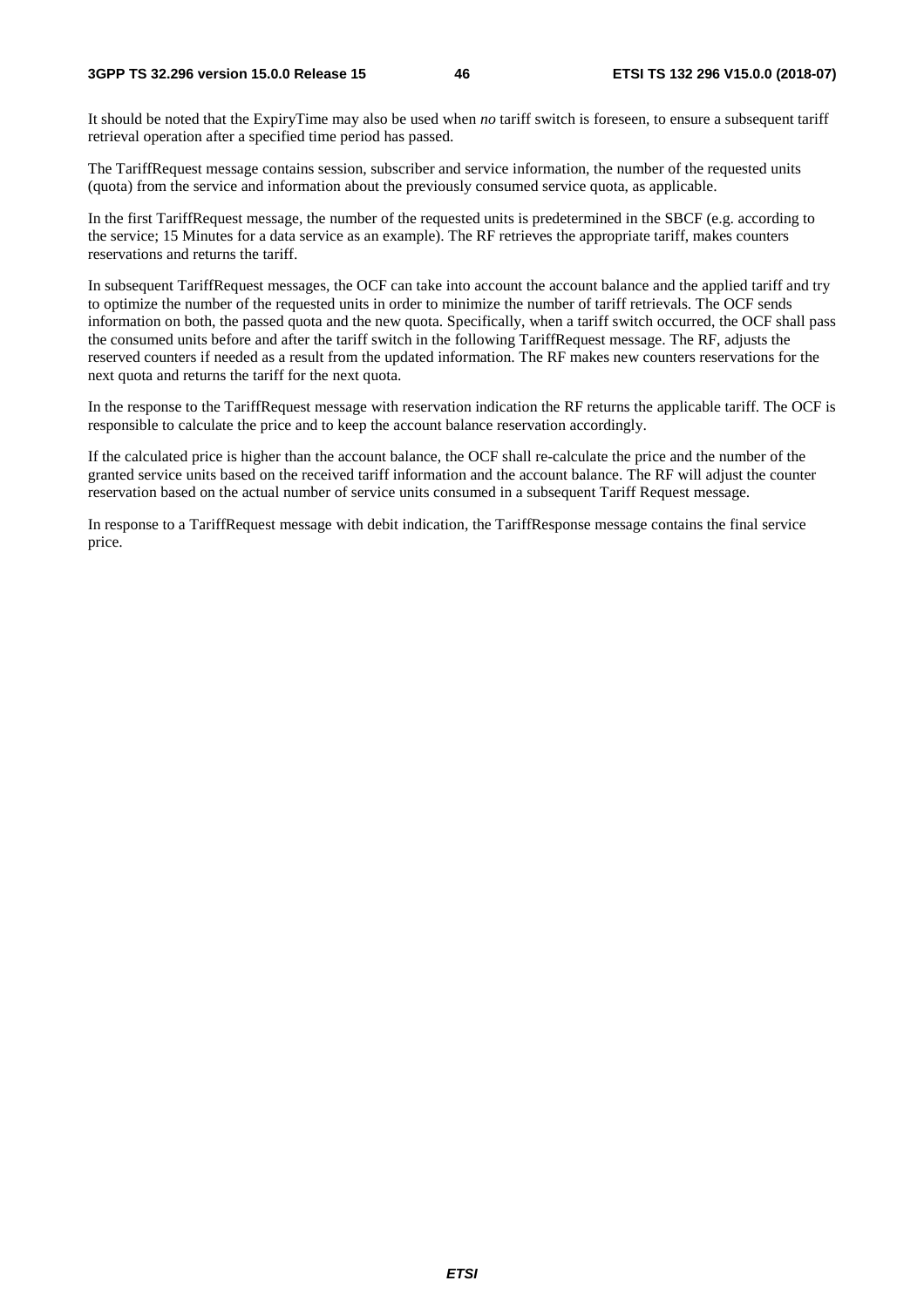It should be noted that the ExpiryTime may also be used when *no* tariff switch is foreseen, to ensure a subsequent tariff retrieval operation after a specified time period has passed.

The TariffRequest message contains session, subscriber and service information, the number of the requested units (quota) from the service and information about the previously consumed service quota, as applicable.

In the first TariffRequest message, the number of the requested units is predetermined in the SBCF (e.g. according to the service; 15 Minutes for a data service as an example). The RF retrieves the appropriate tariff, makes counters reservations and returns the tariff.

In subsequent TariffRequest messages, the OCF can take into account the account balance and the applied tariff and try to optimize the number of the requested units in order to minimize the number of tariff retrievals. The OCF sends information on both, the passed quota and the new quota. Specifically, when a tariff switch occurred, the OCF shall pass the consumed units before and after the tariff switch in the following TariffRequest message. The RF, adjusts the reserved counters if needed as a result from the updated information. The RF makes new counters reservations for the next quota and returns the tariff for the next quota.

In the response to the TariffRequest message with reservation indication the RF returns the applicable tariff. The OCF is responsible to calculate the price and to keep the account balance reservation accordingly.

If the calculated price is higher than the account balance, the OCF shall re-calculate the price and the number of the granted service units based on the received tariff information and the account balance. The RF will adjust the counter reservation based on the actual number of service units consumed in a subsequent Tariff Request message.

In response to a TariffRequest message with debit indication, the TariffResponse message contains the final service price.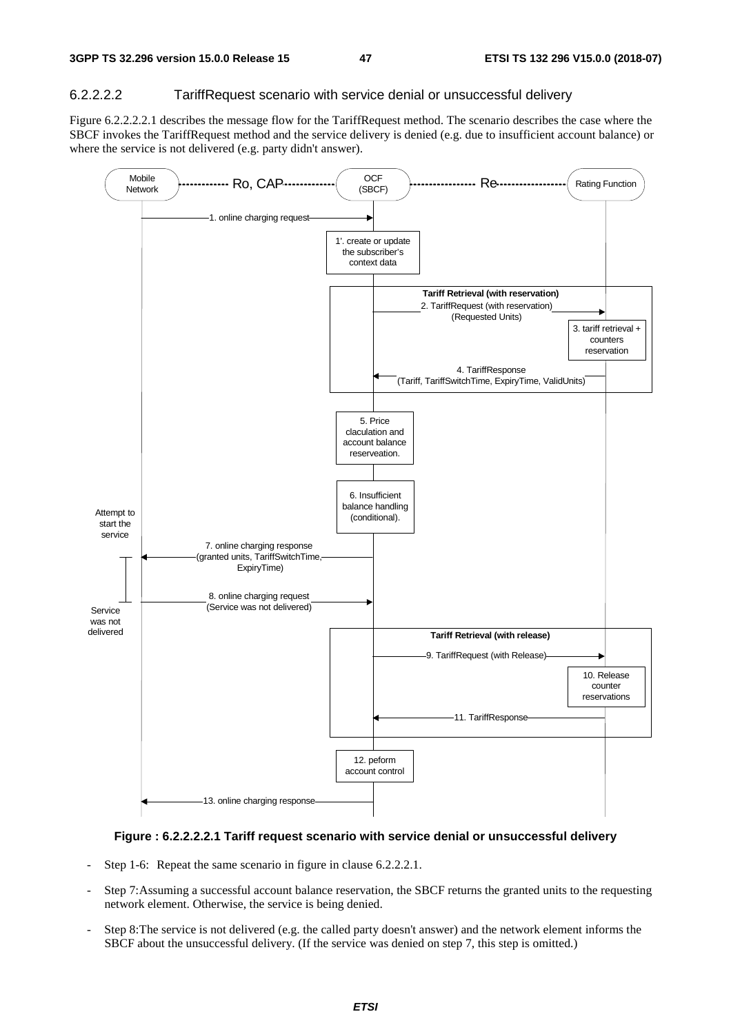#### 6.2.2.2.2 TariffRequest scenario with service denial or unsuccessful delivery

Figure 6.2.2.2.2.1 describes the message flow for the TariffRequest method. The scenario describes the case where the SBCF invokes the TariffRequest method and the service delivery is denied (e.g. due to insufficient account balance) or where the service is not delivered (e.g. party didn't answer).

**Figure : 6.2.2.2.2.1 Tariff request scenario with service denial or unsuccessful delivery**

- Step 1-6: Repeat the same scenario in figure in clause 6.2.2.2.1.
- Step 7: Assuming a successful account balance reservation, the SBCF returns the granted units to the requesting network element. Otherwise, the service is being denied.
- Step 8: The service is not delivered (e.g. the called party doesn't answer) and the network element informs the SBCF about the unsuccessful delivery. (If the service was denied on step 7, this step is omitted.)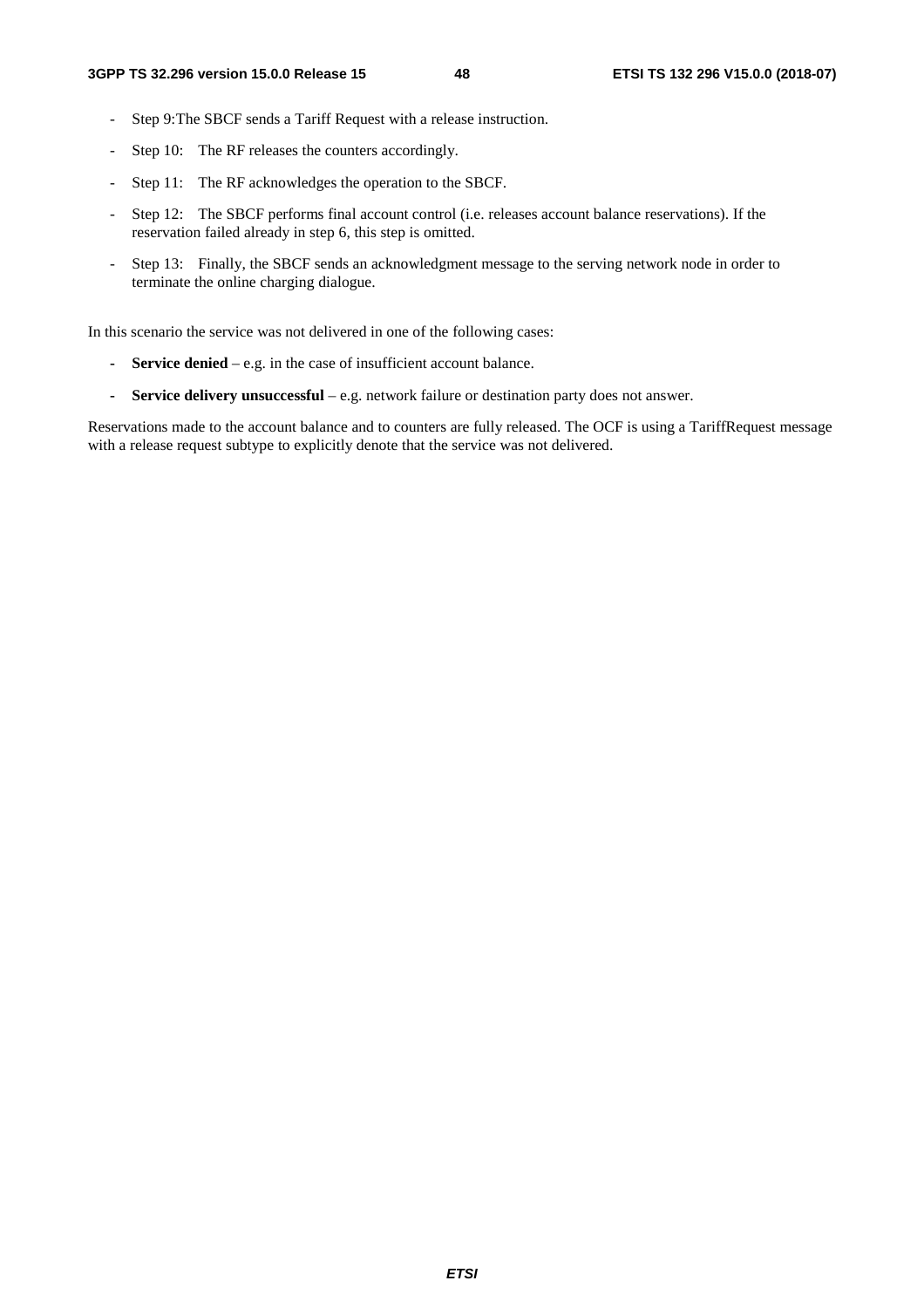- Step 9:The SBCF sends a Tariff Request with a release instruction.
- Step 10: The RF releases the counters accordingly.
- Step 11: The RF acknowledges the operation to the SBCF.
- Step 12: The SBCF performs final account control (i.e. releases account balance reservations). If the reservation failed already in step 6, this step is omitted.
- Step 13: Finally, the SBCF sends an acknowledgment message to the serving network node in order to terminate the online charging dialogue.

In this scenario the service was not delivered in one of the following cases:

- **Service denied** – e.g. in the case of insufficient account balance.
- **Service delivery unsuccessful** – e.g. network failure or destination party does not answer.

Reservations made to the account balance and to counters are fully released. The OCF is using a TariffRequest message with a release request subtype to explicitly denote that the service was not delivered.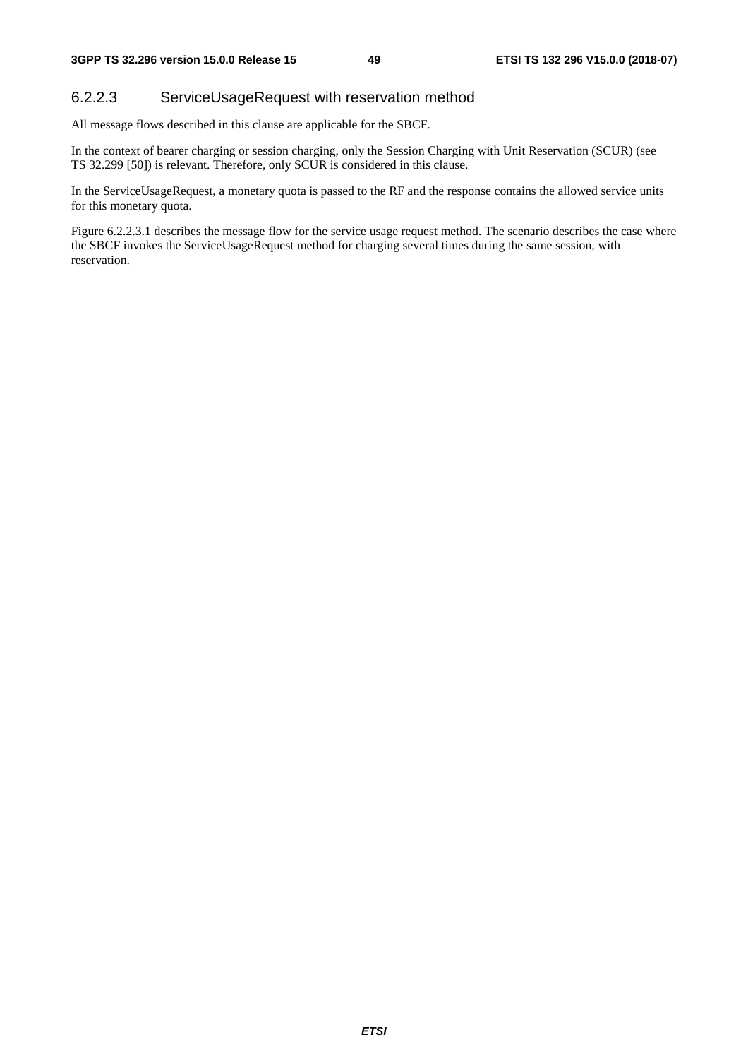#### 6.2.2.3 ServiceUsageRequest with reservation method

All message flows described in this clause are applicable for the SBCF.

In the context of bearer charging or session charging, only the Session Charging with Unit Reservation (SCUR) (see TS 32.299 [50]) is relevant. Therefore, only SCUR is considered in this clause.

In the ServiceUsageRequest, a monetary quota is passed to the RF and the response contains the allowed service units for this monetary quota.

Figure 6.2.2.3.1 describes the message flow for the service usage request method. The scenario describes the case where the SBCF invokes the ServiceUsageRequest method for charging several times during the same session, with reservation.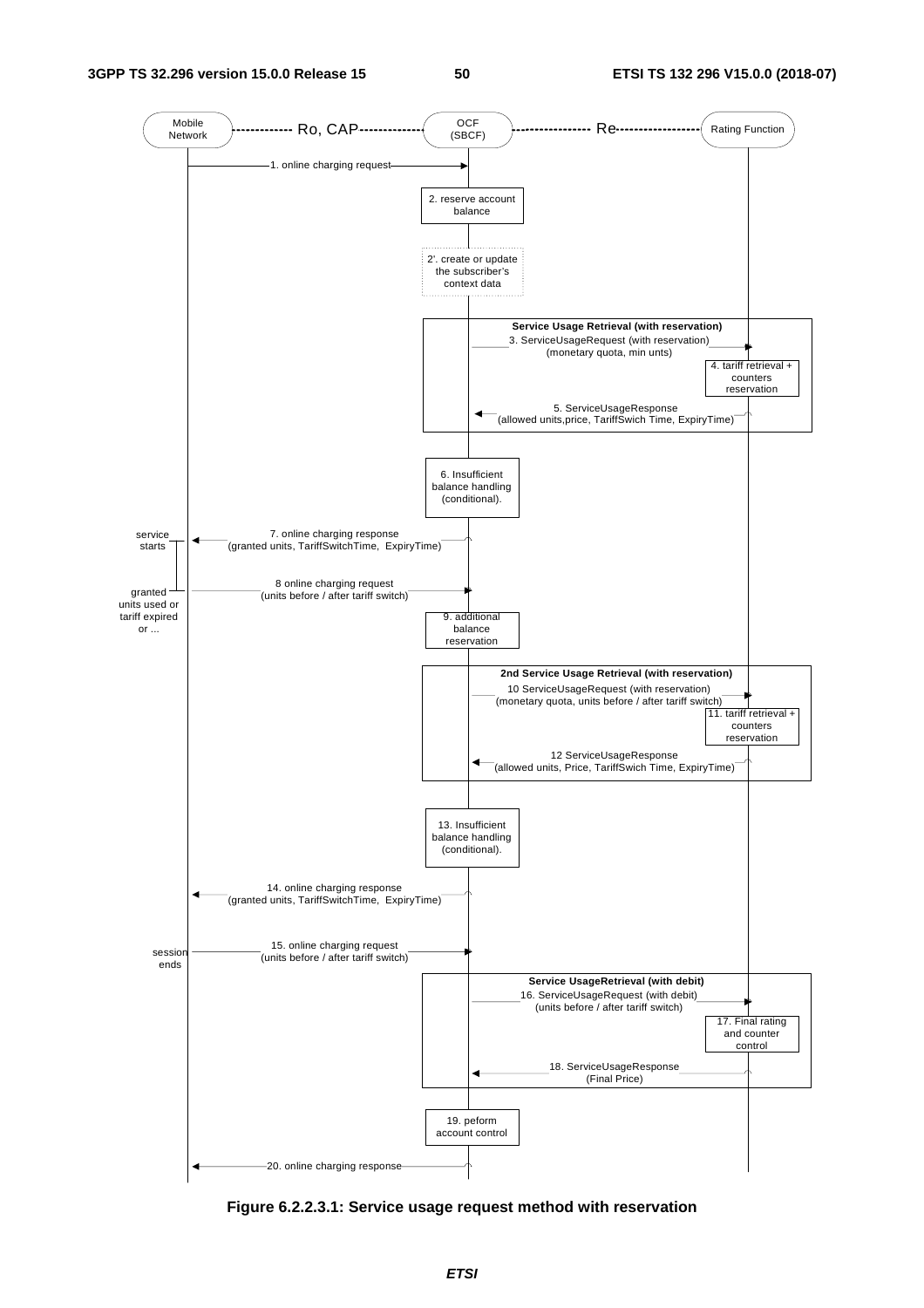Mobile Network ------------ Ro, CAP ------------ OCF (SBCF) ------------ Re ------------ Rating Function

1. online charging request

2. reserve account balance

2'. create or update the subscriber's context data

**Service Usage Retrieval (with reservation)**

3. ServiceUsageRequest (with reservation) (monetary quota, min unts)

4. tariff retrieval + counters reservation

5. ServiceUsageResponse (allowed units,price, TariffSwich Time, ExpiryTime)

6. Insufficient balance handling (conditional).

service starts

7. online charging response (granted units, TariffSwitchTime, ExpiryTime)

granted units used or tariff expired or ...

8 online charging request (units before / after tariff switch)

9. additional balance reservation

**2nd Service Usage Retrieval (with reservation)**

10 ServiceUsageRequest (with reservation) (monetary quota, units before / after tariff switch)

11. tariff retrieval + counters reservation

12 ServiceUsageResponse (allowed units, Price, TariffSwich Time, ExpiryTime)

13. Insufficient balance handling (conditional).

14. online charging response (granted units, TariffSwitchTime, ExpiryTime)

session ends

15. online charging request (units before / after tariff switch)

**Service UsageRetrieval (with debit)**

16. ServiceUsageRequest (with debit) (units before / after tariff switch)

17. Final rating and counter control

18. ServiceUsageResponse (Final Price)

19. peform account control

20. online charging response

**Figure 6.2.2.3.1: Service usage request method with reservation**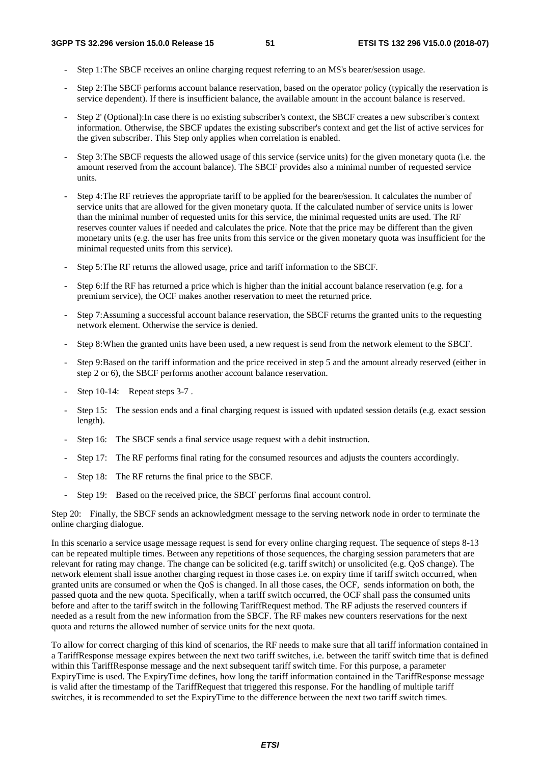- Step 1:The SBCF receives an online charging request referring to an MS's bearer/session usage.
- Step 2:The SBCF performs account balance reservation, based on the operator policy (typically the reservation is service dependent). If there is insufficient balance, the available amount in the account balance is reserved.
- Step 2' (Optional):In case there is no existing subscriber's context, the SBCF creates a new subscriber's context information. Otherwise, the SBCF updates the existing subscriber's context and get the list of active services for the given subscriber. This Step only applies when correlation is enabled.
- Step 3:The SBCF requests the allowed usage of this service (service units) for the given monetary quota (i.e. the amount reserved from the account balance). The SBCF provides also a minimal number of requested service units.
- Step 4:The RF retrieves the appropriate tariff to be applied for the bearer/session. It calculates the number of service units that are allowed for the given monetary quota. If the calculated number of service units is lower than the minimal number of requested units for this service, the minimal requested units are used. The RF reserves counter values if needed and calculates the price. Note that the price may be different than the given monetary units (e.g. the user has free units from this service or the given monetary quota was insufficient for the minimal requested units from this service).
- Step 5:The RF returns the allowed usage, price and tariff information to the SBCF.
- Step 6:If the RF has returned a price which is higher than the initial account balance reservation (e.g. for a premium service), the OCF makes another reservation to meet the returned price.
- Step 7:Assuming a successful account balance reservation, the SBCF returns the granted units to the requesting network element. Otherwise the service is denied.
- Step 8:When the granted units have been used, a new request is send from the network element to the SBCF.
- Step 9:Based on the tariff information and the price received in step 5 and the amount already reserved (either in step 2 or 6), the SBCF performs another account balance reservation.
- Step 10-14: Repeat steps 3-7 .
- Step 15: The session ends and a final charging request is issued with updated session details (e.g. exact session length).
- Step 16: The SBCF sends a final service usage request with a debit instruction.
- Step 17: The RF performs final rating for the consumed resources and adjusts the counters accordingly.
- Step 18: The RF returns the final price to the SBCF.
- Step 19: Based on the received price, the SBCF performs final account control.

Step 20: Finally, the SBCF sends an acknowledgment message to the serving network node in order to terminate the online charging dialogue.

In this scenario a service usage message request is send for every online charging request. The sequence of steps 8-13 can be repeated multiple times. Between any repetitions of those sequences, the charging session parameters that are relevant for rating may change. The change can be solicited (e.g. tariff switch) or unsolicited (e.g. QoS change). The network element shall issue another charging request in those cases i.e. on expiry time if tariff switch occurred, when granted units are consumed or when the QoS is changed. In all those cases, the OCF, sends information on both, the passed quota and the new quota. Specifically, when a tariff switch occurred, the OCF shall pass the consumed units before and after to the tariff switch in the following TariffRequest method. The RF adjusts the reserved counters if needed as a result from the new information from the SBCF. The RF makes new counters reservations for the next quota and returns the allowed number of service units for the next quota.

To allow for correct charging of this kind of scenarios, the RF needs to make sure that all tariff information contained in a TariffResponse message expires between the next two tariff switches, i.e. between the tariff switch time that is defined within this TariffResponse message and the next subsequent tariff switch time. For this purpose, a parameter ExpiryTime is used. The ExpiryTime defines, how long the tariff information contained in the TariffResponse message is valid after the timestamp of the TariffRequest that triggered this response. For the handling of multiple tariff switches, it is recommended to set the ExpiryTime to the difference between the next two tariff switch times.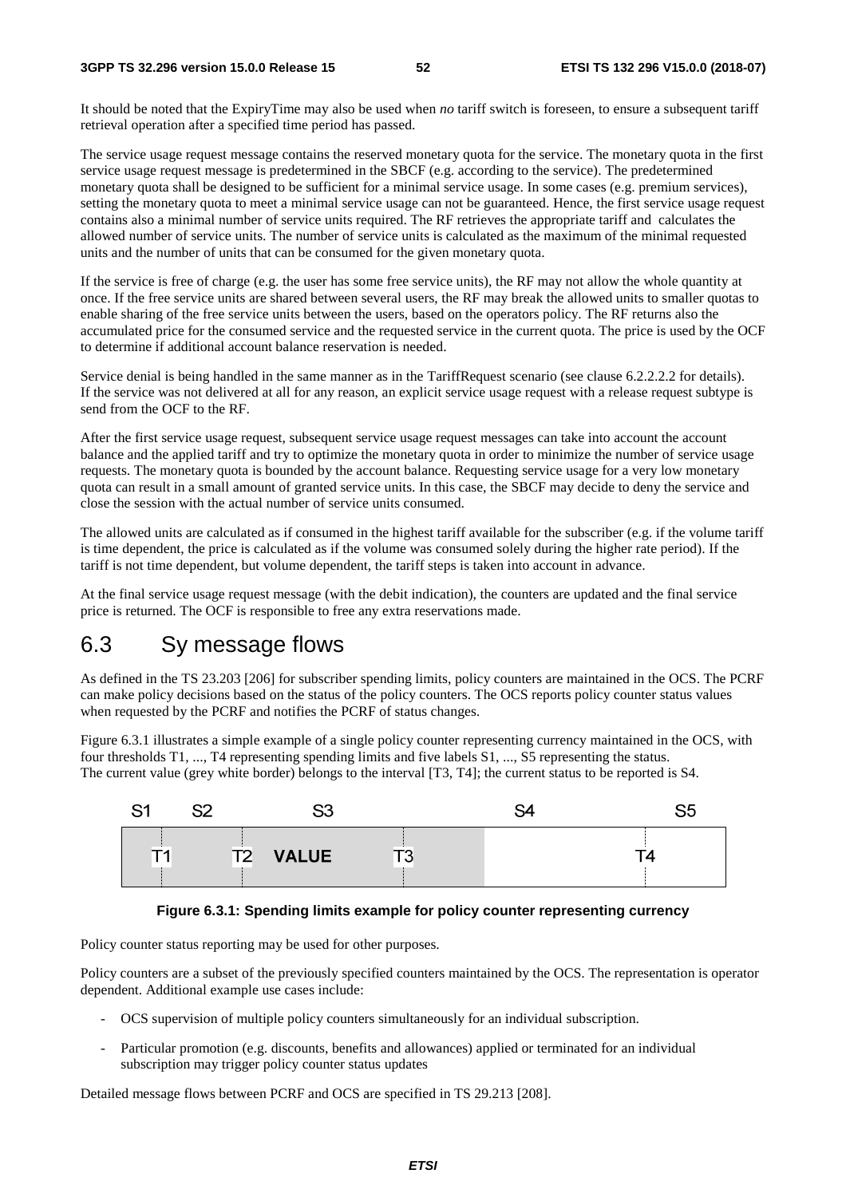It should be noted that the ExpiryTime may also be used when *no* tariff switch is foreseen, to ensure a subsequent tariff retrieval operation after a specified time period has passed.

The service usage request message contains the reserved monetary quota for the service. The monetary quota in the first service usage request message is predetermined in the SBCF (e.g. according to the service). The predetermined monetary quota shall be designed to be sufficient for a minimal service usage. In some cases (e.g. premium services), setting the monetary quota to meet a minimal service usage can not be guaranteed. Hence, the first service usage request contains also a minimal number of service units required. The RF retrieves the appropriate tariff and calculates the allowed number of service units. The number of service units is calculated as the maximum of the minimal requested units and the number of units that can be consumed for the given monetary quota.

If the service is free of charge (e.g. the user has some free service units), the RF may not allow the whole quantity at once. If the free service units are shared between several users, the RF may break the allowed units to smaller quotas to enable sharing of the free service units between the users, based on the operators policy. The RF returns also the accumulated price for the consumed service and the requested service in the current quota. The price is used by the OCF to determine if additional account balance reservation is needed.

Service denial is being handled in the same manner as in the TariffRequest scenario (see clause 6.2.2.2.2 for details). If the service was not delivered at all for any reason, an explicit service usage request with a release request subtype is send from the OCF to the RF.

After the first service usage request, subsequent service usage request messages can take into account the account balance and the applied tariff and try to optimize the monetary quota in order to minimize the number of service usage requests. The monetary quota is bounded by the account balance. Requesting service usage for a very low monetary quota can result in a small amount of granted service units. In this case, the SBCF may decide to deny the service and close the session with the actual number of service units consumed.

The allowed units are calculated as if consumed in the highest tariff available for the subscriber (e.g. if the volume tariff is time dependent, the price is calculated as if the volume was consumed solely during the higher rate period). If the tariff is not time dependent, but volume dependent, the tariff steps is taken into account in advance.

At the final service usage request message (with the debit indication), the counters are updated and the final service price is returned. The OCF is responsible to free any extra reservations made.

# 6.3 Sy message flows

As defined in the TS 23.203 [206] for subscriber spending limits, policy counters are maintained in the OCS. The PCRF can make policy decisions based on the status of the policy counters. The OCS reports policy counter status values when requested by the PCRF and notifies the PCRF of status changes.

Figure 6.3.1 illustrates a simple example of a single policy counter representing currency maintained in the OCS, with four thresholds T1, ..., T4 representing spending limits and five labels S1, ..., S5 representing the status. The current value (grey white border) belongs to the interval [T3, T4]; the current status to be reported is S4.

S1 S2 S3 S4 S5

T1 T2 **VALUE** T3 T4

**Figure 6.3.1: Spending limits example for policy counter representing currency**

Policy counter status reporting may be used for other purposes.

Policy counters are a subset of the previously specified counters maintained by the OCS. The representation is operator dependent. Additional example use cases include:

- OCS supervision of multiple policy counters simultaneously for an individual subscription.
- Particular promotion (e.g. discounts, benefits and allowances) applied or terminated for an individual subscription may trigger policy counter status updates

Detailed message flows between PCRF and OCS are specified in TS 29.213 [208].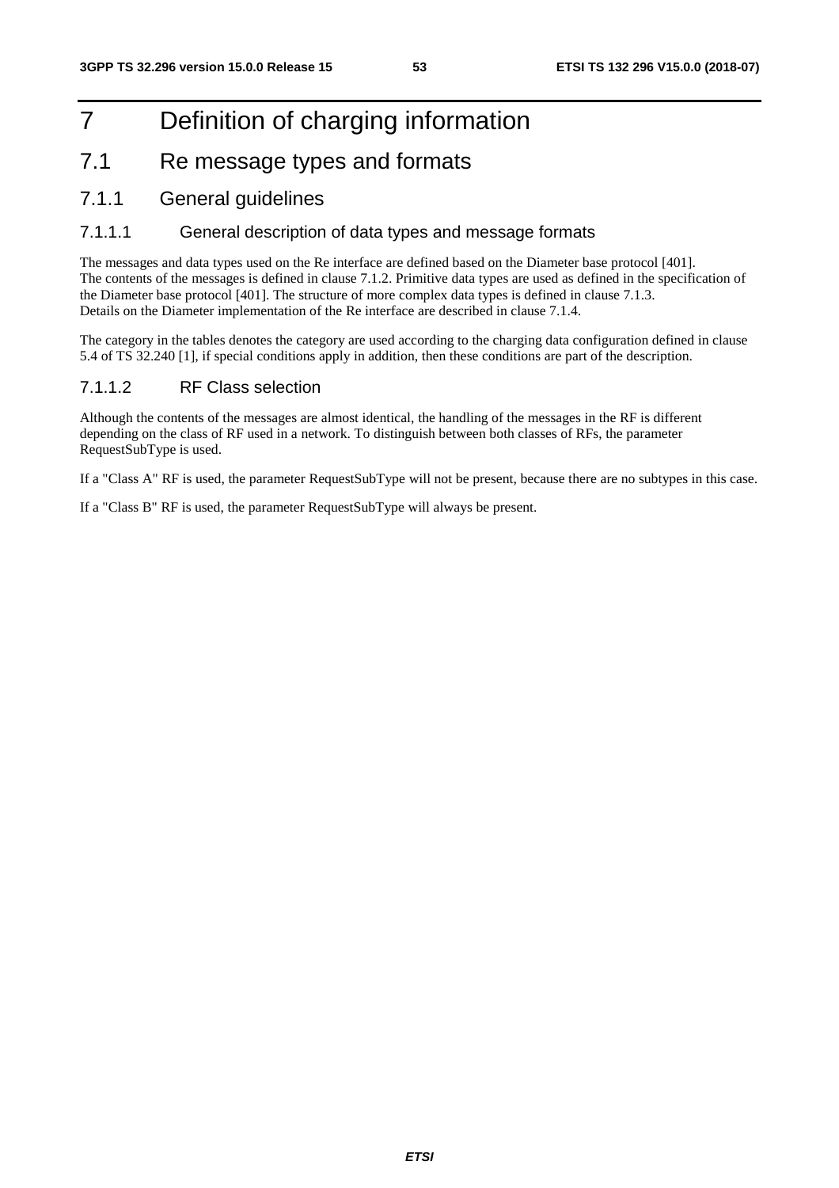# 7 Definition of charging information

## 7.1 Re message types and formats

### 7.1.1 General guidelines

#### 7.1.1.1 General description of data types and message formats

The messages and data types used on the Re interface are defined based on the Diameter base protocol [401].
The contents of the messages is defined in clause 7.1.2. Primitive data types are used as defined in the specification of the Diameter base protocol [401]. The structure of more complex data types is defined in clause 7.1.3.
Details on the Diameter implementation of the Re interface are described in clause 7.1.4.

The category in the tables denotes the category are used according to the charging data configuration defined in clause 5.4 of TS 32.240 [1], if special conditions apply in addition, then these conditions are part of the description.

#### 7.1.1.2 RF Class selection

Although the contents of the messages are almost identical, the handling of the messages in the RF is different depending on the class of RF used in a network. To distinguish between both classes of RFs, the parameter RequestSubType is used.

If a "Class A" RF is used, the parameter RequestSubType will not be present, because there are no subtypes in this case.

If a "Class B" RF is used, the parameter RequestSubType will always be present.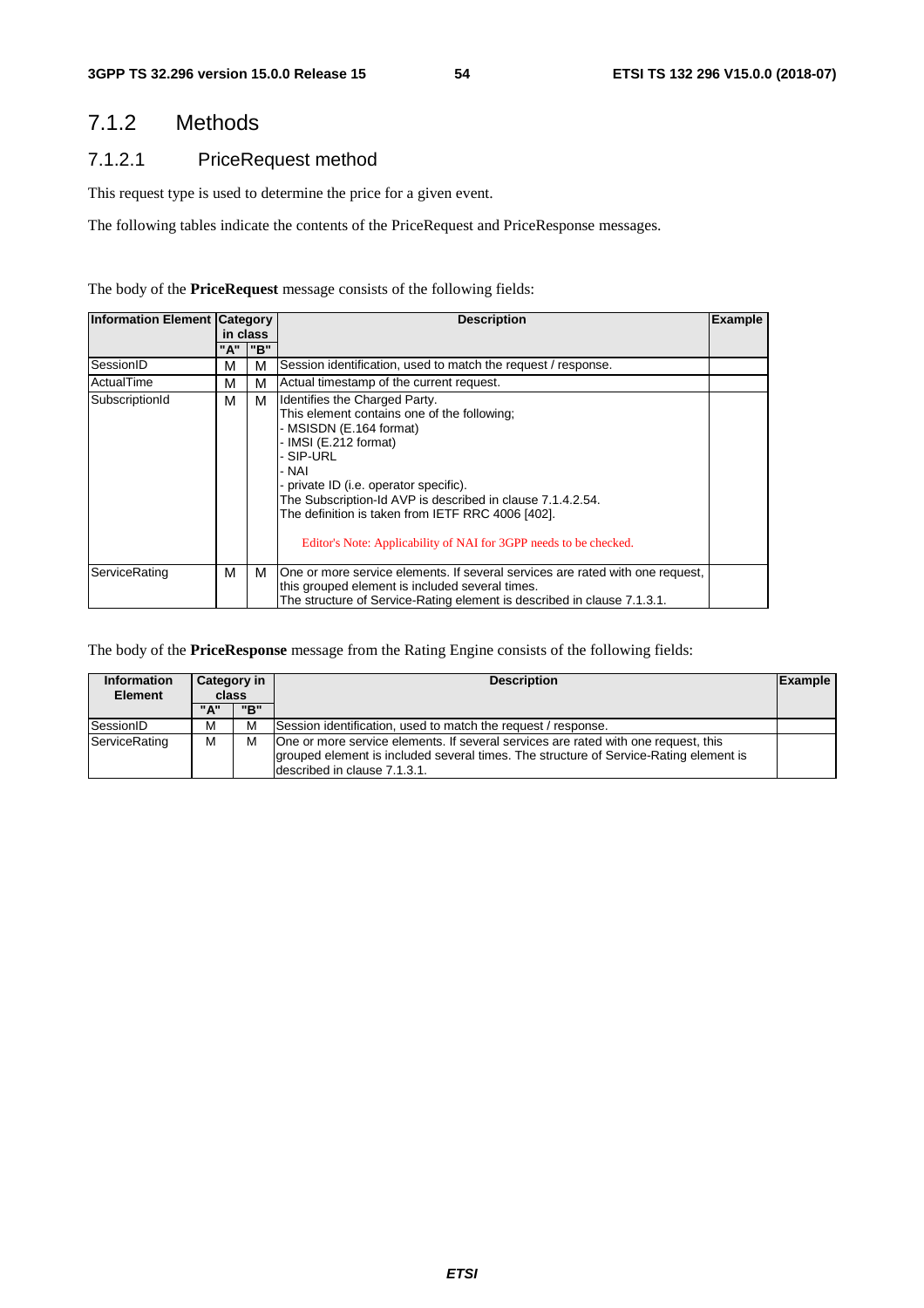## 7.1.2 Methods

### 7.1.2.1 PriceRequest method

This request type is used to determine the price for a given event.

The following tables indicate the contents of the PriceRequest and PriceResponse messages.

The body of the **PriceRequest** message consists of the following fields:

| Information Element | Category in class | | Description | Example |
|---|---|---|---|---|
| | "A" | "B" | | |
| SessionID | M | M | Session identification, used to match the request / response. | |
| ActualTime | M | M | Actual timestamp of the current request. | |
| SubscriptionId | M | M | Identifies the Charged Party.<br>This element contains one of the following;<br>- MSISDN (E.164 format)<br>- IMSI (E.212 format)<br>- SIP-URL<br>- NAI<br>- private ID (i.e. operator specific).<br>The Subscription-Id AVP is described in clause 7.1.4.2.54.<br>The definition is taken from IETF RRC 4006 [402].<br><br>Editor's Note: Applicability of NAI for 3GPP needs to be checked. | |
| ServiceRating | M | M | One or more service elements. If several services are rated with one request, this grouped element is included several times.<br>The structure of Service-Rating element is described in clause 7.1.3.1. | |

The body of the **PriceResponse** message from the Rating Engine consists of the following fields:

| Information Element | Category in class | | Description | Example |
|---|---|---|---|---|
| | "A" | "B" | | |
| SessionID | M | M | Session identification, used to match the request / response. | |
| ServiceRating | M | M | One or more service elements. If several services are rated with one request, this grouped element is included several times. The structure of Service-Rating element is described in clause 7.1.3.1. | |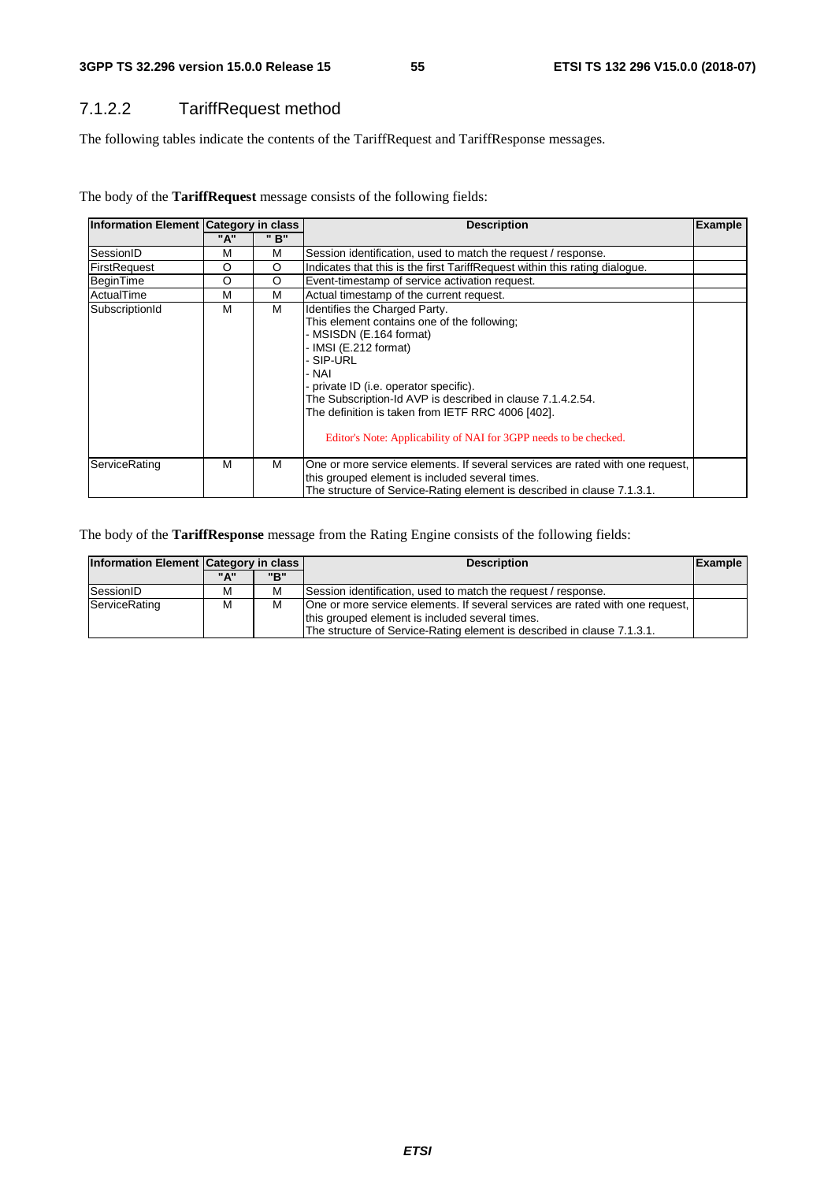### 7.1.2.2 TariffRequest method

The following tables indicate the contents of the TariffRequest and TariffResponse messages.

The body of the **TariffRequest** message consists of the following fields:

| Information Element | Category in class | | Description | Example |
|---|---|---|---|---|
| | "A" | " B" | | |
| SessionID | M | M | Session identification, used to match the request / response. | |
| FirstRequest | O | O | Indicates that this is the first TariffRequest within this rating dialogue. | |
| BeginTime | O | O | Event-timestamp of service activation request. | |
| ActualTime | M | M | Actual timestamp of the current request. | |
| SubscriptionId | M | M | Identifies the Charged Party.<br>This element contains one of the following;<br>- MSISDN (E.164 format)<br>- IMSI (E.212 format)<br>- SIP-URL<br>- NAI<br>- private ID (i.e. operator specific).<br>The Subscription-Id AVP is described in clause 7.1.4.2.54.<br>The definition is taken from IETF RRC 4006 [402].<br><br>Editor's Note: Applicability of NAI for 3GPP needs to be checked. | |
| ServiceRating | M | M | One or more service elements. If several services are rated with one request, this grouped element is included several times.<br>The structure of Service-Rating element is described in clause 7.1.3.1. | |

The body of the **TariffResponse** message from the Rating Engine consists of the following fields:

| Information Element | Category in class | | Description | Example |
|---|---|---|---|---|
| | "A" | "B" | | |
| SessionID | M | M | Session identification, used to match the request / response. | |
| ServiceRating | M | M | One or more service elements. If several services are rated with one request, this grouped element is included several times.<br>The structure of Service-Rating element is described in clause 7.1.3.1. | |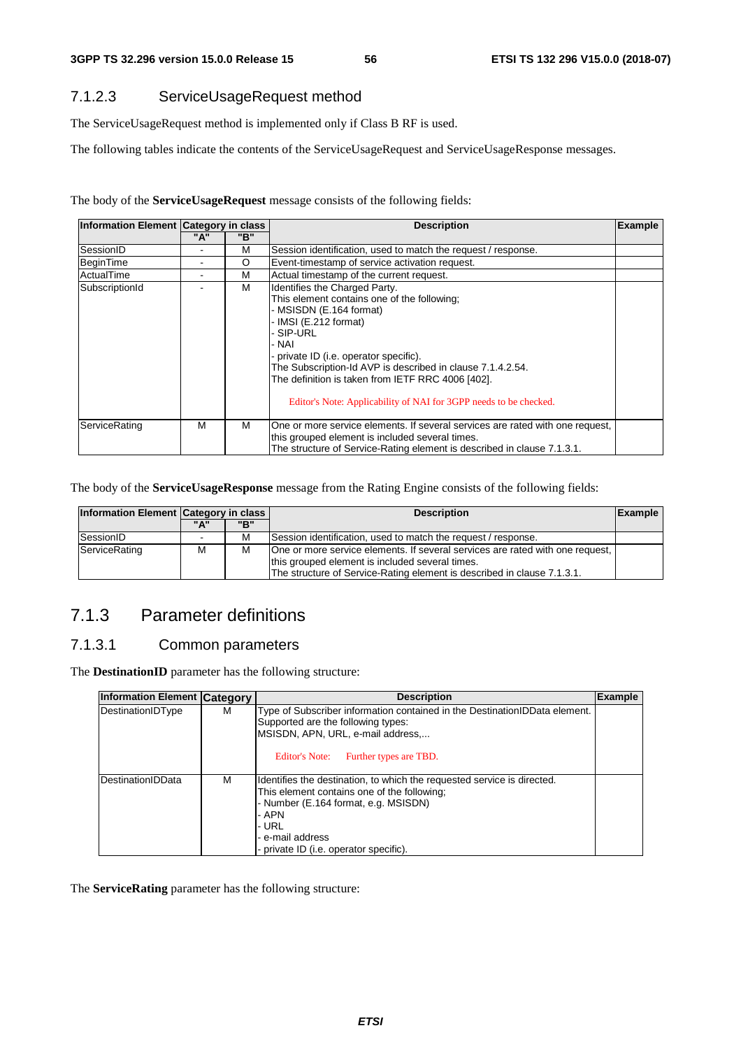### 7.1.2.3 ServiceUsageRequest method

The ServiceUsageRequest method is implemented only if Class B RF is used.

The following tables indicate the contents of the ServiceUsageRequest and ServiceUsageResponse messages.

The body of the **ServiceUsageRequest** message consists of the following fields:

| Information Element | Category in class | | Description | Example |
|---|---|---|---|---|
| | "A" | "B" | | |
| SessionID | - | M | Session identification, used to match the request / response. | |
| BeginTime | - | O | Event-timestamp of service activation request. | |
| ActualTime | - | M | Actual timestamp of the current request. | |
| SubscriptionId | - | M | Identifies the Charged Party.<br>This element contains one of the following;<br>- MSISDN (E.164 format)<br>- IMSI (E.212 format)<br>- SIP-URL<br>- NAI<br>- private ID (i.e. operator specific).<br>The Subscription-Id AVP is described in clause 7.1.4.2.54.<br>The definition is taken from IETF RRC 4006 [402].<br>Editor's Note: Applicability of NAI for 3GPP needs to be checked. | |
| ServiceRating | M | M | One or more service elements. If several services are rated with one request, this grouped element is included several times.<br>The structure of Service-Rating element is described in clause 7.1.3.1. | |

The body of the **ServiceUsageResponse** message from the Rating Engine consists of the following fields:

| Information Element | Category in class | | Description | Example |
|---|---|---|---|---|
| | "A" | "B" | | |
| SessionID | - | M | Session identification, used to match the request / response. | |
| ServiceRating | M | M | One or more service elements. If several services are rated with one request, this grouped element is included several times.<br>The structure of Service-Rating element is described in clause 7.1.3.1. | |

## 7.1.3 Parameter definitions

### 7.1.3.1 Common parameters

The **DestinationID** parameter has the following structure:

| Information Element | Category | Description | Example |
|---|---|---|---|
| DestinationIDType | M | Type of Subscriber information contained in the DestinationIDData element.<br>Supported are the following types:<br>MSISDN, APN, URL, e-mail address,...<br>Editor's Note: Further types are TBD. | |
| DestinationIDData | M | Identifies the destination, to which the requested service is directed.<br>This element contains one of the following;<br>- Number (E.164 format, e.g. MSISDN)<br>- APN<br>- URL<br>- e-mail address<br>- private ID (i.e. operator specific). | |

The **ServiceRating** parameter has the following structure: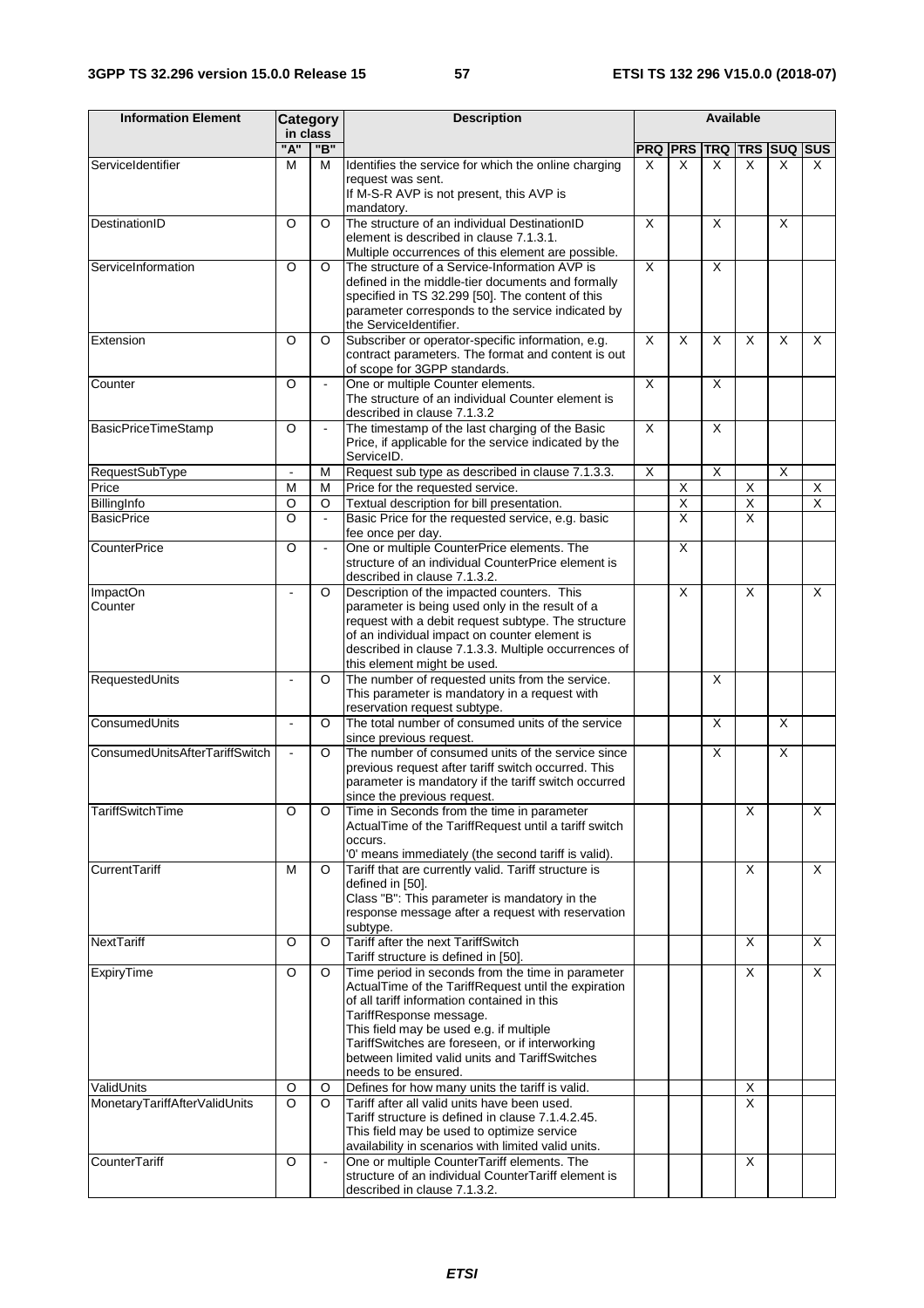| Information Element | Category in class | | Description | Available | | | | | |
|---|---|---|---|---|---|---|---|---|---|
| | "A" | "B" | | PRQ | PRS | TRQ | TRS | SUQ | SUS |
| ServiceIdentifier | M | M | Identifies the service for which the online charging request was sent. If M-S-R AVP is not present, this AVP is mandatory. | X | X | X | X | X | X |
| DestinationID | O | O | The structure of an individual DestinationID element is described in clause 7.1.3.1. Multiple occurrences of this element are possible. | X | | X | | X | |
| ServiceInformation | O | O | The structure of a Service-Information AVP is defined in the middle-tier documents and formally specified in TS 32.299 [50]. The content of this parameter corresponds to the service indicated by the ServiceIdentifier. | X | | X | | | |
| Extension | O | O | Subscriber or operator-specific information, e.g. contract parameters. The format and content is out of scope for 3GPP standards. | X | X | X | X | X | X |
| Counter | O | - | One or multiple Counter elements. The structure of an individual Counter element is described in clause 7.1.3.2 | X | | X | | | |
| BasicPriceTimeStamp | O | - | The timestamp of the last charging of the Basic Price, if applicable for the service indicated by the ServiceID. | X | | X | | | |
| RequestSubType | - | M | Request sub type as described in clause 7.1.3.3. | X | | X | | X | |
| Price | M | M | Price for the requested service. | | X | | X | | X |
| BillingInfo | O | O | Textual description for bill presentation. | | X | | X | | X |
| BasicPrice | O | - | Basic Price for the requested service, e.g. basic fee once per day. | | X | | X | | |
| CounterPrice | O | - | One or multiple CounterPrice elements. The structure of an individual CounterPrice element is described in clause 7.1.3.2. | | X | | | | |
| ImpactOn Counter | - | O | Description of the impacted counters. This parameter is being used only in the result of a request with a debit request subtype. The structure of an individual impact on counter element is described in clause 7.1.3.3. Multiple occurrences of this element might be used. | | X | | X | | X |
| RequestedUnits | - | O | The number of requested units from the service. This parameter is mandatory in a request with reservation request subtype. | | | X | | | |
| ConsumedUnits | - | O | The total number of consumed units of the service since previous request. | | | X | | X | |
| ConsumedUnitsAfterTariffSwitch | - | O | The number of consumed units of the service since previous request after tariff switch occurred. This parameter is mandatory if the tariff switch occurred since the previous request. | | | X | | X | |
| TariffSwitchTime | O | O | Time in Seconds from the time in parameter ActualTime of the TariffRequest until a tariff switch occurs. '0' means immediately (the second tariff is valid). | | | | X | | X |
| CurrentTariff | M | O | Tariff that are currently valid. Tariff structure is defined in [50]. Class "B": This parameter is mandatory in the response message after a request with reservation subtype. | | | | X | | X |
| NextTariff | O | O | Tariff after the next TariffSwitch Tariff structure is defined in [50]. | | | | X | | X |
| ExpiryTime | O | O | Time period in seconds from the time in parameter ActualTime of the TariffRequest until the expiration of all tariff information contained in this TariffResponse message. This field may be used e.g. if multiple TariffSwitches are foreseen, or if interworking between limited valid units and TariffSwitches needs to be ensured. | | | | X | | X |
| ValidUnits | O | O | Defines for how many units the tariff is valid. | | | | X | | |
| MonetaryTariffAfterValidUnits | O | O | Tariff after all valid units have been used. Tariff structure is defined in clause 7.1.4.2.45. This field may be used to optimize service availability in scenarios with limited valid units. | | | | X | | |
| CounterTariff | O | - | One or multiple CounterTariff elements. The structure of an individual CounterTariff element is described in clause 7.1.3.2. | | | | X | | |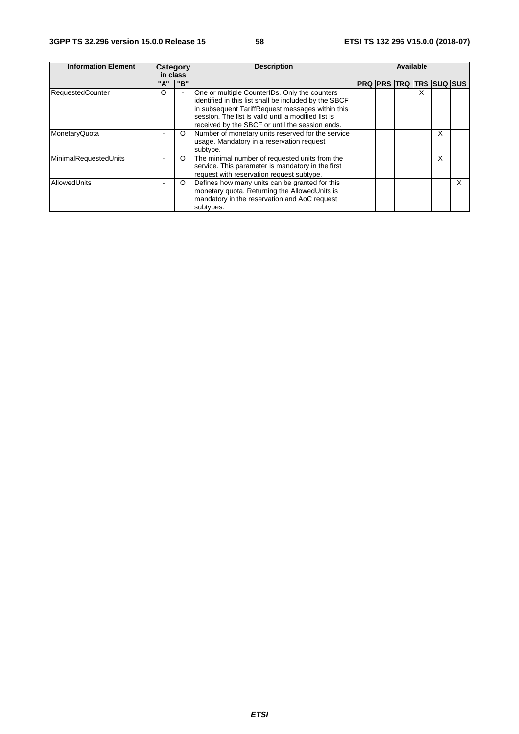| Information Element | Category in class | | Description | Available | | | | | |
|---|---|---|---|---|---|---|---|---|---|
| | "A" | "B" | | PRQ | PRS | TRQ | TRS | SUQ | SUS |
| RequestedCounter | O | - | One or multiple CounterIDs. Only the counters identified in this list shall be included by the SBCF in subsequent TariffRequest messages within this session. The list is valid until a modified list is received by the SBCF or until the session ends. | | | | X | | |
| MonetaryQuota | - | O | Number of monetary units reserved for the service usage. Mandatory in a reservation request subtype. | | | | | X | |
| MinimalRequestedUnits | - | O | The minimal number of requested units from the service. This parameter is mandatory in the first request with reservation request subtype. | | | | | X | |
| AllowedUnits | - | O | Defines how many units can be granted for this monetary quota. Returning the AllowedUnits is mandatory in the reservation and AoC request subtypes. | | | | | | X |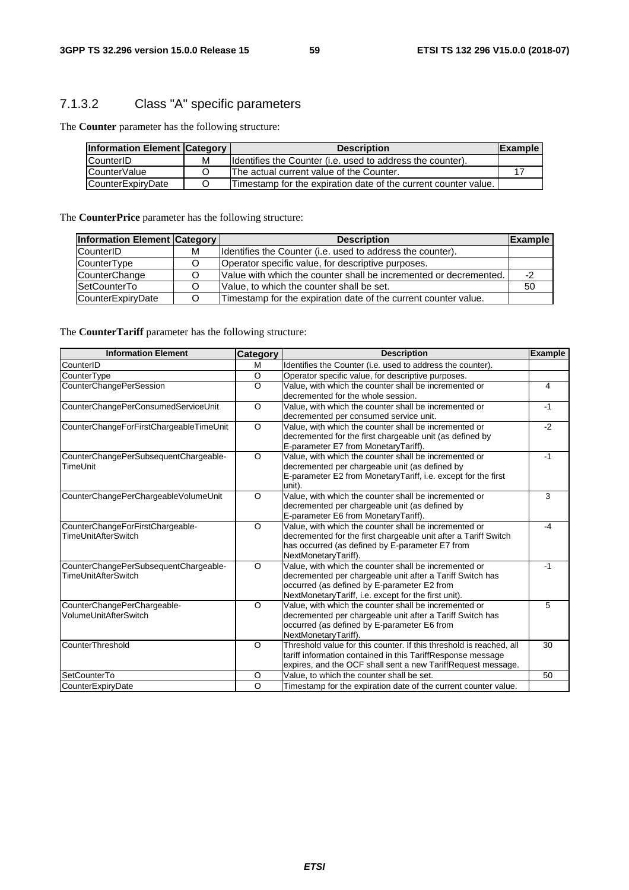### 7.1.3.2 Class "A" specific parameters

The **Counter** parameter has the following structure:

| Information Element | Category | Description | Example |
|---|---|---|---|
| CounterID | M | Identifies the Counter (i.e. used to address the counter). | |
| CounterValue | O | The actual current value of the Counter. | 17 |
| CounterExpiryDate | O | Timestamp for the expiration date of the current counter value. | |

The **CounterPrice** parameter has the following structure:

| Information Element | Category | Description | Example |
|---|---|---|---|
| CounterID | M | Identifies the Counter (i.e. used to address the counter). | |
| CounterType | O | Operator specific value, for descriptive purposes. | |
| CounterChange | O | Value with which the counter shall be incremented or decremented. | -2 |
| SetCounterTo | O | Value, to which the counter shall be set. | 50 |
| CounterExpiryDate | O | Timestamp for the expiration date of the current counter value. | |

The **CounterTariff** parameter has the following structure:

| Information Element | Category | Description | Example |
|---|---|---|---|
| CounterID | M | Identifies the Counter (i.e. used to address the counter). | |
| CounterType | O | Operator specific value, for descriptive purposes. | |
| CounterChangePerSession | O | Value, with which the counter shall be incremented or decremented for the whole session. | 4 |
| CounterChangePerConsumedServiceUnit | O | Value, with which the counter shall be incremented or decremented per consumed service unit. | -1 |
| CounterChangeForFirstChargeableTimeUnit | O | Value, with which the counter shall be incremented or decremented for the first chargeable unit (as defined by E-parameter E7 from MonetaryTariff). | -2 |
| CounterChangePerSubsequentChargeable-TimeUnit | O | Value, with which the counter shall be incremented or decremented per chargeable unit (as defined by E-parameter E2 from MonetaryTariff, i.e. except for the first unit). | -1 |
| CounterChangePerChargeableVolumeUnit | O | Value, with which the counter shall be incremented or decremented per chargeable unit (as defined by E-parameter E6 from MonetaryTariff). | 3 |
| CounterChangeForFirstChargeable-TimeUnitAfterSwitch | O | Value, with which the counter shall be incremented or decremented for the first chargeable unit after a Tariff Switch has occurred (as defined by E-parameter E7 from NextMonetaryTariff). | -4 |
| CounterChangePerSubsequentChargeable-TimeUnitAfterSwitch | O | Value, with which the counter shall be incremented or decremented per chargeable unit after a Tariff Switch has occurred (as defined by E-parameter E2 from NextMonetaryTariff, i.e. except for the first unit). | -1 |
| CounterChangePerChargeable-VolumeUnitAfterSwitch | O | Value, with which the counter shall be incremented or decremented per chargeable unit after a Tariff Switch has occurred (as defined by E-parameter E6 from NextMonetaryTariff). | 5 |
| CounterThreshold | O | Threshold value for this counter. If this threshold is reached, all tariff information contained in this TariffResponse message expires, and the OCF shall sent a new TariffRequest message. | 30 |
| SetCounterTo | O | Value, to which the counter shall be set. | 50 |
| CounterExpiryDate | O | Timestamp for the expiration date of the current counter value. | |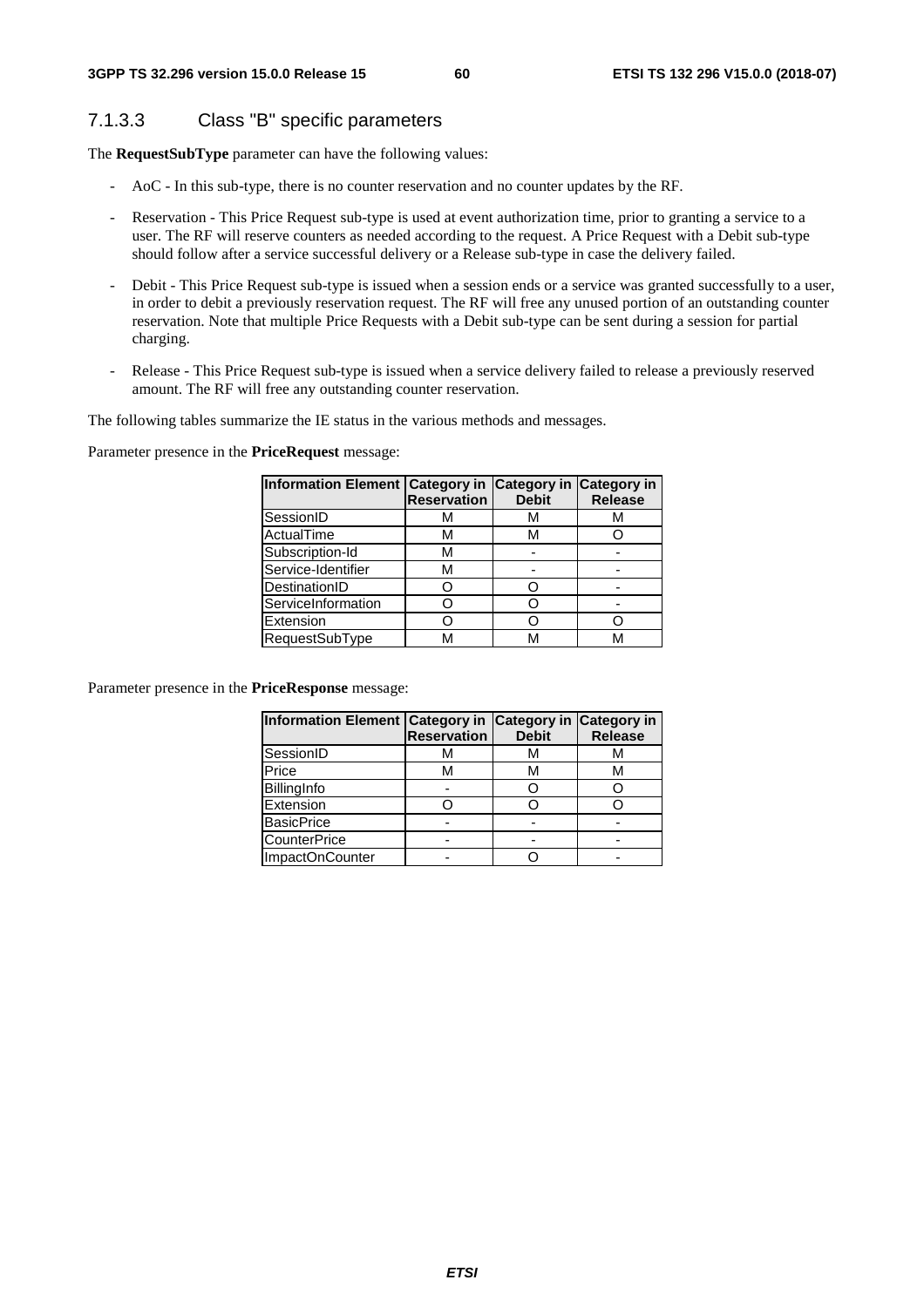### 7.1.3.3 Class "B" specific parameters

The **RequestSubType** parameter can have the following values:

- AoC - In this sub-type, there is no counter reservation and no counter updates by the RF.
- Reservation - This Price Request sub-type is used at event authorization time, prior to granting a service to a user. The RF will reserve counters as needed according to the request. A Price Request with a Debit sub-type should follow after a service successful delivery or a Release sub-type in case the delivery failed.
- Debit - This Price Request sub-type is issued when a session ends or a service was granted successfully to a user, in order to debit a previously reservation request. The RF will free any unused portion of an outstanding counter reservation. Note that multiple Price Requests with a Debit sub-type can be sent during a session for partial charging.
- Release - This Price Request sub-type is issued when a service delivery failed to release a previously reserved amount. The RF will free any outstanding counter reservation.

The following tables summarize the IE status in the various methods and messages.

Parameter presence in the **PriceRequest** message:

| Information Element | Category in Reservation | Category in Debit | Category in Release |
|---|---|---|---|
| SessionID | M | M | M |
| ActualTime | M | M | O |
| Subscription-Id | M | - | - |
| Service-Identifier | M | - | - |
| DestinationID | O | O | - |
| ServiceInformation | O | O | - |
| Extension | O | O | O |
| RequestSubType | M | M | M |

Parameter presence in the **PriceResponse** message:

| Information Element | Category in Reservation | Category in Debit | Category in Release |
|---|---|---|---|
| SessionID | M | M | M |
| Price | M | M | M |
| BillingInfo | - | O | O |
| Extension | O | O | O |
| BasicPrice | - | - | - |
| CounterPrice | - | - | - |
| ImpactOnCounter | - | O | - |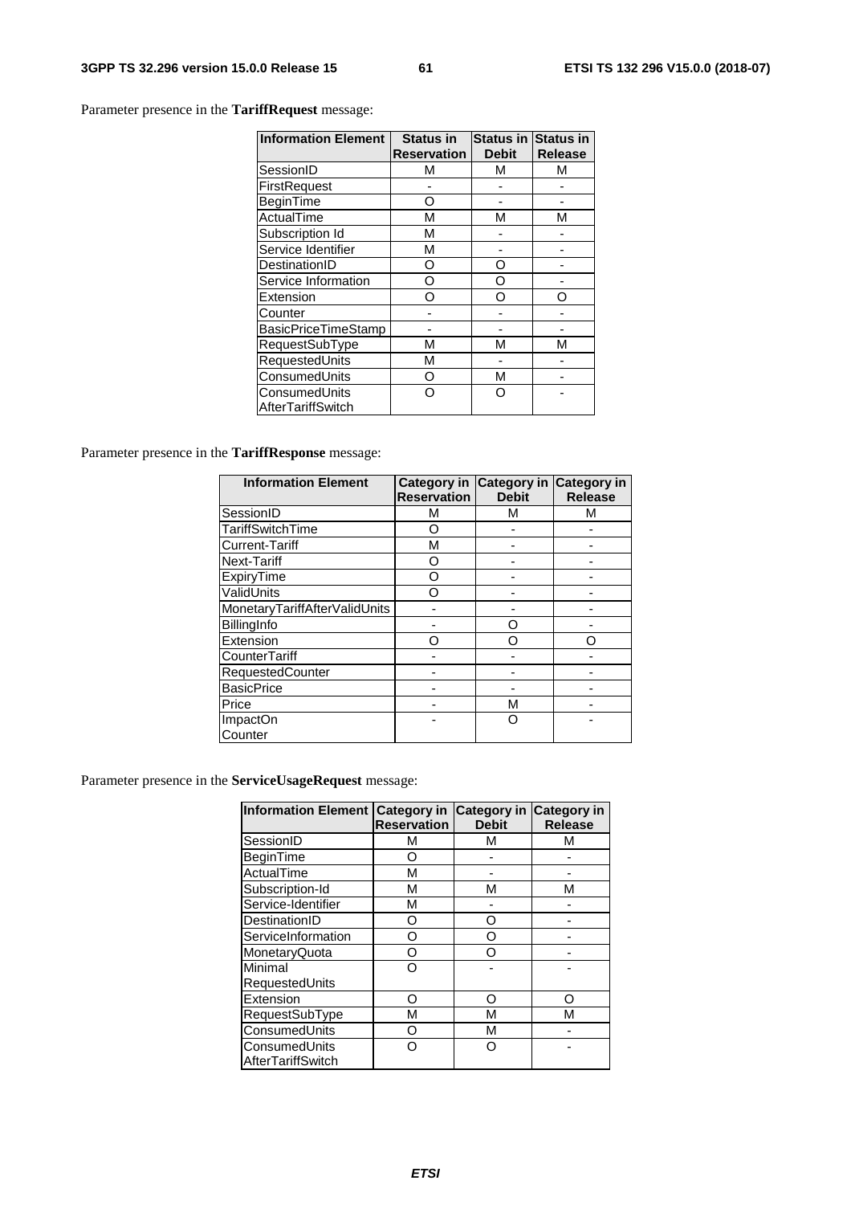Parameter presence in the **TariffRequest** message:

| Information Element | Status in Reservation | Status in Debit | Status in Release |
|---|---|---|---|
| SessionID | M | M | M |
| FirstRequest | - | - | - |
| BeginTime | O | - | - |
| ActualTime | M | M | M |
| Subscription Id | M | - | - |
| Service Identifier | M | - | - |
| DestinationID | O | O | - |
| Service Information | O | O | - |
| Extension | O | O | O |
| Counter | - | - | - |
| BasicPriceTimeStamp | - | - | - |
| RequestSubType | M | M | M |
| RequestedUnits | M | - | - |
| ConsumedUnits | O | M | - |
| ConsumedUnits AfterTariffSwitch | O | O | - |

Parameter presence in the **TariffResponse** message:

| Information Element | Category in Reservation | Category in Debit | Category in Release |
|---|---|---|---|
| SessionID | M | M | M |
| TariffSwitchTime | O | - | - |
| Current-Tariff | M | - | - |
| Next-Tariff | O | - | - |
| ExpiryTime | O | - | - |
| ValidUnits | O | - | - |
| MonetaryTariffAfterValidUnits | - | - | - |
| BillingInfo | - | O | - |
| Extension | O | O | O |
| CounterTariff | - | - | - |
| RequestedCounter | - | - | - |
| BasicPrice | - | - | - |
| Price | - | M | - |
| ImpactOn Counter | - | O | - |

Parameter presence in the **ServiceUsageRequest** message:

| Information Element | Category in Reservation | Category in Debit | Category in Release |
|---|---|---|---|
| SessionID | M | M | M |
| BeginTime | O | - | - |
| ActualTime | M | - | - |
| Subscription-Id | M | M | M |
| Service-Identifier | M | - | - |
| DestinationID | O | O | - |
| ServiceInformation | O | O | - |
| MonetaryQuota | O | O | - |
| Minimal RequestedUnits | O | - | - |
| Extension | O | O | O |
| RequestSubType | M | M | M |
| ConsumedUnits | O | M | - |
| ConsumedUnits AfterTariffSwitch | O | O | - |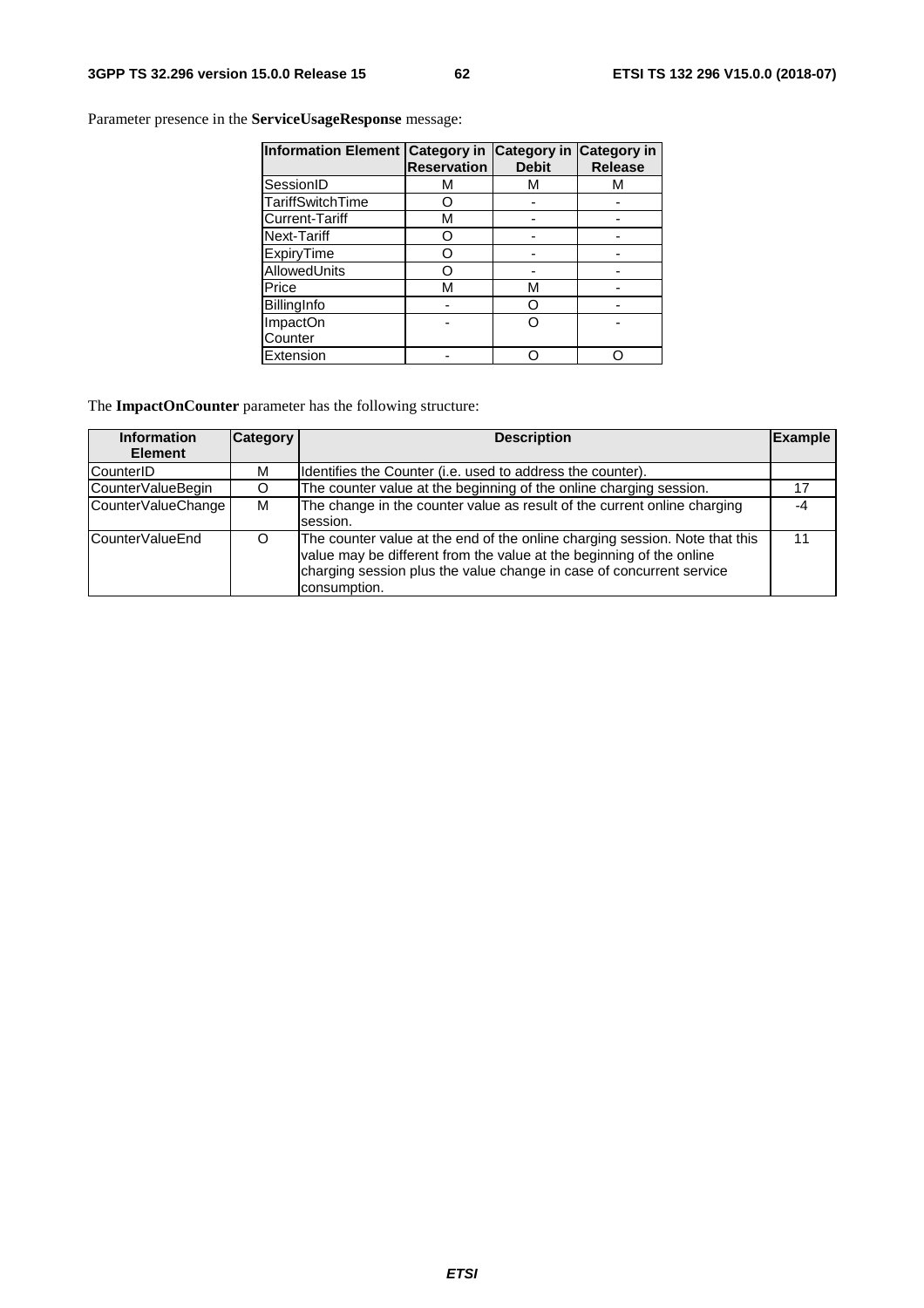Parameter presence in the **ServiceUsageResponse** message:

| Information Element | Category in Reservation | Category in Debit | Category in Release |
|---|---|---|---|
| SessionID | M | M | M |
| TariffSwitchTime | O | - | - |
| Current-Tariff | M | - | - |
| Next-Tariff | O | - | - |
| ExpiryTime | O | - | - |
| AllowedUnits | O | - | - |
| Price | M | M | - |
| BillingInfo | - | O | - |
| ImpactOn Counter | - | O | - |
| Extension | - | O | O |

The **ImpactOnCounter** parameter has the following structure:

| Information Element | Category | Description | Example |
|---|---|---|---|
| CounterID | M | Identifies the Counter (i.e. used to address the counter). | |
| CounterValueBegin | O | The counter value at the beginning of the online charging session. | 17 |
| CounterValueChange | M | The change in the counter value as result of the current online charging session. | -4 |
| CounterValueEnd | O | The counter value at the end of the online charging session. Note that this value may be different from the value at the beginning of the online charging session plus the value change in case of concurrent service consumption. | 11 |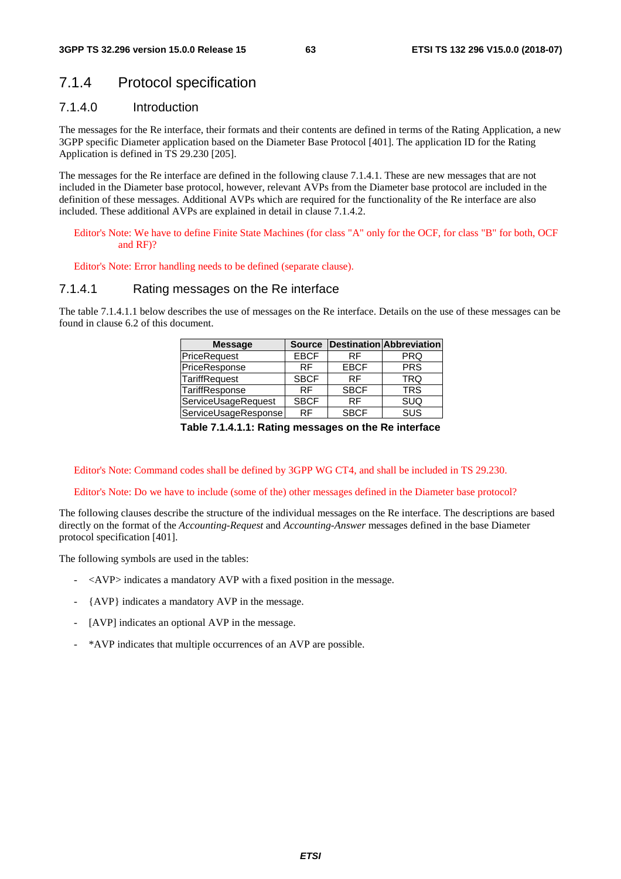### 7.1.4 Protocol specification

#### 7.1.4.0 Introduction

The messages for the Re interface, their formats and their contents are defined in terms of the Rating Application, a new 3GPP specific Diameter application based on the Diameter Base Protocol [401]. The application ID for the Rating Application is defined in TS 29.230 [205].

The messages for the Re interface are defined in the following clause 7.1.4.1. These are new messages that are not included in the Diameter base protocol, however, relevant AVPs from the Diameter base protocol are included in the definition of these messages. Additional AVPs which are required for the functionality of the Re interface are also included. These additional AVPs are explained in detail in clause 7.1.4.2.

Editor's Note: We have to define Finite State Machines (for class "A" only for the OCF, for class "B" for both, OCF and RF)?

Editor's Note: Error handling needs to be defined (separate clause).

#### 7.1.4.1 Rating messages on the Re interface

The table 7.1.4.1.1 below describes the use of messages on the Re interface. Details on the use of these messages can be found in clause 6.2 of this document.

| Message | Source | Destination | Abbreviation |
|---|---|---|---|
| PriceRequest | EBCF | RF | PRQ |
| PriceResponse | RF | EBCF | PRS |
| TariffRequest | SBCF | RF | TRQ |
| TariffResponse | RF | SBCF | TRS |
| ServiceUsageRequest | SBCF | RF | SUQ |
| ServiceUsageResponse | RF | SBCF | SUS |

**Table 7.1.4.1.1: Rating messages on the Re interface**

Editor's Note: Command codes shall be defined by 3GPP WG CT4, and shall be included in TS 29.230.

Editor's Note: Do we have to include (some of the) other messages defined in the Diameter base protocol?

The following clauses describe the structure of the individual messages on the Re interface. The descriptions are based directly on the format of the *Accounting-Request* and *Accounting-Answer* messages defined in the base Diameter protocol specification [401].

The following symbols are used in the tables:

- <AVP> indicates a mandatory AVP with a fixed position in the message.
- {AVP} indicates a mandatory AVP in the message.
- [AVP] indicates an optional AVP in the message.
- *AVP indicates that multiple occurrences of an AVP are possible.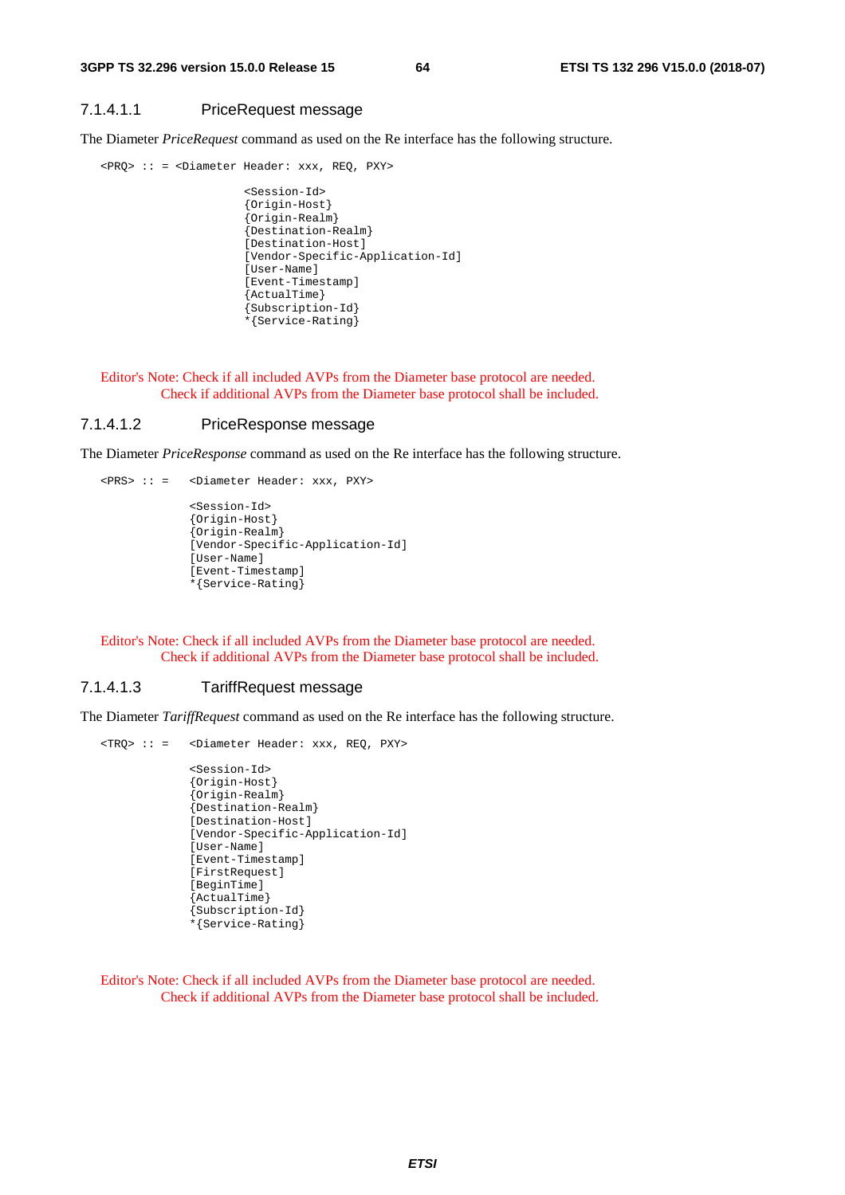#### 7.1.4.1.1 PriceRequest message

The Diameter *PriceRequest* command as used on the Re interface has the following structure.

```
<PRQ> :: = <Diameter Header: xxx, REQ, PXY>

                      <Session-Id>
                      {Origin-Host}
                      {Origin-Realm}
                      {Destination-Realm}
                      [Destination-Host]
                      [Vendor-Specific-Application-Id]
                      [User-Name]
                      [Event-Timestamp]
                      {ActualTime}
                      {Subscription-Id}
                      *{Service-Rating}
```

Editor's Note: Check if all included AVPs from the Diameter base protocol are needed.
Check if additional AVPs from the Diameter base protocol shall be included.

#### 7.1.4.1.2 PriceResponse message

The Diameter *PriceResponse* command as used on the Re interface has the following structure.

```
<PRS> :: =   <Diameter Header: xxx, PXY>

             <Session-Id>
             {Origin-Host}
             {Origin-Realm}
             [Vendor-Specific-Application-Id]
             [User-Name]
             [Event-Timestamp]
             *{Service-Rating}
```

Editor's Note: Check if all included AVPs from the Diameter base protocol are needed.
Check if additional AVPs from the Diameter base protocol shall be included.

#### 7.1.4.1.3 TariffRequest message

The Diameter *TariffRequest* command as used on the Re interface has the following structure.

```
<TRQ> :: =   <Diameter Header: xxx, REQ, PXY>

             <Session-Id>
             {Origin-Host}
             {Origin-Realm}
             {Destination-Realm}
             [Destination-Host]
             [Vendor-Specific-Application-Id]
             [User-Name]
             [Event-Timestamp]
             [FirstRequest]
             [BeginTime]
             {ActualTime}
             {Subscription-Id}
             *{Service-Rating}
```

Editor's Note: Check if all included AVPs from the Diameter base protocol are needed.
Check if additional AVPs from the Diameter base protocol shall be included.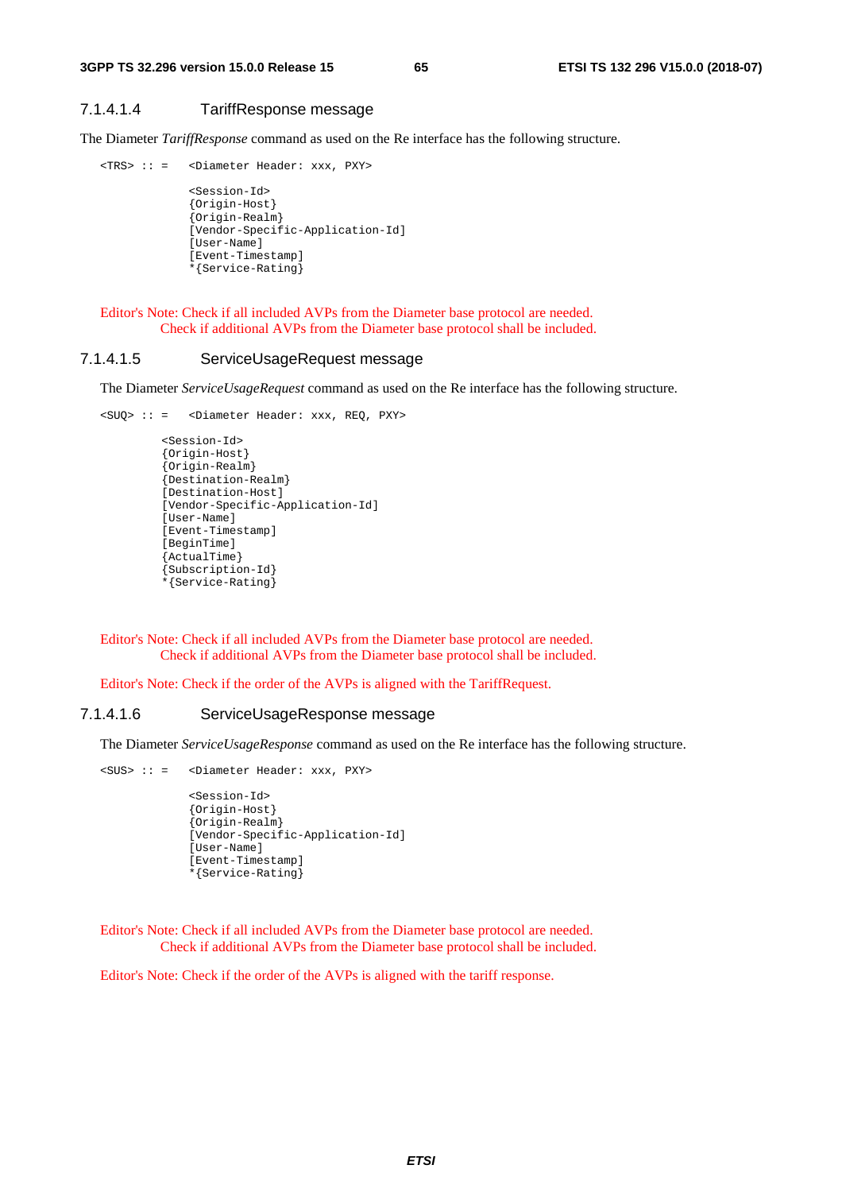#### 7.1.4.1.4 TariffResponse message

The Diameter *TariffResponse* command as used on the Re interface has the following structure.

```
<TRS> :: =   <Diameter Header: xxx, PXY>

             <Session-Id>
             {Origin-Host}
             {Origin-Realm}
             [Vendor-Specific-Application-Id]
             [User-Name]
             [Event-Timestamp]
             *{Service-Rating}
```

Editor's Note: Check if all included AVPs from the Diameter base protocol are needed.
Check if additional AVPs from the Diameter base protocol shall be included.

#### 7.1.4.1.5 ServiceUsageRequest message

The Diameter *ServiceUsageRequest* command as used on the Re interface has the following structure.

```
<SUQ> :: =   <Diameter Header: xxx, REQ, PXY>

         <Session-Id>
         {Origin-Host}
         {Origin-Realm}
         {Destination-Realm}
         [Destination-Host]
         [Vendor-Specific-Application-Id]
         [User-Name]
         [Event-Timestamp]
         [BeginTime]
         {ActualTime}
         {Subscription-Id}
         *{Service-Rating}
```

Editor's Note: Check if all included AVPs from the Diameter base protocol are needed.
Check if additional AVPs from the Diameter base protocol shall be included.

Editor's Note: Check if the order of the AVPs is aligned with the TariffRequest.

#### 7.1.4.1.6 ServiceUsageResponse message

The Diameter *ServiceUsageResponse* command as used on the Re interface has the following structure.

```
<SUS> :: =   <Diameter Header: xxx, PXY>

             <Session-Id>
             {Origin-Host}
             {Origin-Realm}
             [Vendor-Specific-Application-Id]
             [User-Name]
             [Event-Timestamp]
             *{Service-Rating}
```

Editor's Note: Check if all included AVPs from the Diameter base protocol are needed.
Check if additional AVPs from the Diameter base protocol shall be included.

Editor's Note: Check if the order of the AVPs is aligned with the tariff response.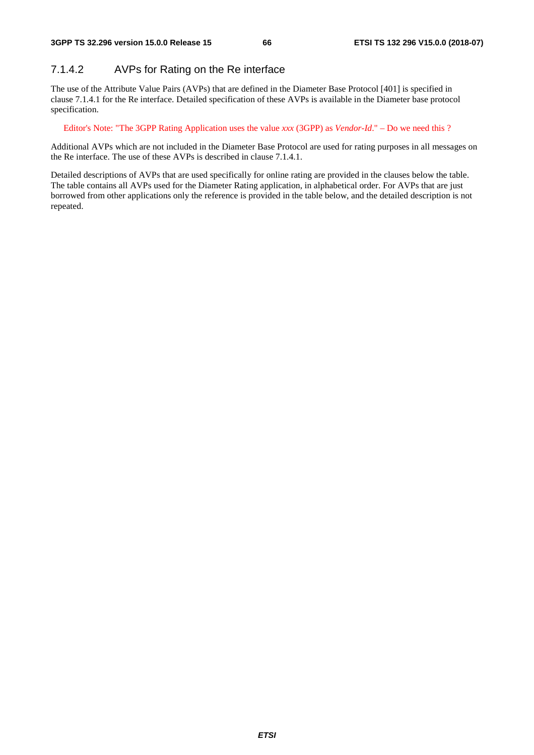#### 7.1.4.2 AVPs for Rating on the Re interface

The use of the Attribute Value Pairs (AVPs) that are defined in the Diameter Base Protocol [401] is specified in clause 7.1.4.1 for the Re interface. Detailed specification of these AVPs is available in the Diameter base protocol specification.

Editor's Note: "The 3GPP Rating Application uses the value *xxx* (3GPP) as *Vendor-Id*." – Do we need this ?

Additional AVPs which are not included in the Diameter Base Protocol are used for rating purposes in all messages on the Re interface. The use of these AVPs is described in clause 7.1.4.1.

Detailed descriptions of AVPs that are used specifically for online rating are provided in the clauses below the table. The table contains all AVPs used for the Diameter Rating application, in alphabetical order. For AVPs that are just borrowed from other applications only the reference is provided in the table below, and the detailed description is not repeated.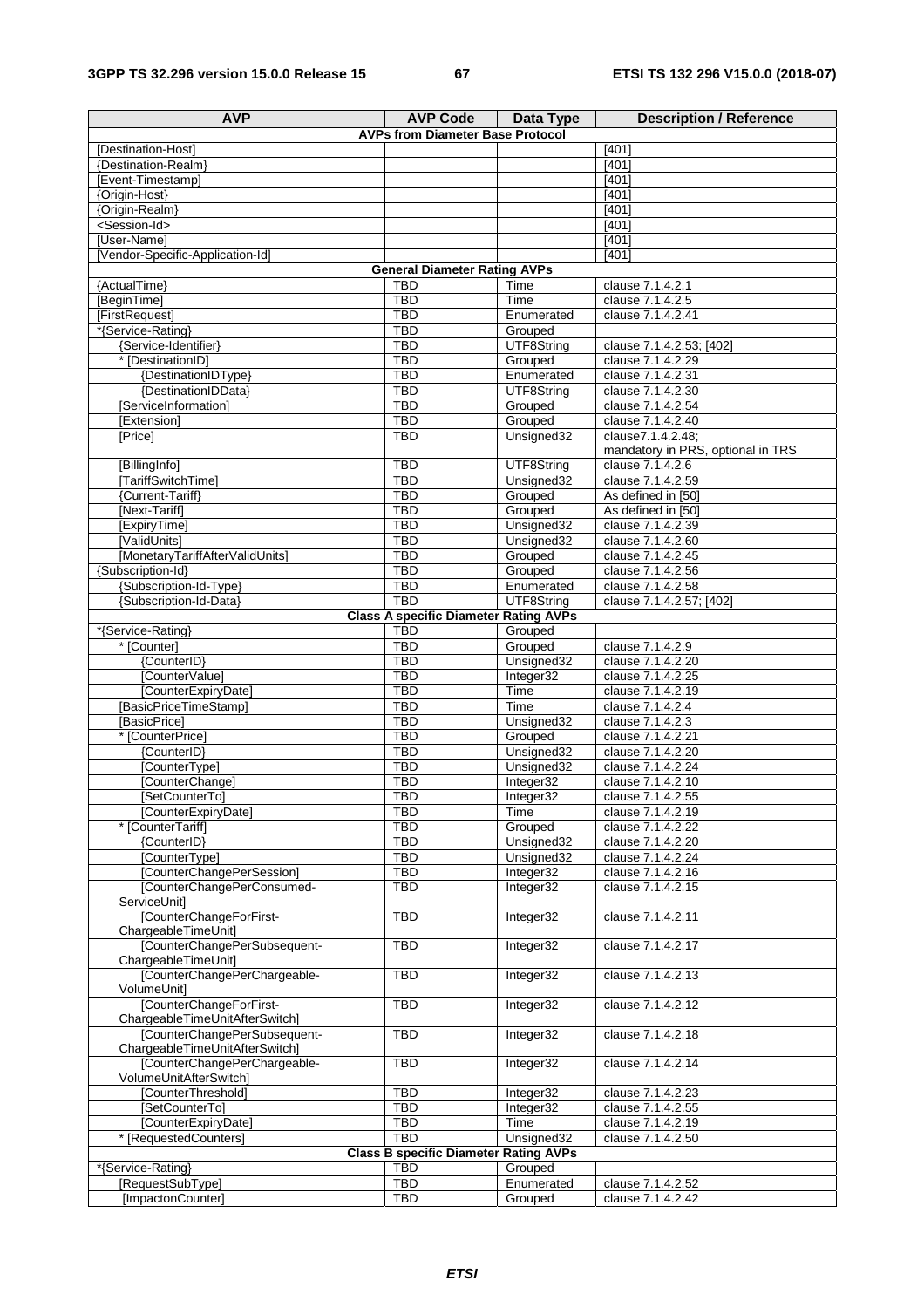| AVP | AVP Code | Data Type | Description / Reference |
|---|---|---|---|
| **AVPs from Diameter Base Protocol** | | | |
| [Destination-Host] | | | [401] |
| {Destination-Realm} | | | [401] |
| [Event-Timestamp] | | | [401] |
| {Origin-Host} | | | [401] |
| {Origin-Realm} | | | [401] |
| <Session-Id> | | | [401] |
| [User-Name] | | | [401] |
| [Vendor-Specific-Application-Id] | | | [401] |
| **General Diameter Rating AVPs** | | | |
| {ActualTime} | TBD | Time | clause 7.1.4.2.1 |
| [BeginTime] | TBD | Time | clause 7.1.4.2.5 |
| [FirstRequest] | TBD | Enumerated | clause 7.1.4.2.41 |
| *{Service-Rating} | TBD | Grouped | |
| {Service-Identifier} | TBD | UTF8String | clause 7.1.4.2.53; [402] |
| * [DestinationID] | TBD | Grouped | clause 7.1.4.2.29 |
| {DestinationIDType} | TBD | Enumerated | clause 7.1.4.2.31 |
| {DestinationIDData} | TBD | UTF8String | clause 7.1.4.2.30 |
| [ServiceInformation] | TBD | Grouped | clause 7.1.4.2.54 |
| [Extension] | TBD | Grouped | clause 7.1.4.2.40 |
| [Price] | TBD | Unsigned32 | clause7.1.4.2.48; mandatory in PRS, optional in TRS |
| [BillingInfo] | TBD | UTF8String | clause 7.1.4.2.6 |
| [TariffSwitchTime] | TBD | Unsigned32 | clause 7.1.4.2.59 |
| {Current-Tariff} | TBD | Grouped | As defined in [50] |
| [Next-Tariff] | TBD | Grouped | As defined in [50] |
| [ExpiryTime] | TBD | Unsigned32 | clause 7.1.4.2.39 |
| [ValidUnits] | TBD | Unsigned32 | clause 7.1.4.2.60 |
| [MonetaryTariffAfterValidUnits] | TBD | Grouped | clause 7.1.4.2.45 |
| {Subscription-Id} | TBD | Grouped | clause 7.1.4.2.56 |
| {Subscription-Id-Type} | TBD | Enumerated | clause 7.1.4.2.58 |
| {Subscription-Id-Data} | TBD | UTF8String | clause 7.1.4.2.57; [402] |
| **Class A specific Diameter Rating AVPs** | | | |
| *{Service-Rating} | TBD | Grouped | |
| * [Counter] | TBD | Grouped | clause 7.1.4.2.9 |
| {CounterID} | TBD | Unsigned32 | clause 7.1.4.2.20 |
| [CounterValue] | TBD | Integer32 | clause 7.1.4.2.25 |
| [CounterExpiryDate] | TBD | Time | clause 7.1.4.2.19 |
| [BasicPriceTimeStamp] | TBD | Time | clause 7.1.4.2.4 |
| [BasicPrice] | TBD | Unsigned32 | clause 7.1.4.2.3 |
| * [CounterPrice] | TBD | Grouped | clause 7.1.4.2.21 |
| {CounterID} | TBD | Unsigned32 | clause 7.1.4.2.20 |
| [CounterType] | TBD | Unsigned32 | clause 7.1.4.2.24 |
| [CounterChange] | TBD | Integer32 | clause 7.1.4.2.10 |
| [SetCounterTo] | TBD | Integer32 | clause 7.1.4.2.55 |
| [CounterExpiryDate] | TBD | Time | clause 7.1.4.2.19 |
| * [CounterTariff] | TBD | Grouped | clause 7.1.4.2.22 |
| {CounterID} | TBD | Unsigned32 | clause 7.1.4.2.20 |
| [CounterType] | TBD | Unsigned32 | clause 7.1.4.2.24 |
| [CounterChangePerSession] | TBD | Integer32 | clause 7.1.4.2.16 |
| [CounterChangePerConsumed-ServiceUnit] | TBD | Integer32 | clause 7.1.4.2.15 |
| [CounterChangeForFirst-ChargeableTimeUnit] | TBD | Integer32 | clause 7.1.4.2.11 |
| [CounterChangePerSubsequent-ChargeableTimeUnit] | TBD | Integer32 | clause 7.1.4.2.17 |
| [CounterChangePerChargeable-VolumeUnit] | TBD | Integer32 | clause 7.1.4.2.13 |
| [CounterChangeForFirst-ChargeableTimeUnitAfterSwitch] | TBD | Integer32 | clause 7.1.4.2.12 |
| [CounterChangePerSubsequent-ChargeableTimeUnitAfterSwitch] | TBD | Integer32 | clause 7.1.4.2.18 |
| [CounterChangePerChargeable-VolumeUnitAfterSwitch] | TBD | Integer32 | clause 7.1.4.2.14 |
| [CounterThreshold] | TBD | Integer32 | clause 7.1.4.2.23 |
| [SetCounterTo] | TBD | Integer32 | clause 7.1.4.2.55 |
| [CounterExpiryDate] | TBD | Time | clause 7.1.4.2.19 |
| * [RequestedCounters] | TBD | Unsigned32 | clause 7.1.4.2.50 |
| **Class B specific Diameter Rating AVPs** | | | |
| *{Service-Rating} | TBD | Grouped | |
| [RequestSubType] | TBD | Enumerated | clause 7.1.4.2.52 |
| [ImpactonCounter] | TBD | Grouped | clause 7.1.4.2.42 |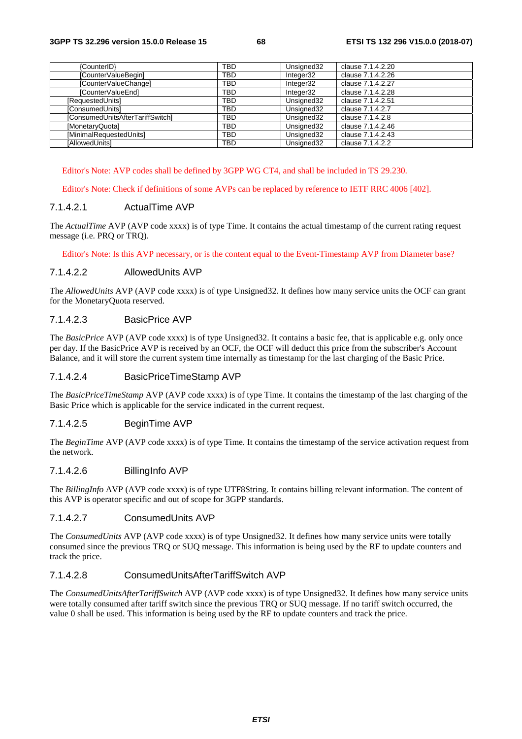| {CounterID} | TBD | Unsigned32 | clause 7.1.4.2.20 |
|---|---|---|---|
| [CounterValueBegin] | TBD | Integer32 | clause 7.1.4.2.26 |
| [CounterValueChange] | TBD | Integer32 | clause 7.1.4.2.27 |
| [CounterValueEnd] | TBD | Integer32 | clause 7.1.4.2.28 |
| [RequestedUnits] | TBD | Unsigned32 | clause 7.1.4.2.51 |
| [ConsumedUnits] | TBD | Unsigned32 | clause 7.1.4.2.7 |
| [ConsumedUnitsAfterTariffSwitch] | TBD | Unsigned32 | clause 7.1.4.2.8 |
| [MonetaryQuota] | TBD | Unsigned32 | clause 7.1.4.2.46 |
| [MinimalRequestedUnits] | TBD | Unsigned32 | clause 7.1.4.2.43 |
| [AllowedUnits] | TBD | Unsigned32 | clause 7.1.4.2.2 |

Editor's Note: AVP codes shall be defined by 3GPP WG CT4, and shall be included in TS 29.230.

Editor's Note: Check if definitions of some AVPs can be replaced by reference to IETF RRC 4006 [402].

#### 7.1.4.2.1 ActualTime AVP

The *ActualTime* AVP (AVP code xxxx) is of type Time. It contains the actual timestamp of the current rating request message (i.e. PRQ or TRQ).

Editor's Note: Is this AVP necessary, or is the content equal to the Event-Timestamp AVP from Diameter base?

#### 7.1.4.2.2 AllowedUnits AVP

The *AllowedUnits* AVP (AVP code xxxx) is of type Unsigned32. It defines how many service units the OCF can grant for the MonetaryQuota reserved.

#### 7.1.4.2.3 BasicPrice AVP

The *BasicPrice* AVP (AVP code xxxx) is of type Unsigned32. It contains a basic fee, that is applicable e.g. only once per day. If the BasicPrice AVP is received by an OCF, the OCF will deduct this price from the subscriber's Account Balance, and it will store the current system time internally as timestamp for the last charging of the Basic Price.

#### 7.1.4.2.4 BasicPriceTimeStamp AVP

The *BasicPriceTimeStamp* AVP (AVP code xxxx) is of type Time. It contains the timestamp of the last charging of the Basic Price which is applicable for the service indicated in the current request.

#### 7.1.4.2.5 BeginTime AVP

The *BeginTime* AVP (AVP code xxxx) is of type Time. It contains the timestamp of the service activation request from the network.

#### 7.1.4.2.6 BillingInfo AVP

The *BillingInfo* AVP (AVP code xxxx) is of type UTF8String. It contains billing relevant information. The content of this AVP is operator specific and out of scope for 3GPP standards.

#### 7.1.4.2.7 ConsumedUnits AVP

The *ConsumedUnits* AVP (AVP code xxxx) is of type Unsigned32. It defines how many service units were totally consumed since the previous TRQ or SUQ message. This information is being used by the RF to update counters and track the price.

#### 7.1.4.2.8 ConsumedUnitsAfterTariffSwitch AVP

The *ConsumedUnitsAfterTariffSwitch* AVP (AVP code xxxx) is of type Unsigned32. It defines how many service units were totally consumed after tariff switch since the previous TRQ or SUQ message. If no tariff switch occurred, the value 0 shall be used. This information is being used by the RF to update counters and track the price.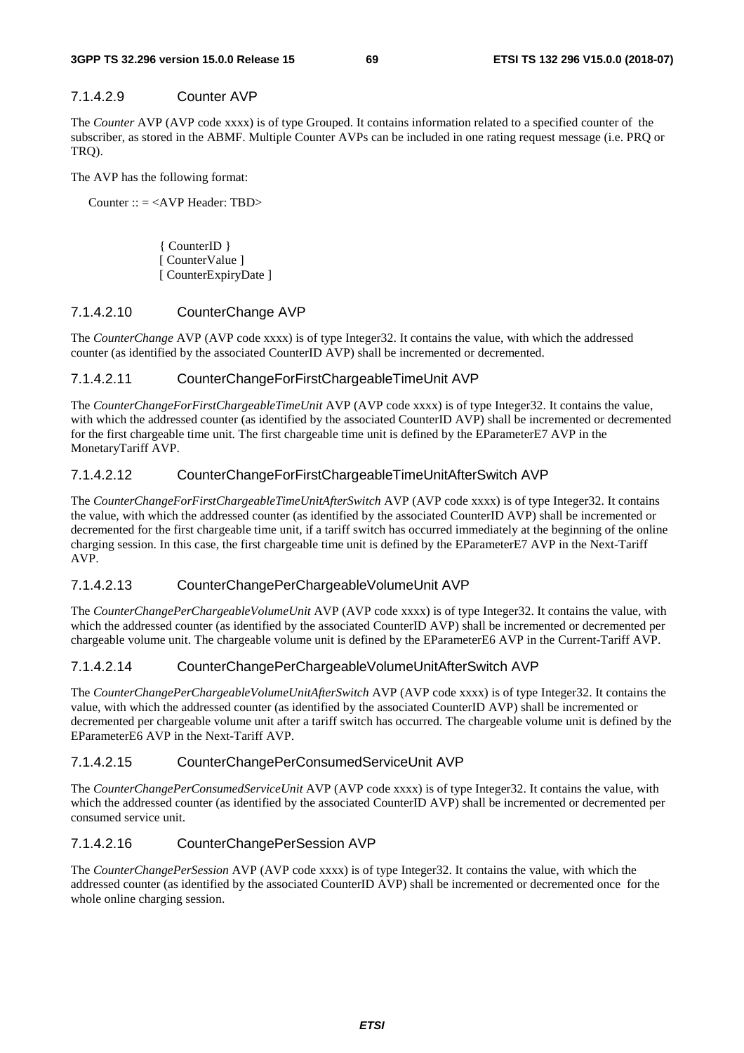#### 7.1.4.2.9 Counter AVP

The *Counter* AVP (AVP code xxxx) is of type Grouped. It contains information related to a specified counter of the subscriber, as stored in the ABMF. Multiple Counter AVPs can be included in one rating request message (i.e. PRQ or TRQ).

The AVP has the following format:

```
Counter :: = <AVP Header: TBD>

        { CounterID }
        [ CounterValue ]
        [ CounterExpiryDate ]
```

#### 7.1.4.2.10 CounterChange AVP

The *CounterChange* AVP (AVP code xxxx) is of type Integer32. It contains the value, with which the addressed counter (as identified by the associated CounterID AVP) shall be incremented or decremented.

#### 7.1.4.2.11 CounterChangeForFirstChargeableTimeUnit AVP

The *CounterChangeForFirstChargeableTimeUnit* AVP (AVP code xxxx) is of type Integer32. It contains the value, with which the addressed counter (as identified by the associated CounterID AVP) shall be incremented or decremented for the first chargeable time unit. The first chargeable time unit is defined by the EParameterE7 AVP in the MonetaryTariff AVP.

#### 7.1.4.2.12 CounterChangeForFirstChargeableTimeUnitAfterSwitch AVP

The *CounterChangeForFirstChargeableTimeUnitAfterSwitch* AVP (AVP code xxxx) is of type Integer32. It contains the value, with which the addressed counter (as identified by the associated CounterID AVP) shall be incremented or decremented for the first chargeable time unit, if a tariff switch has occurred immediately at the beginning of the online charging session. In this case, the first chargeable time unit is defined by the EParameterE7 AVP in the Next-Tariff AVP.

#### 7.1.4.2.13 CounterChangePerChargeableVolumeUnit AVP

The *CounterChangePerChargeableVolumeUnit* AVP (AVP code xxxx) is of type Integer32. It contains the value, with which the addressed counter (as identified by the associated CounterID AVP) shall be incremented or decremented per chargeable volume unit. The chargeable volume unit is defined by the EParameterE6 AVP in the Current-Tariff AVP.

#### 7.1.4.2.14 CounterChangePerChargeableVolumeUnitAfterSwitch AVP

The *CounterChangePerChargeableVolumeUnitAfterSwitch* AVP (AVP code xxxx) is of type Integer32. It contains the value, with which the addressed counter (as identified by the associated CounterID AVP) shall be incremented or decremented per chargeable volume unit after a tariff switch has occurred. The chargeable volume unit is defined by the EParameterE6 AVP in the Next-Tariff AVP.

#### 7.1.4.2.15 CounterChangePerConsumedServiceUnit AVP

The *CounterChangePerConsumedServiceUnit* AVP (AVP code xxxx) is of type Integer32. It contains the value, with which the addressed counter (as identified by the associated CounterID AVP) shall be incremented or decremented per consumed service unit.

#### 7.1.4.2.16 CounterChangePerSession AVP

The *CounterChangePerSession* AVP (AVP code xxxx) is of type Integer32. It contains the value, with which the addressed counter (as identified by the associated CounterID AVP) shall be incremented or decremented once for the whole online charging session.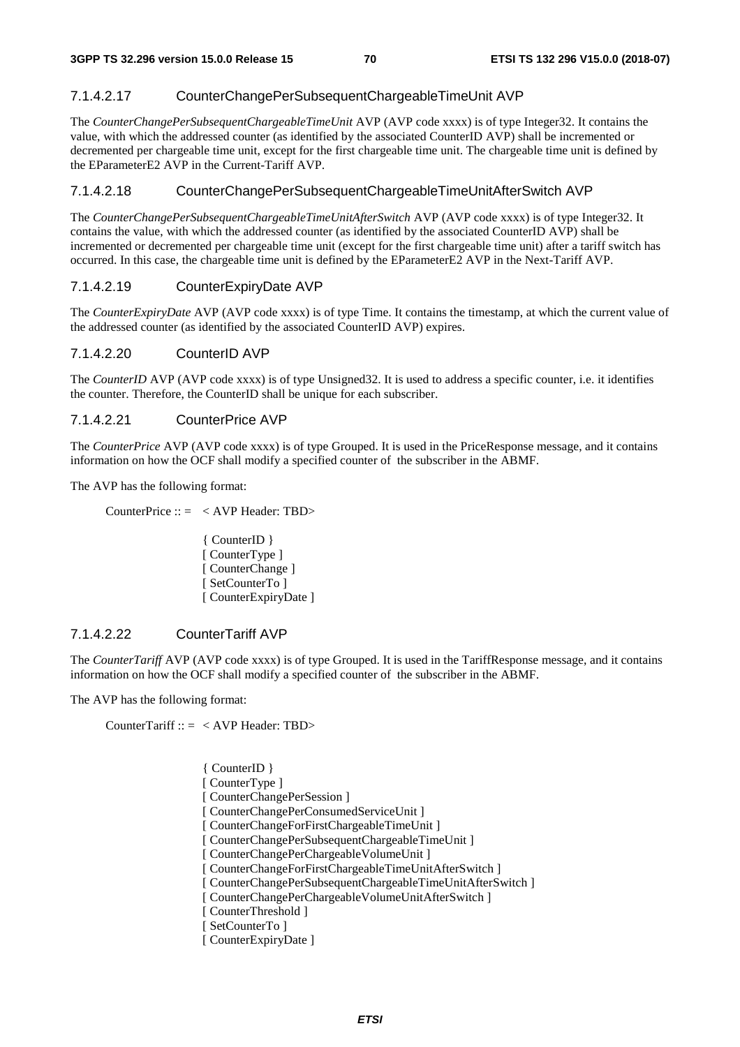#### 7.1.4.2.17 CounterChangePerSubsequentChargeableTimeUnit AVP

The *CounterChangePerSubsequentChargeableTimeUnit* AVP (AVP code xxxx) is of type Integer32. It contains the value, with which the addressed counter (as identified by the associated CounterID AVP) shall be incremented or decremented per chargeable time unit, except for the first chargeable time unit. The chargeable time unit is defined by the EParameterE2 AVP in the Current-Tariff AVP.

#### 7.1.4.2.18 CounterChangePerSubsequentChargeableTimeUnitAfterSwitch AVP

The *CounterChangePerSubsequentChargeableTimeUnitAfterSwitch* AVP (AVP code xxxx) is of type Integer32. It contains the value, with which the addressed counter (as identified by the associated CounterID AVP) shall be incremented or decremented per chargeable time unit (except for the first chargeable time unit) after a tariff switch has occurred. In this case, the chargeable time unit is defined by the EParameterE2 AVP in the Next-Tariff AVP.

#### 7.1.4.2.19 CounterExpiryDate AVP

The *CounterExpiryDate* AVP (AVP code xxxx) is of type Time. It contains the timestamp, at which the current value of the addressed counter (as identified by the associated CounterID AVP) expires.

#### 7.1.4.2.20 CounterID AVP

The *CounterID* AVP (AVP code xxxx) is of type Unsigned32. It is used to address a specific counter, i.e. it identifies the counter. Therefore, the CounterID shall be unique for each subscriber.

#### 7.1.4.2.21 CounterPrice AVP

The *CounterPrice* AVP (AVP code xxxx) is of type Grouped. It is used in the PriceResponse message, and it contains information on how the OCF shall modify a specified counter of the subscriber in the ABMF.

The AVP has the following format:

```
CounterPrice :: =   < AVP Header: TBD>

                    { CounterID }
                    [ CounterType ]
                    [ CounterChange ]
                    [ SetCounterTo ]
                    [ CounterExpiryDate ]
```

#### 7.1.4.2.22 CounterTariff AVP

The *CounterTariff* AVP (AVP code xxxx) is of type Grouped. It is used in the TariffResponse message, and it contains information on how the OCF shall modify a specified counter of the subscriber in the ABMF.

The AVP has the following format:

```
CounterTariff :: =  < AVP Header: TBD>

                    { CounterID }
                    [ CounterType ]
                    [ CounterChangePerSession ]
                    [ CounterChangePerConsumedServiceUnit ]
                    [ CounterChangeForFirstChargeableTimeUnit ]
                    [ CounterChangePerSubsequentChargeableTimeUnit ]
                    [ CounterChangePerChargeableVolumeUnit ]
                    [ CounterChangeForFirstChargeableTimeUnitAfterSwitch ]
                    [ CounterChangePerSubsequentChargeableTimeUnitAfterSwitch ]
                    [ CounterChangePerChargeableVolumeUnitAfterSwitch ]
                    [ CounterThreshold ]
                    [ SetCounterTo ]
                    [ CounterExpiryDate ]
```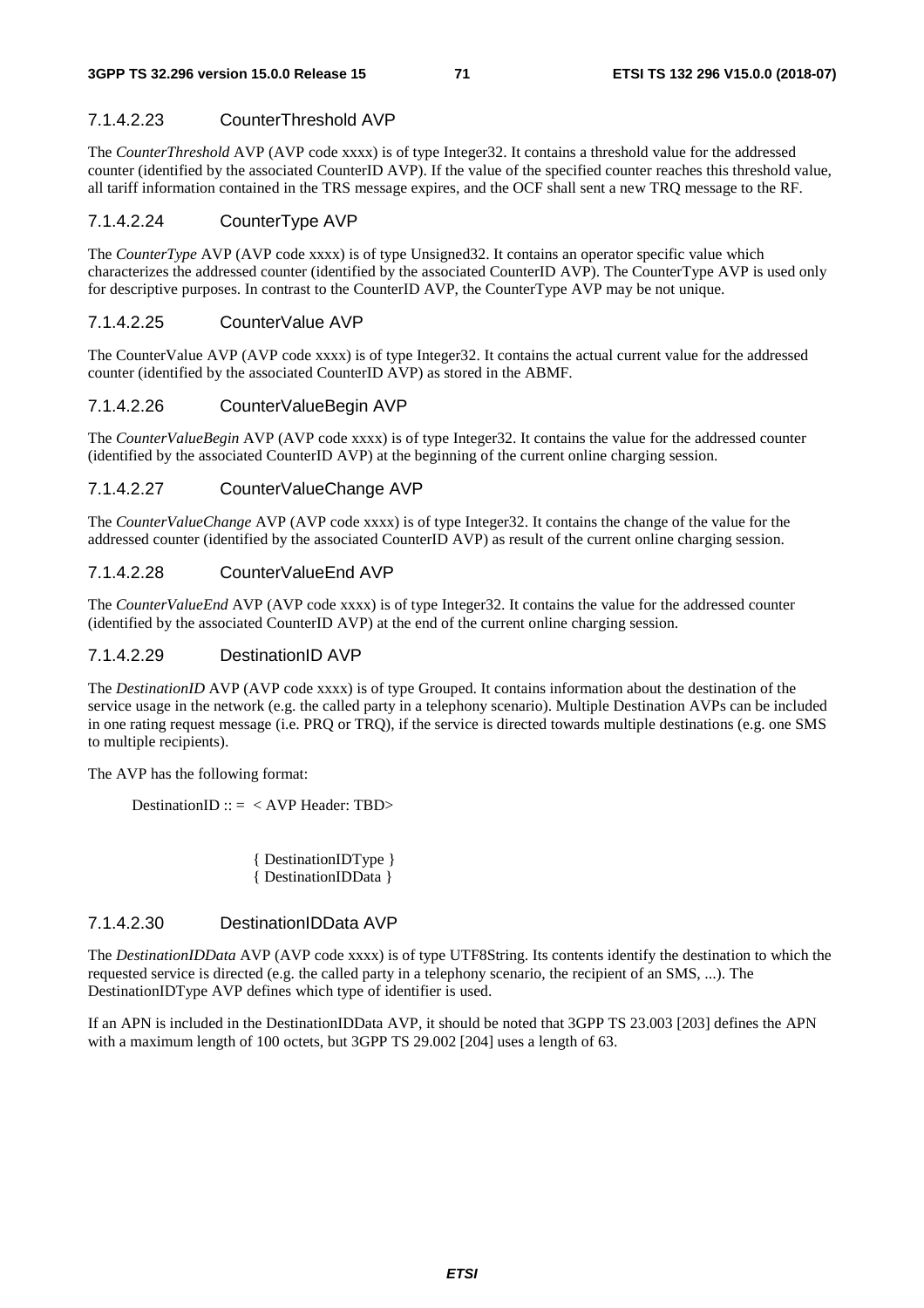#### 7.1.4.2.23 CounterThreshold AVP

The *CounterThreshold* AVP (AVP code xxxx) is of type Integer32. It contains a threshold value for the addressed counter (identified by the associated CounterID AVP). If the value of the specified counter reaches this threshold value, all tariff information contained in the TRS message expires, and the OCF shall sent a new TRQ message to the RF.

#### 7.1.4.2.24 CounterType AVP

The *CounterType* AVP (AVP code xxxx) is of type Unsigned32. It contains an operator specific value which characterizes the addressed counter (identified by the associated CounterID AVP). The CounterType AVP is used only for descriptive purposes. In contrast to the CounterID AVP, the CounterType AVP may be not unique.

#### 7.1.4.2.25 CounterValue AVP

The CounterValue AVP (AVP code xxxx) is of type Integer32. It contains the actual current value for the addressed counter (identified by the associated CounterID AVP) as stored in the ABMF.

#### 7.1.4.2.26 CounterValueBegin AVP

The *CounterValueBegin* AVP (AVP code xxxx) is of type Integer32. It contains the value for the addressed counter (identified by the associated CounterID AVP) at the beginning of the current online charging session.

#### 7.1.4.2.27 CounterValueChange AVP

The *CounterValueChange* AVP (AVP code xxxx) is of type Integer32. It contains the change of the value for the addressed counter (identified by the associated CounterID AVP) as result of the current online charging session.

#### 7.1.4.2.28 CounterValueEnd AVP

The *CounterValueEnd* AVP (AVP code xxxx) is of type Integer32. It contains the value for the addressed counter (identified by the associated CounterID AVP) at the end of the current online charging session.

#### 7.1.4.2.29 DestinationID AVP

The *DestinationID* AVP (AVP code xxxx) is of type Grouped. It contains information about the destination of the service usage in the network (e.g. the called party in a telephony scenario). Multiple Destination AVPs can be included in one rating request message (i.e. PRQ or TRQ), if the service is directed towards multiple destinations (e.g. one SMS to multiple recipients).

The AVP has the following format:

```
DestinationID :: =  < AVP Header: TBD>


                    { DestinationIDType }
                    { DestinationIDData }
```

#### 7.1.4.2.30 DestinationIDData AVP

The *DestinationIDData* AVP (AVP code xxxx) is of type UTF8String. Its contents identify the destination to which the requested service is directed (e.g. the called party in a telephony scenario, the recipient of an SMS, ...). The DestinationIDType AVP defines which type of identifier is used.

If an APN is included in the DestinationIDData AVP, it should be noted that 3GPP TS 23.003 [203] defines the APN with a maximum length of 100 octets, but 3GPP TS 29.002 [204] uses a length of 63.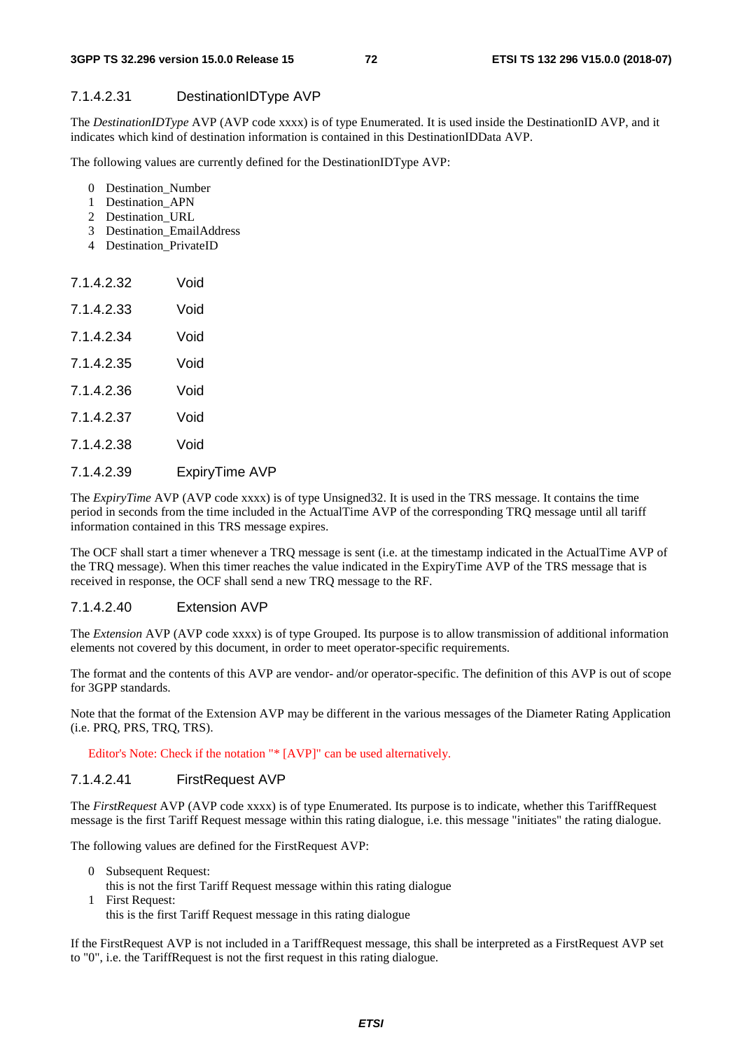#### 7.1.4.2.31 DestinationIDType AVP

The *DestinationIDType* AVP (AVP code xxxx) is of type Enumerated. It is used inside the DestinationID AVP, and it indicates which kind of destination information is contained in this DestinationIDData AVP.

The following values are currently defined for the DestinationIDType AVP:

- 0 Destination_Number
- 1 Destination_APN
- 2 Destination_URL
- 3 Destination_EmailAddress
- 4 Destination_PrivateID

#### 7.1.4.2.32 Void

#### 7.1.4.2.33 Void

#### 7.1.4.2.34 Void

#### 7.1.4.2.35 Void

#### 7.1.4.2.36 Void

#### 7.1.4.2.37 Void

#### 7.1.4.2.38 Void

#### 7.1.4.2.39 ExpiryTime AVP

The *ExpiryTime* AVP (AVP code xxxx) is of type Unsigned32. It is used in the TRS message. It contains the time period in seconds from the time included in the ActualTime AVP of the corresponding TRQ message until all tariff information contained in this TRS message expires.

The OCF shall start a timer whenever a TRQ message is sent (i.e. at the timestamp indicated in the ActualTime AVP of the TRQ message). When this timer reaches the value indicated in the ExpiryTime AVP of the TRS message that is received in response, the OCF shall send a new TRQ message to the RF.

#### 7.1.4.2.40 Extension AVP

The *Extension* AVP (AVP code xxxx) is of type Grouped. Its purpose is to allow transmission of additional information elements not covered by this document, in order to meet operator-specific requirements.

The format and the contents of this AVP are vendor- and/or operator-specific. The definition of this AVP is out of scope for 3GPP standards.

Note that the format of the Extension AVP may be different in the various messages of the Diameter Rating Application (i.e. PRQ, PRS, TRQ, TRS).

Editor's Note: Check if the notation "* [AVP]" can be used alternatively.

#### 7.1.4.2.41 FirstRequest AVP

The *FirstRequest* AVP (AVP code xxxx) is of type Enumerated. Its purpose is to indicate, whether this TariffRequest message is the first Tariff Request message within this rating dialogue, i.e. this message "initiates" the rating dialogue.

The following values are defined for the FirstRequest AVP:

- 0 Subsequent Request:
  this is not the first Tariff Request message within this rating dialogue
- 1 First Request:
  this is the first Tariff Request message in this rating dialogue

If the FirstRequest AVP is not included in a TariffRequest message, this shall be interpreted as a FirstRequest AVP set to "0", i.e. the TariffRequest is not the first request in this rating dialogue.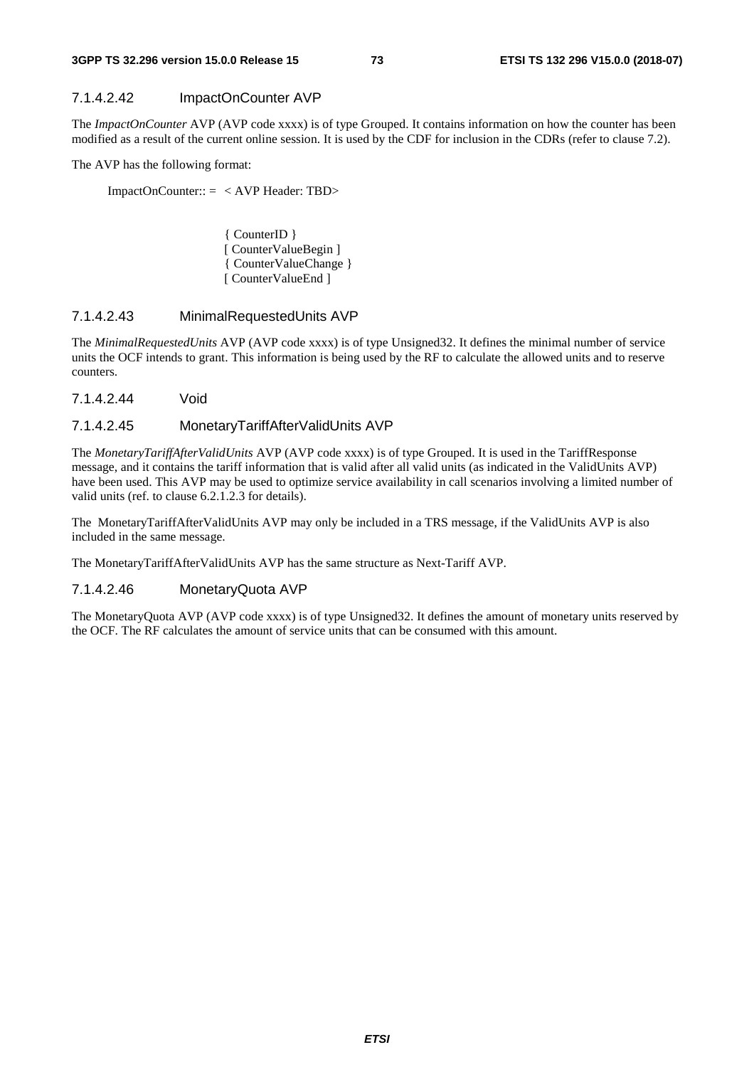#### 7.1.4.2.42 ImpactOnCounter AVP

The *ImpactOnCounter* AVP (AVP code xxxx) is of type Grouped. It contains information on how the counter has been modified as a result of the current online session. It is used by the CDF for inclusion in the CDRs (refer to clause 7.2).

The AVP has the following format:

```
ImpactOnCounter:: =  < AVP Header: TBD>

                    { CounterID }
                    [ CounterValueBegin ]
                    { CounterValueChange }
                    [ CounterValueEnd ]
```

#### 7.1.4.2.43 MinimalRequestedUnits AVP

The *MinimalRequestedUnits* AVP (AVP code xxxx) is of type Unsigned32. It defines the minimal number of service units the OCF intends to grant. This information is being used by the RF to calculate the allowed units and to reserve counters.

#### 7.1.4.2.44 Void

#### 7.1.4.2.45 MonetaryTariffAfterValidUnits AVP

The *MonetaryTariffAfterValidUnits* AVP (AVP code xxxx) is of type Grouped. It is used in the TariffResponse message, and it contains the tariff information that is valid after all valid units (as indicated in the ValidUnits AVP) have been used. This AVP may be used to optimize service availability in call scenarios involving a limited number of valid units (ref. to clause 6.2.1.2.3 for details).

The MonetaryTariffAfterValidUnits AVP may only be included in a TRS message, if the ValidUnits AVP is also included in the same message.

The MonetaryTariffAfterValidUnits AVP has the same structure as Next-Tariff AVP.

#### 7.1.4.2.46 MonetaryQuota AVP

The MonetaryQuota AVP (AVP code xxxx) is of type Unsigned32. It defines the amount of monetary units reserved by the OCF. The RF calculates the amount of service units that can be consumed with this amount.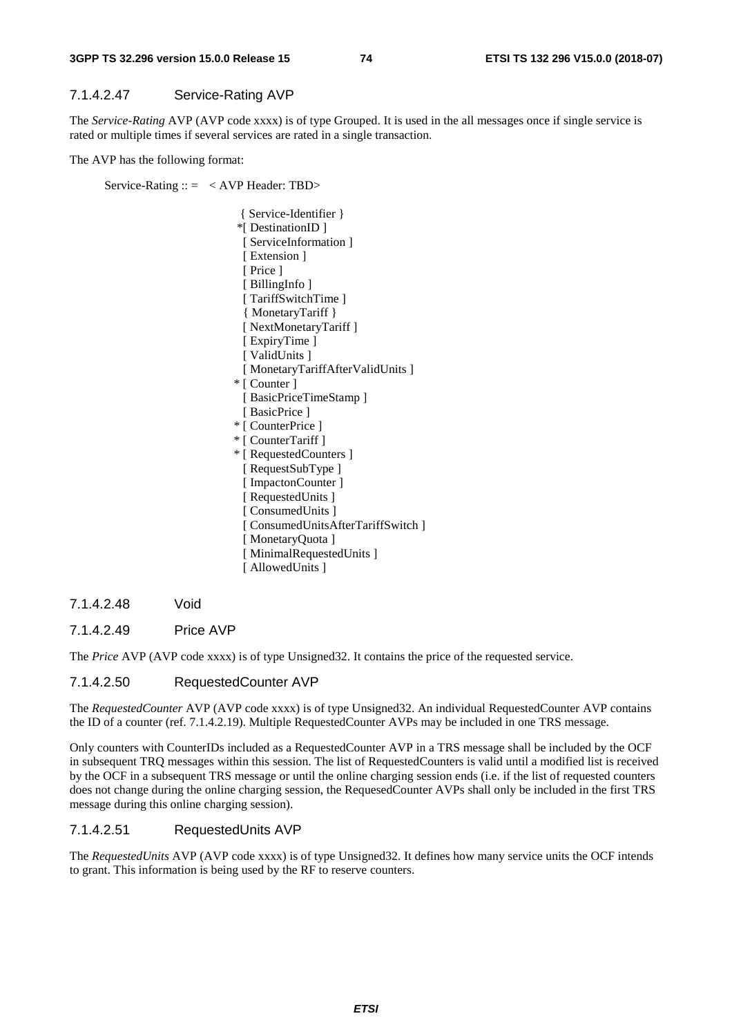#### 7.1.4.2.47 Service-Rating AVP

The *Service-Rating* AVP (AVP code xxxx) is of type Grouped. It is used in the all messages once if single service is rated or multiple times if several services are rated in a single transaction.

The AVP has the following format:

```
Service-Rating :: =   < AVP Header: TBD>

                        { Service-Identifier }
                       *[ DestinationID ]
                        [ ServiceInformation ]
                        [ Extension ]
                        [ Price ]
                        [ BillingInfo ]
                        [ TariffSwitchTime ]
                        { MonetaryTariff }
                        [ NextMonetaryTariff ]
                        [ ExpiryTime ]
                        [ ValidUnits ]
                        [ MonetaryTariffAfterValidUnits ]
                      * [ Counter ]
                        [ BasicPriceTimeStamp ]
                        [ BasicPrice ]
                      * [ CounterPrice ]
                      * [ CounterTariff ]
                      * [ RequestedCounters ]
                        [ RequestSubType ]
                        [ ImpactonCounter ]
                        [ RequestedUnits ]
                        [ ConsumedUnits ]
                        [ ConsumedUnitsAfterTariffSwitch ]
                        [ MonetaryQuota ]
                        [ MinimalRequestedUnits ]
                        [ AllowedUnits ]
```

#### 7.1.4.2.48 Void

#### 7.1.4.2.49 Price AVP

The *Price* AVP (AVP code xxxx) is of type Unsigned32. It contains the price of the requested service.

#### 7.1.4.2.50 RequestedCounter AVP

The *RequestedCounter* AVP (AVP code xxxx) is of type Unsigned32. An individual RequestedCounter AVP contains the ID of a counter (ref. 7.1.4.2.19). Multiple RequestedCounter AVPs may be included in one TRS message.

Only counters with CounterIDs included as a RequestedCounter AVP in a TRS message shall be included by the OCF in subsequent TRQ messages within this session. The list of RequestedCounters is valid until a modified list is received by the OCF in a subsequent TRS message or until the online charging session ends (i.e. if the list of requested counters does not change during the online charging session, the RequesedCounter AVPs shall only be included in the first TRS message during this online charging session).

#### 7.1.4.2.51 RequestedUnits AVP

The *RequestedUnits* AVP (AVP code xxxx) is of type Unsigned32. It defines how many service units the OCF intends to grant. This information is being used by the RF to reserve counters.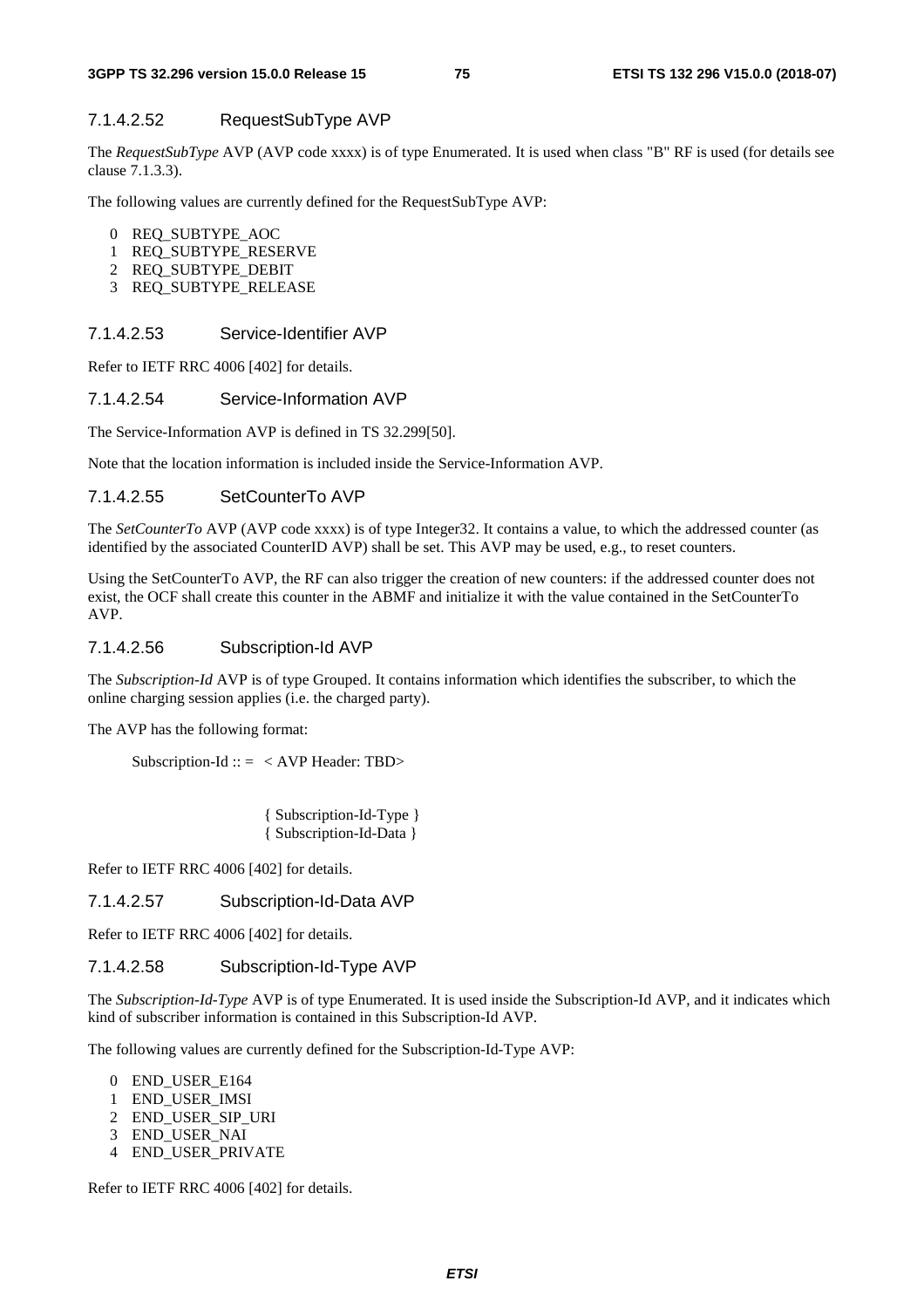#### 7.1.4.2.52 RequestSubType AVP

The *RequestSubType* AVP (AVP code xxxx) is of type Enumerated. It is used when class "B" RF is used (for details see clause 7.1.3.3).

The following values are currently defined for the RequestSubType AVP:

0 REQ_SUBTYPE_AOC
1 REQ_SUBTYPE_RESERVE
2 REQ_SUBTYPE_DEBIT
3 REQ_SUBTYPE_RELEASE

#### 7.1.4.2.53 Service-Identifier AVP

Refer to IETF RRC 4006 [402] for details.

#### 7.1.4.2.54 Service-Information AVP

The Service-Information AVP is defined in TS 32.299[50].

Note that the location information is included inside the Service-Information AVP.

#### 7.1.4.2.55 SetCounterTo AVP

The *SetCounterTo* AVP (AVP code xxxx) is of type Integer32. It contains a value, to which the addressed counter (as identified by the associated CounterID AVP) shall be set. This AVP may be used, e.g., to reset counters.

Using the SetCounterTo AVP, the RF can also trigger the creation of new counters: if the addressed counter does not exist, the OCF shall create this counter in the ABMF and initialize it with the value contained in the SetCounterTo AVP.

#### 7.1.4.2.56 Subscription-Id AVP

The *Subscription-Id* AVP is of type Grouped. It contains information which identifies the subscriber, to which the online charging session applies (i.e. the charged party).

The AVP has the following format:

```
Subscription-Id :: =  < AVP Header: TBD>

                        { Subscription-Id-Type }
                        { Subscription-Id-Data }
```

Refer to IETF RRC 4006 [402] for details.

#### 7.1.4.2.57 Subscription-Id-Data AVP

Refer to IETF RRC 4006 [402] for details.

#### 7.1.4.2.58 Subscription-Id-Type AVP

The *Subscription-Id-Type* AVP is of type Enumerated. It is used inside the Subscription-Id AVP, and it indicates which kind of subscriber information is contained in this Subscription-Id AVP.

The following values are currently defined for the Subscription-Id-Type AVP:

0 END_USER_E164
1 END_USER_IMSI
2 END_USER_SIP_URI
3 END_USER_NAI
4 END_USER_PRIVATE

Refer to IETF RRC 4006 [402] for details.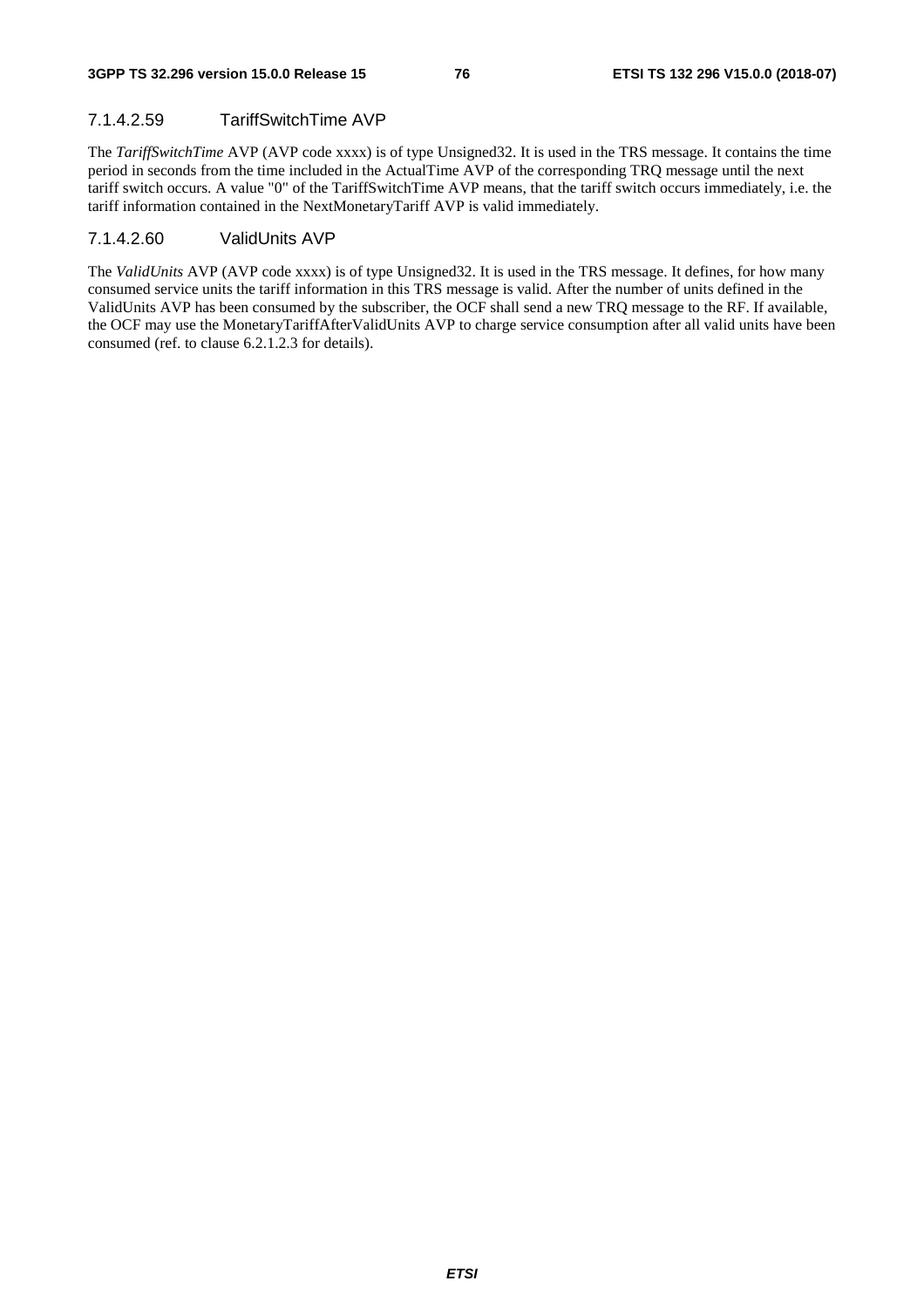#### 7.1.4.2.59 TariffSwitchTime AVP

The *TariffSwitchTime* AVP (AVP code xxxx) is of type Unsigned32. It is used in the TRS message. It contains the time period in seconds from the time included in the ActualTime AVP of the corresponding TRQ message until the next tariff switch occurs. A value "0" of the TariffSwitchTime AVP means, that the tariff switch occurs immediately, i.e. the tariff information contained in the NextMonetaryTariff AVP is valid immediately.

#### 7.1.4.2.60 ValidUnits AVP

The *ValidUnits* AVP (AVP code xxxx) is of type Unsigned32. It is used in the TRS message. It defines, for how many consumed service units the tariff information in this TRS message is valid. After the number of units defined in the ValidUnits AVP has been consumed by the subscriber, the OCF shall send a new TRQ message to the RF. If available, the OCF may use the MonetaryTariffAfterValidUnits AVP to charge service consumption after all valid units have been consumed (ref. to clause 6.2.1.2.3 for details).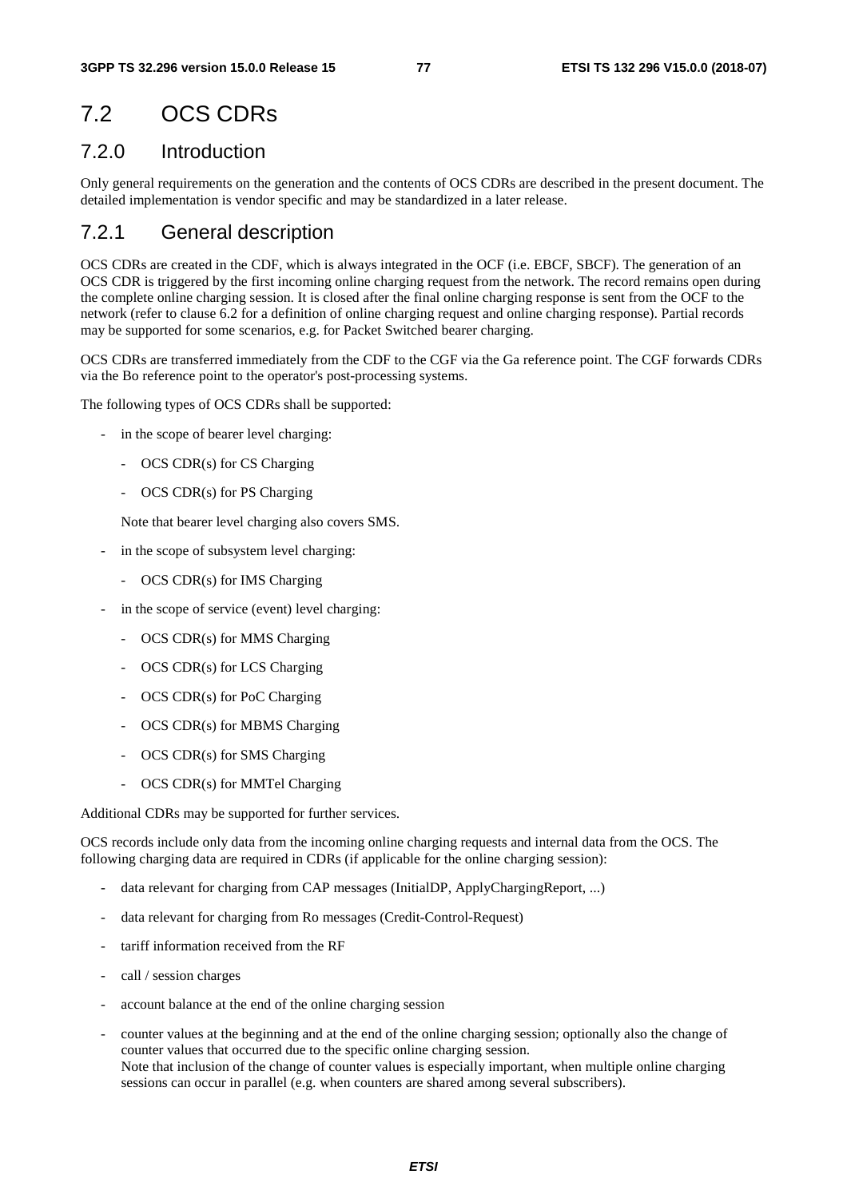# 7.2 OCS CDRs

## 7.2.0 Introduction

Only general requirements on the generation and the contents of OCS CDRs are described in the present document. The detailed implementation is vendor specific and may be standardized in a later release.

## 7.2.1 General description

OCS CDRs are created in the CDF, which is always integrated in the OCF (i.e. EBCF, SBCF). The generation of an OCS CDR is triggered by the first incoming online charging request from the network. The record remains open during the complete online charging session. It is closed after the final online charging response is sent from the OCF to the network (refer to clause 6.2 for a definition of online charging request and online charging response). Partial records may be supported for some scenarios, e.g. for Packet Switched bearer charging.

OCS CDRs are transferred immediately from the CDF to the CGF via the Ga reference point. The CGF forwards CDRs via the Bo reference point to the operator's post-processing systems.

The following types of OCS CDRs shall be supported:

- in the scope of bearer level charging:
  - OCS CDR(s) for CS Charging
  - OCS CDR(s) for PS Charging

  Note that bearer level charging also covers SMS.

- in the scope of subsystem level charging:
  - OCS CDR(s) for IMS Charging
- in the scope of service (event) level charging:
  - OCS CDR(s) for MMS Charging
  - OCS CDR(s) for LCS Charging
  - OCS CDR(s) for PoC Charging
  - OCS CDR(s) for MBMS Charging
  - OCS CDR(s) for SMS Charging
  - OCS CDR(s) for MMTel Charging

Additional CDRs may be supported for further services.

OCS records include only data from the incoming online charging requests and internal data from the OCS. The following charging data are required in CDRs (if applicable for the online charging session):

- data relevant for charging from CAP messages (InitialDP, ApplyChargingReport, ...)
- data relevant for charging from Ro messages (Credit-Control-Request)
- tariff information received from the RF
- call / session charges
- account balance at the end of the online charging session
- counter values at the beginning and at the end of the online charging session; optionally also the change of counter values that occurred due to the specific online charging session.
  Note that inclusion of the change of counter values is especially important, when multiple online charging sessions can occur in parallel (e.g. when counters are shared among several subscribers).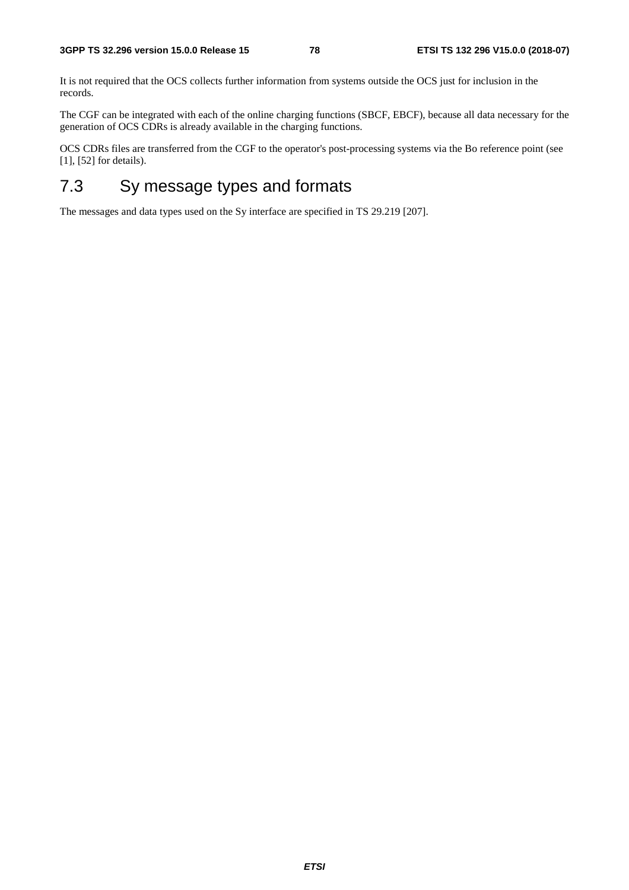It is not required that the OCS collects further information from systems outside the OCS just for inclusion in the records.

The CGF can be integrated with each of the online charging functions (SBCF, EBCF), because all data necessary for the generation of OCS CDRs is already available in the charging functions.

OCS CDRs files are transferred from the CGF to the operator's post-processing systems via the Bo reference point (see [1], [52] for details).

## 7.3 Sy message types and formats

The messages and data types used on the Sy interface are specified in TS 29.219 [207].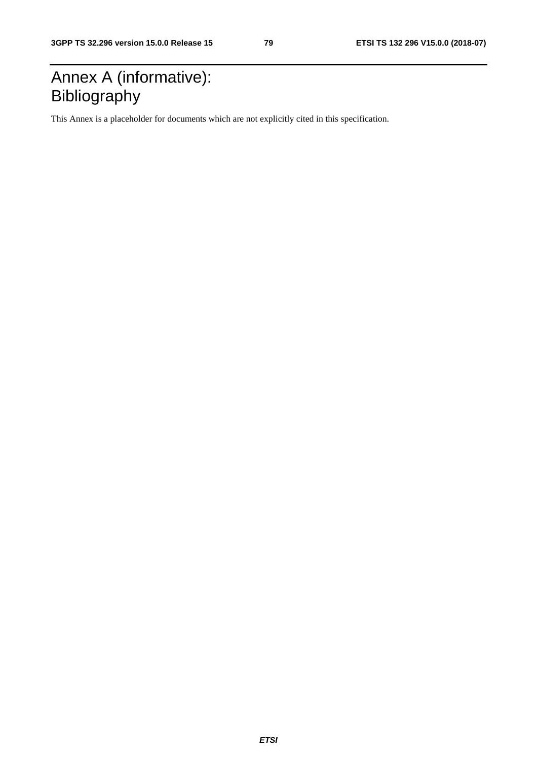# Annex A (informative): Bibliography

This Annex is a placeholder for documents which are not explicitly cited in this specification.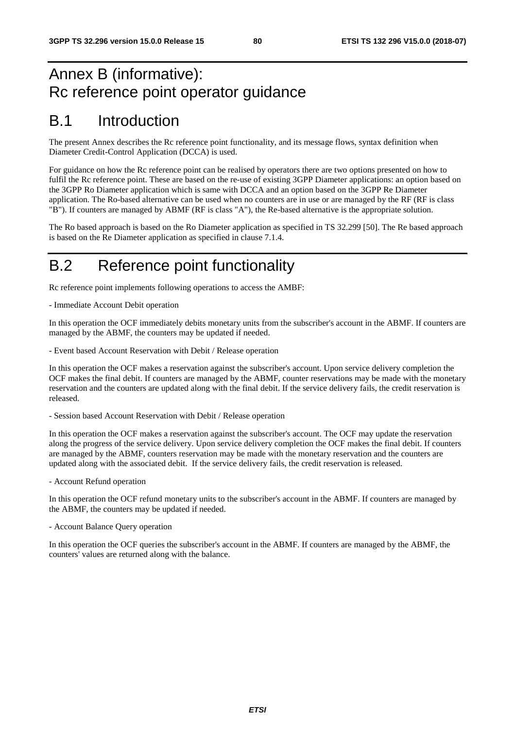# Annex B (informative): Rc reference point operator guidance

## B.1 Introduction

The present Annex describes the Rc reference point functionality, and its message flows, syntax definition when Diameter Credit-Control Application (DCCA) is used.

For guidance on how the Rc reference point can be realised by operators there are two options presented on how to fulfil the Rc reference point. These are based on the re-use of existing 3GPP Diameter applications: an option based on the 3GPP Ro Diameter application which is same with DCCA and an option based on the 3GPP Re Diameter application. The Ro-based alternative can be used when no counters are in use or are managed by the RF (RF is class "B"). If counters are managed by ABMF (RF is class "A"), the Re-based alternative is the appropriate solution.

The Ro based approach is based on the Ro Diameter application as specified in TS 32.299 [50]. The Re based approach is based on the Re Diameter application as specified in clause 7.1.4.

## B.2 Reference point functionality

Rc reference point implements following operations to access the AMBF:

- Immediate Account Debit operation

In this operation the OCF immediately debits monetary units from the subscriber's account in the ABMF. If counters are managed by the ABMF, the counters may be updated if needed.

- Event based Account Reservation with Debit / Release operation

In this operation the OCF makes a reservation against the subscriber's account. Upon service delivery completion the OCF makes the final debit. If counters are managed by the ABMF, counter reservations may be made with the monetary reservation and the counters are updated along with the final debit. If the service delivery fails, the credit reservation is released.

- Session based Account Reservation with Debit / Release operation

In this operation the OCF makes a reservation against the subscriber's account. The OCF may update the reservation along the progress of the service delivery. Upon service delivery completion the OCF makes the final debit. If counters are managed by the ABMF, counters reservation may be made with the monetary reservation and the counters are updated along with the associated debit. If the service delivery fails, the credit reservation is released.

- Account Refund operation

In this operation the OCF refund monetary units to the subscriber's account in the ABMF. If counters are managed by the ABMF, the counters may be updated if needed.

- Account Balance Query operation

In this operation the OCF queries the subscriber's account in the ABMF. If counters are managed by the ABMF, the counters' values are returned along with the balance.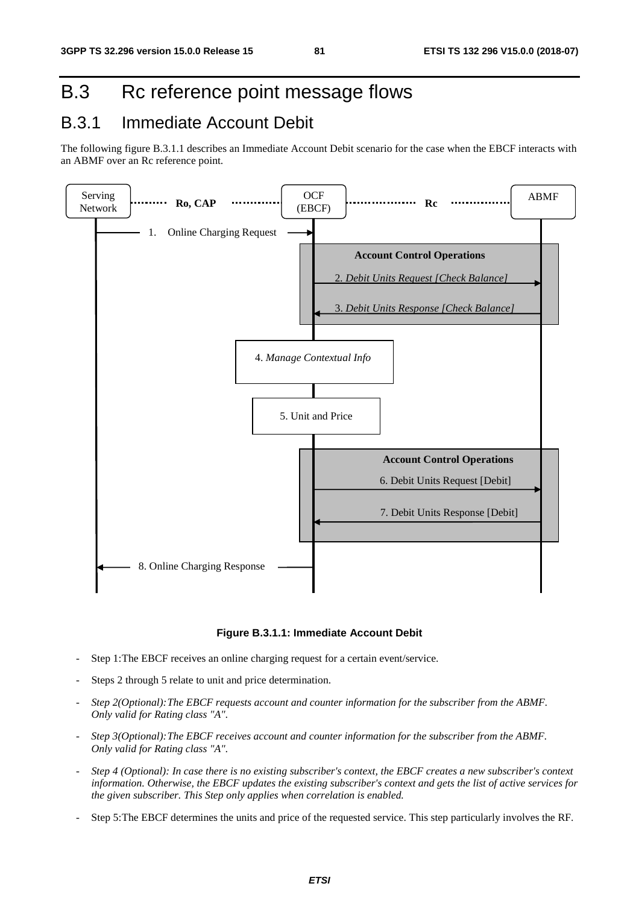# B.3 Rc reference point message flows

## B.3.1 Immediate Account Debit

The following figure B.3.1.1 describes an Immediate Account Debit scenario for the case when the EBCF interacts with an ABMF over an Rc reference point.

**Figure B.3.1.1: Immediate Account Debit**

- Step 1:The EBCF receives an online charging request for a certain event/service.
- Steps 2 through 5 relate to unit and price determination.
- *Step 2(Optional):The EBCF requests account and counter information for the subscriber from the ABMF. Only valid for Rating class "A".*
- *Step 3(Optional):The EBCF receives account and counter information for the subscriber from the ABMF. Only valid for Rating class "A".*
- *Step 4 (Optional): In case there is no existing subscriber's context, the EBCF creates a new subscriber's context information. Otherwise, the EBCF updates the existing subscriber's context and gets the list of active services for the given subscriber. This Step only applies when correlation is enabled.*
- Step 5:The EBCF determines the units and price of the requested service. This step particularly involves the RF.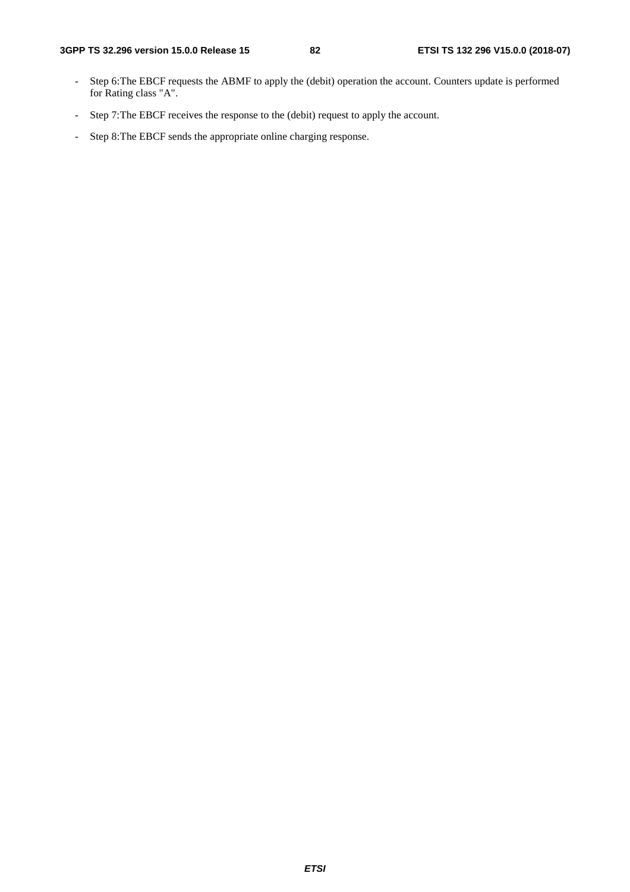- Step 6:The EBCF requests the ABMF to apply the (debit) operation the account. Counters update is performed for Rating class "A".
- Step 7:The EBCF receives the response to the (debit) request to apply the account.
- Step 8:The EBCF sends the appropriate online charging response.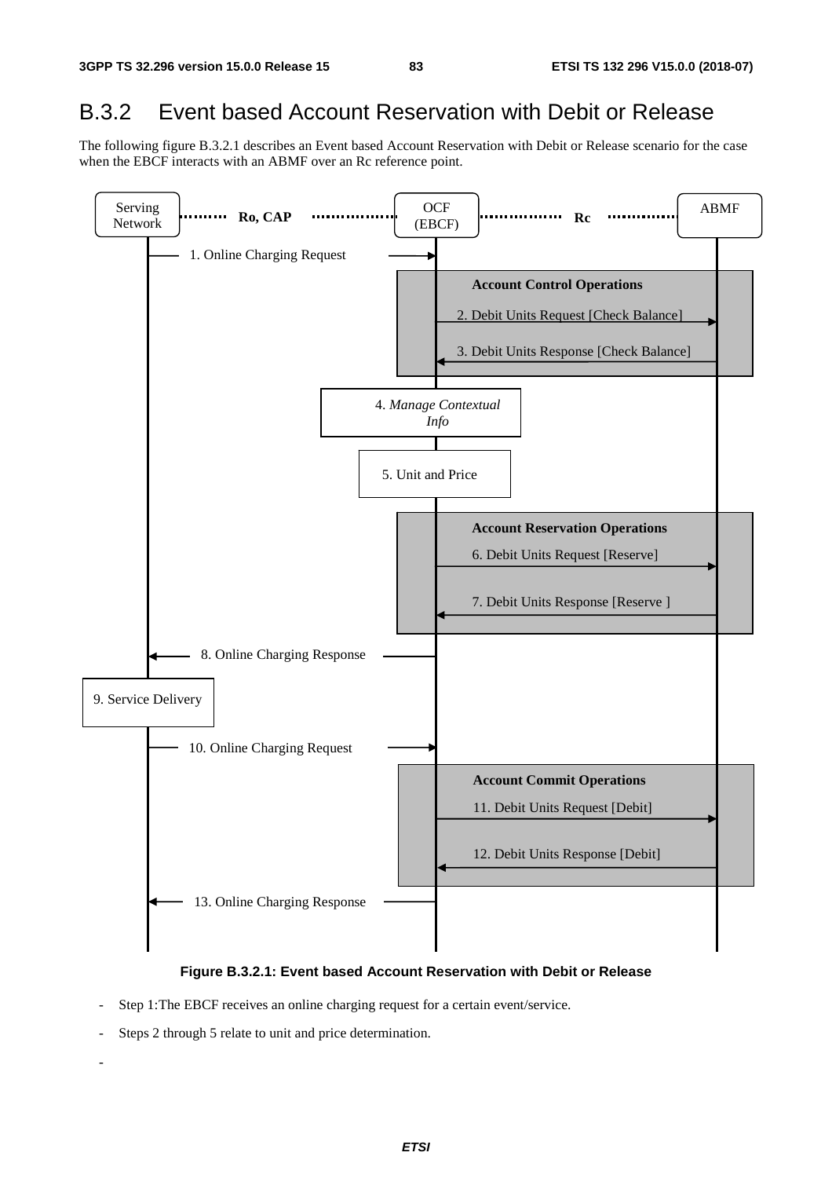## B.3.2 Event based Account Reservation with Debit or Release

The following figure B.3.2.1 describes an Event based Account Reservation with Debit or Release scenario for the case when the EBCF interacts with an ABMF over an Rc reference point.

Figure B.3.2.1: Event based Account Reservation with Debit or Release

- Step 1:The EBCF receives an online charging request for a certain event/service.
- Steps 2 through 5 relate to unit and price determination.
-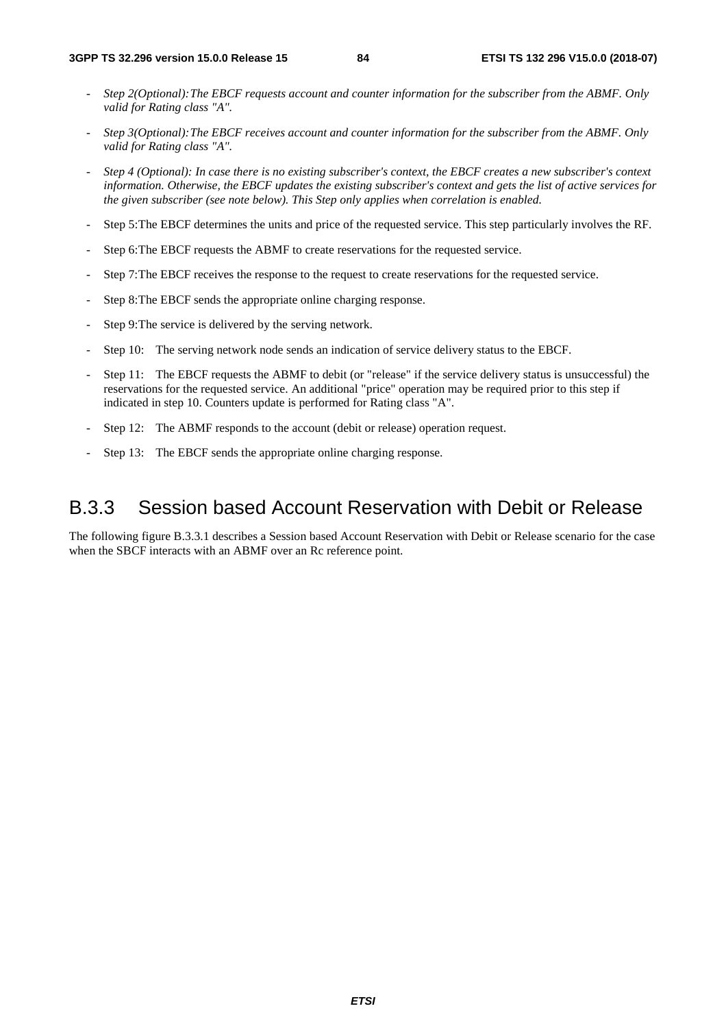- *Step 2(Optional):The EBCF requests account and counter information for the subscriber from the ABMF. Only valid for Rating class "A".*
- *Step 3(Optional):The EBCF receives account and counter information for the subscriber from the ABMF. Only valid for Rating class "A".*
- *Step 4 (Optional): In case there is no existing subscriber's context, the EBCF creates a new subscriber's context information. Otherwise, the EBCF updates the existing subscriber's context and gets the list of active services for the given subscriber (see note below). This Step only applies when correlation is enabled.*
- Step 5:The EBCF determines the units and price of the requested service. This step particularly involves the RF.
- Step 6:The EBCF requests the ABMF to create reservations for the requested service.
- Step 7:The EBCF receives the response to the request to create reservations for the requested service.
- Step 8:The EBCF sends the appropriate online charging response.
- Step 9:The service is delivered by the serving network.
- Step 10: The serving network node sends an indication of service delivery status to the EBCF.
- Step 11: The EBCF requests the ABMF to debit (or "release" if the service delivery status is unsuccessful) the reservations for the requested service. An additional "price" operation may be required prior to this step if indicated in step 10. Counters update is performed for Rating class "A".
- Step 12: The ABMF responds to the account (debit or release) operation request.
- Step 13: The EBCF sends the appropriate online charging response.

## B.3.3 Session based Account Reservation with Debit or Release

The following figure B.3.3.1 describes a Session based Account Reservation with Debit or Release scenario for the case when the SBCF interacts with an ABMF over an Rc reference point.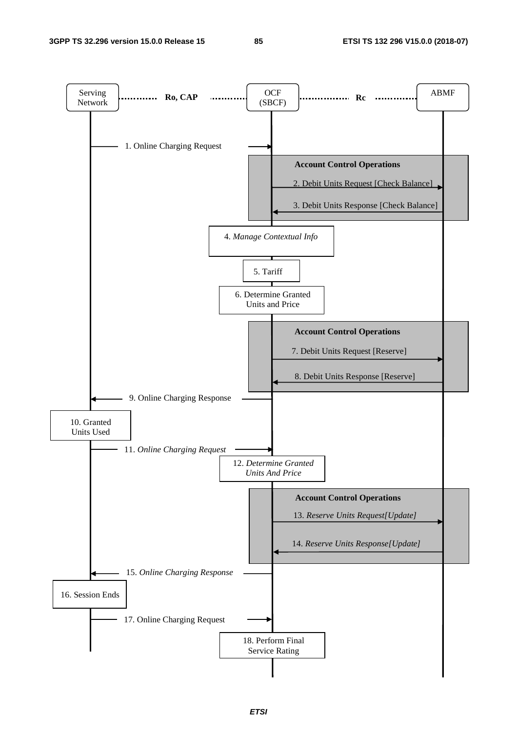Serving Network ······ Ro, CAP ······ OCF (SBCF) ······ Rc ······ ABMF

1. Online Charging Request

**Account Control Operations**

2. Debit Units Request [Check Balance]

3. Debit Units Response [Check Balance]

4. *Manage Contextual Info*

5. Tariff

6. Determine Granted Units and Price

**Account Control Operations**

7. Debit Units Request [Reserve]

8. Debit Units Response [Reserve]

9. Online Charging Response

10. Granted Units Used

11. *Online Charging Request*

12. *Determine Granted Units And Price*

**Account Control Operations**

13. *Reserve Units Request[Update]*

14. *Reserve Units Response[Update]*

15. *Online Charging Response*

16. Session Ends

17. Online Charging Request

18. Perform Final Service Rating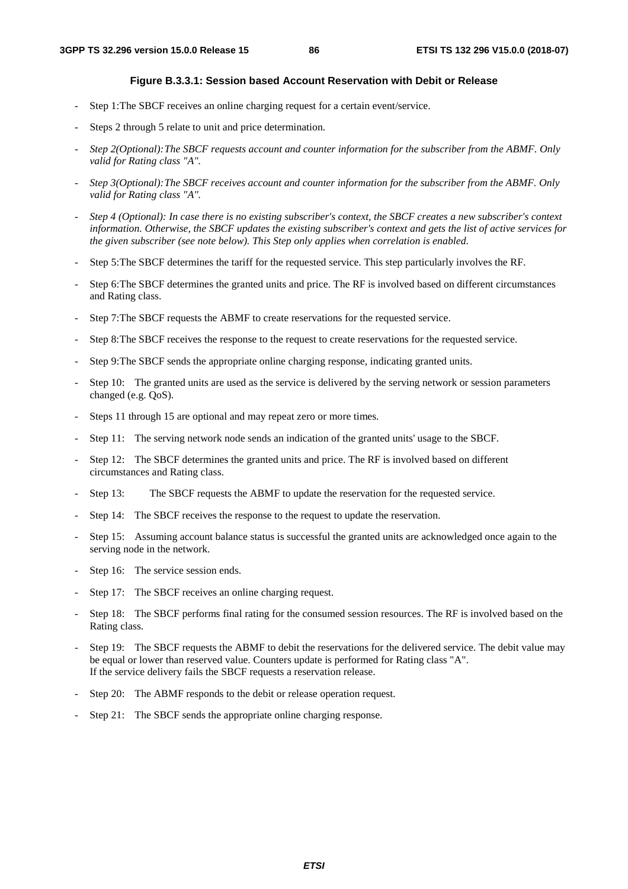**Figure B.3.3.1: Session based Account Reservation with Debit or Release**

- Step 1:The SBCF receives an online charging request for a certain event/service.
- Steps 2 through 5 relate to unit and price determination.
- *Step 2(Optional):The SBCF requests account and counter information for the subscriber from the ABMF. Only valid for Rating class "A".*
- *Step 3(Optional):The SBCF receives account and counter information for the subscriber from the ABMF. Only valid for Rating class "A".*
- *Step 4 (Optional): In case there is no existing subscriber's context, the SBCF creates a new subscriber's context information. Otherwise, the SBCF updates the existing subscriber's context and gets the list of active services for the given subscriber (see note below). This Step only applies when correlation is enabled.*
- Step 5:The SBCF determines the tariff for the requested service. This step particularly involves the RF.
- Step 6:The SBCF determines the granted units and price. The RF is involved based on different circumstances and Rating class.
- Step 7:The SBCF requests the ABMF to create reservations for the requested service.
- Step 8:The SBCF receives the response to the request to create reservations for the requested service.
- Step 9:The SBCF sends the appropriate online charging response, indicating granted units.
- Step 10: The granted units are used as the service is delivered by the serving network or session parameters changed (e.g. QoS).
- Steps 11 through 15 are optional and may repeat zero or more times.
- Step 11: The serving network node sends an indication of the granted units' usage to the SBCF.
- Step 12: The SBCF determines the granted units and price. The RF is involved based on different circumstances and Rating class.
- Step 13: The SBCF requests the ABMF to update the reservation for the requested service.
- Step 14: The SBCF receives the response to the request to update the reservation.
- Step 15: Assuming account balance status is successful the granted units are acknowledged once again to the serving node in the network.
- Step 16: The service session ends.
- Step 17: The SBCF receives an online charging request.
- Step 18: The SBCF performs final rating for the consumed session resources. The RF is involved based on the Rating class.
- Step 19: The SBCF requests the ABMF to debit the reservations for the delivered service. The debit value may be equal or lower than reserved value. Counters update is performed for Rating class "A". If the service delivery fails the SBCF requests a reservation release.
- Step 20: The ABMF responds to the debit or release operation request.
- Step 21: The SBCF sends the appropriate online charging response.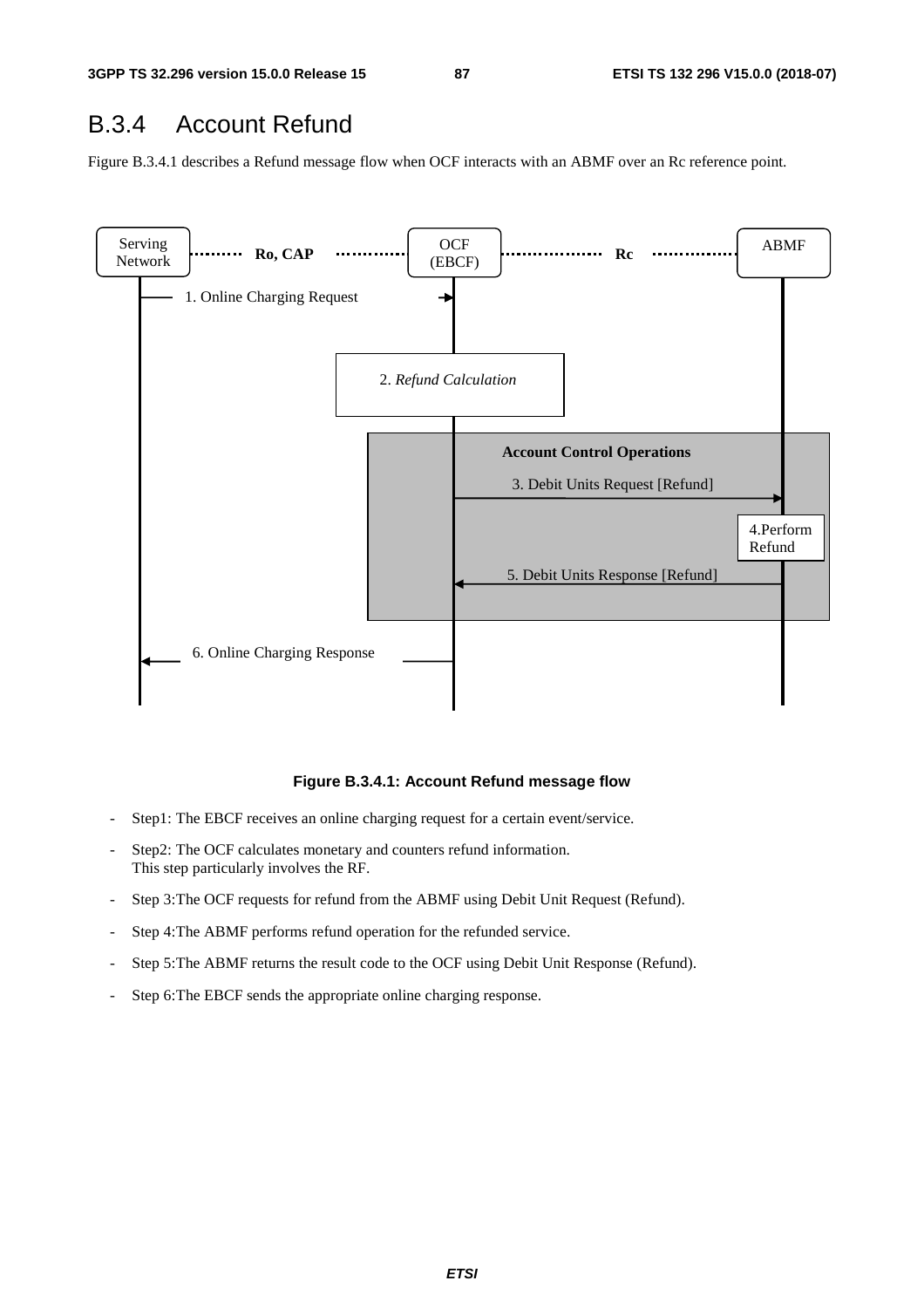## B.3.4 Account Refund

Figure B.3.4.1 describes a Refund message flow when OCF interacts with an ABMF over an Rc reference point.

**Figure B.3.4.1: Account Refund message flow**

- Step1: The EBCF receives an online charging request for a certain event/service.
- Step2: The OCF calculates monetary and counters refund information.
  This step particularly involves the RF.
- Step 3:The OCF requests for refund from the ABMF using Debit Unit Request (Refund).
- Step 4:The ABMF performs refund operation for the refunded service.
- Step 5:The ABMF returns the result code to the OCF using Debit Unit Response (Refund).
- Step 6:The EBCF sends the appropriate online charging response.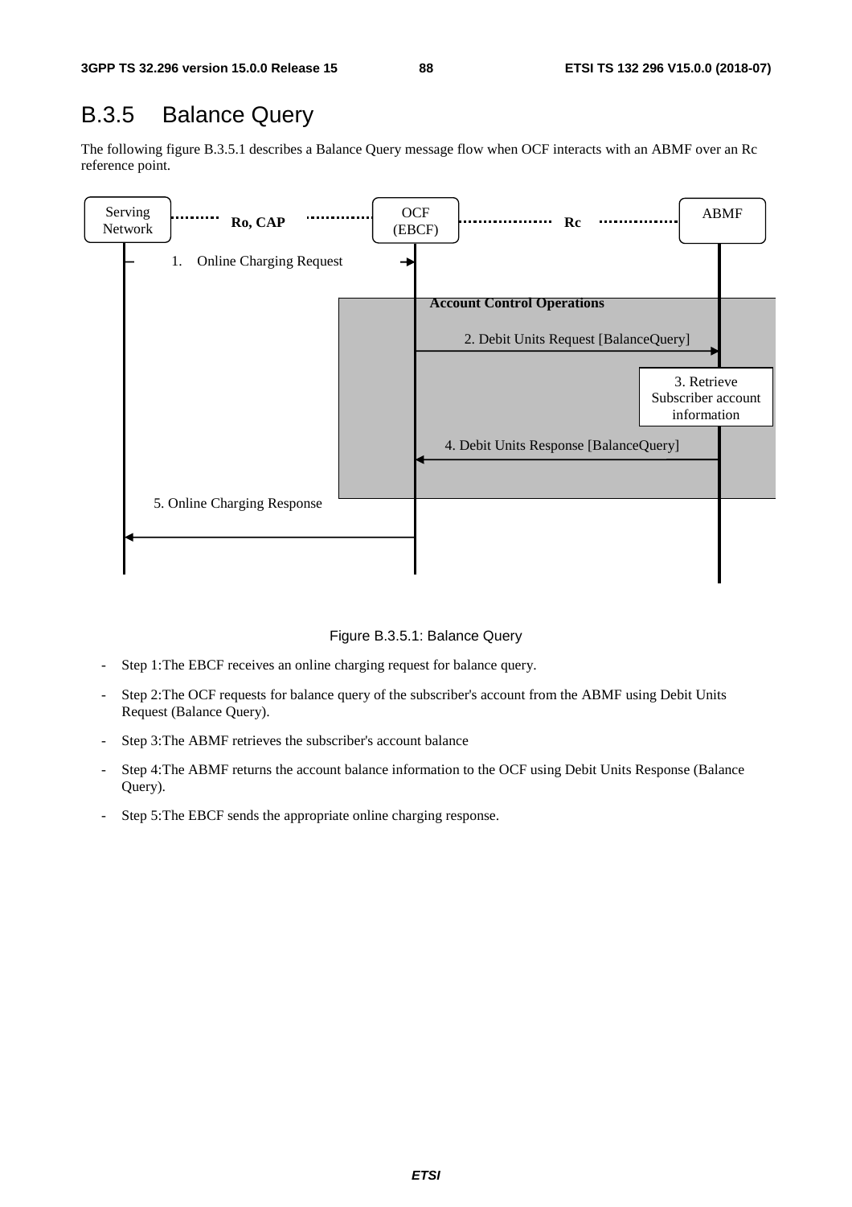## B.3.5 Balance Query

The following figure B.3.5.1 describes a Balance Query message flow when OCF interacts with an ABMF over an Rc reference point.

Figure B.3.5.1: Balance Query

- Step 1:The EBCF receives an online charging request for balance query.
- Step 2:The OCF requests for balance query of the subscriber's account from the ABMF using Debit Units Request (Balance Query).
- Step 3:The ABMF retrieves the subscriber's account balance
- Step 4:The ABMF returns the account balance information to the OCF using Debit Units Response (Balance Query).
- Step 5:The EBCF sends the appropriate online charging response.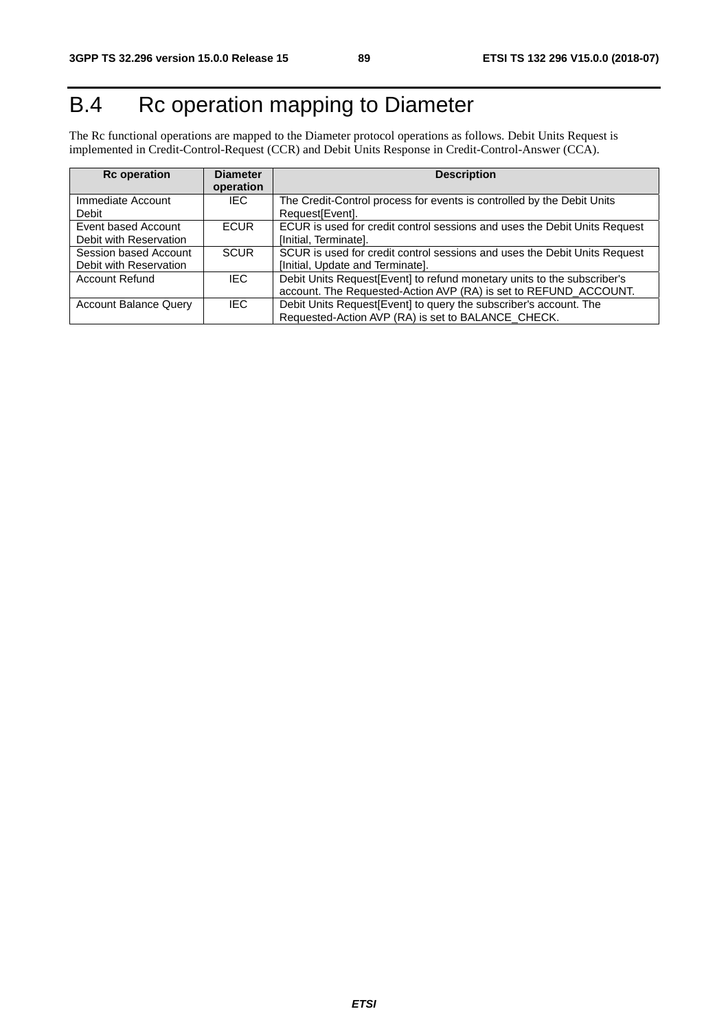# B.4 Rc operation mapping to Diameter

The Rc functional operations are mapped to the Diameter protocol operations as follows. Debit Units Request is implemented in Credit-Control-Request (CCR) and Debit Units Response in Credit-Control-Answer (CCA).

| Rc operation | Diameter operation | Description |
| --- | --- | --- |
| Immediate Account Debit | IEC | The Credit-Control process for events is controlled by the Debit Units Request[Event]. |
| Event based Account Debit with Reservation | ECUR | ECUR is used for credit control sessions and uses the Debit Units Request [Initial, Terminate]. |
| Session based Account Debit with Reservation | SCUR | SCUR is used for credit control sessions and uses the Debit Units Request [Initial, Update and Terminate]. |
| Account Refund | IEC | Debit Units Request[Event] to refund monetary units to the subscriber's account. The Requested-Action AVP (RA) is set to REFUND_ACCOUNT. |
| Account Balance Query | IEC | Debit Units Request[Event] to query the subscriber's account. The Requested-Action AVP (RA) is set to BALANCE_CHECK. |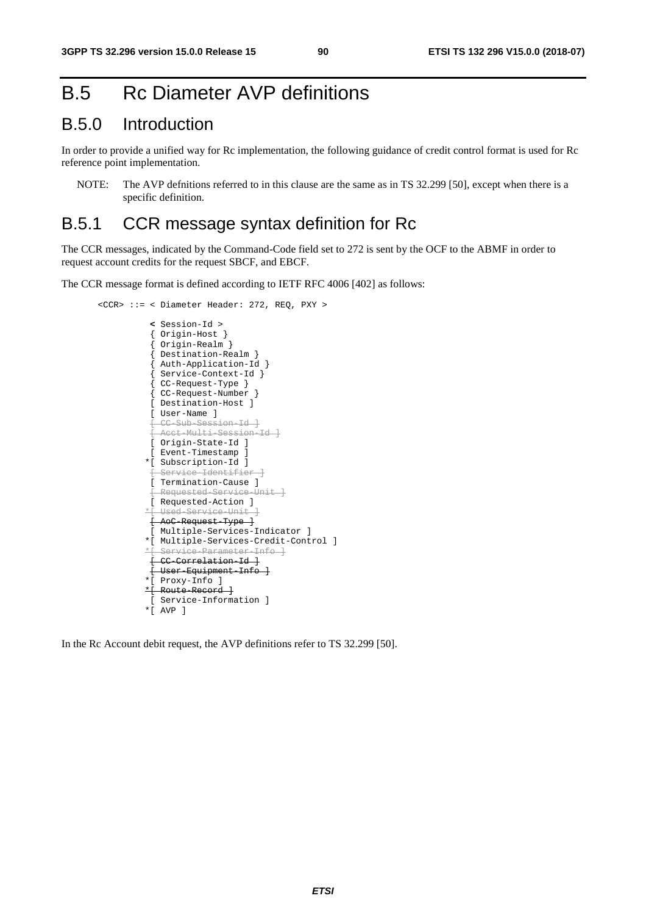# B.5 Rc Diameter AVP definitions

## B.5.0 Introduction

In order to provide a unified way for Rc implementation, the following guidance of credit control format is used for Rc reference point implementation.

NOTE: The AVP defnitions referred to in this clause are the same as in TS 32.299 [50], except when there is a specific definition.

## B.5.1 CCR message syntax definition for Rc

The CCR messages, indicated by the Command-Code field set to 272 is sent by the OCF to the ABMF in order to request account credits for the request SBCF, and EBCF.

The CCR message format is defined according to IETF RFC 4006 [402] as follows:

```
<CCR> ::= < Diameter Header: 272, REQ, PXY >

          < Session-Id >
          { Origin-Host }
          { Origin-Realm }
          { Destination-Realm }
          { Auth-Application-Id }
          { Service-Context-Id }
          { CC-Request-Type }
          { CC-Request-Number }
          [ Destination-Host ]
          [ User-Name ]
          [ CC-Sub-Session-Id ]
          [ Acct-Multi-Session-Id ]
          [ Origin-State-Id ]
          [ Event-Timestamp ]
         *[ Subscription-Id ]
          [ Service-Identifier ]
          [ Termination-Cause ]
          [ Requested-Service-Unit ]
          [ Requested-Action ]
         *[ Used-Service-Unit ]
          [ AoC-Request-Type ]
          [ Multiple-Services-Indicator ]
         *[ Multiple-Services-Credit-Control ]
         *[ Service-Parameter-Info ]
          [ CC-Correlation-Id ]
          [ User-Equipment-Info ]
         *[ Proxy-Info ]
         *[ Route-Record ]
          [ Service-Information ]
         *[ AVP ]
```

In the Rc Account debit request, the AVP definitions refer to TS 32.299 [50].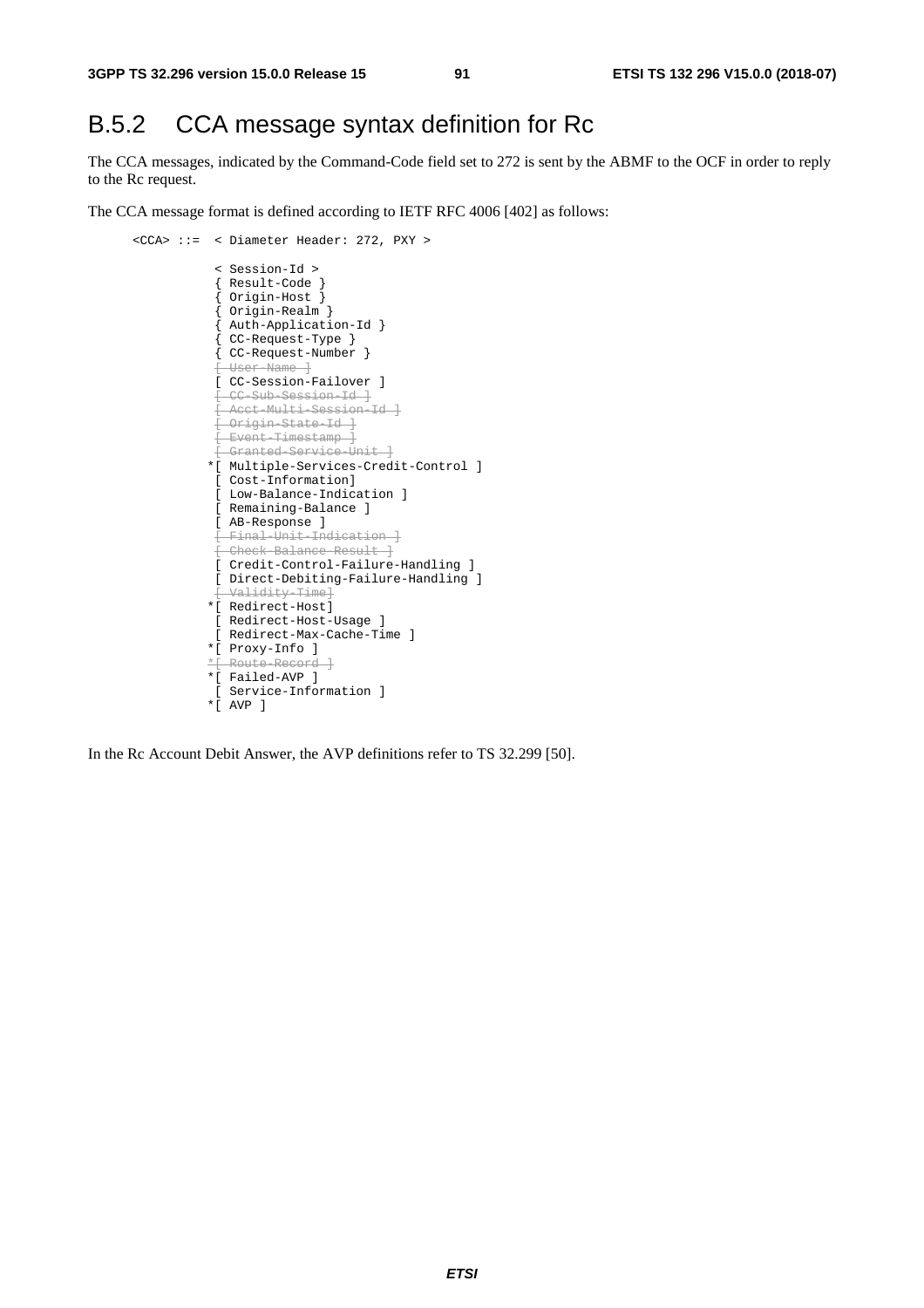## B.5.2 CCA message syntax definition for Rc

The CCA messages, indicated by the Command-Code field set to 272 is sent by the ABMF to the OCF in order to reply to the Rc request.

The CCA message format is defined according to IETF RFC 4006 [402] as follows:

```
<CCA> ::=  < Diameter Header: 272, PXY >

            < Session-Id >
            { Result-Code }
            { Origin-Host }
            { Origin-Realm }
            { Auth-Application-Id }
            { CC-Request-Type }
            { CC-Request-Number }
            [ User-Name ]
            [ CC-Session-Failover ]
            [ CC-Sub-Session-Id ]
            [ Acct-Multi-Session-Id ]
            [ Origin-State-Id ]
            [ Event-Timestamp ]
            [ Granted-Service-Unit ]
           *[ Multiple-Services-Credit-Control ]
            [ Cost-Information]
            [ Low-Balance-Indication ]
            [ Remaining-Balance ]
            [ AB-Response ]
            [ Final-Unit-Indication ]
            [ Check-Balance-Result ]
            [ Credit-Control-Failure-Handling ]
            [ Direct-Debiting-Failure-Handling ]
            [ Validity-Time]
           *[ Redirect-Host]
            [ Redirect-Host-Usage ]
            [ Redirect-Max-Cache-Time ]
           *[ Proxy-Info ]
           *[ Route-Record ]
           *[ Failed-AVP ]
            [ Service-Information ]
           *[ AVP ]
```

In the Rc Account Debit Answer, the AVP definitions refer to TS 32.299 [50].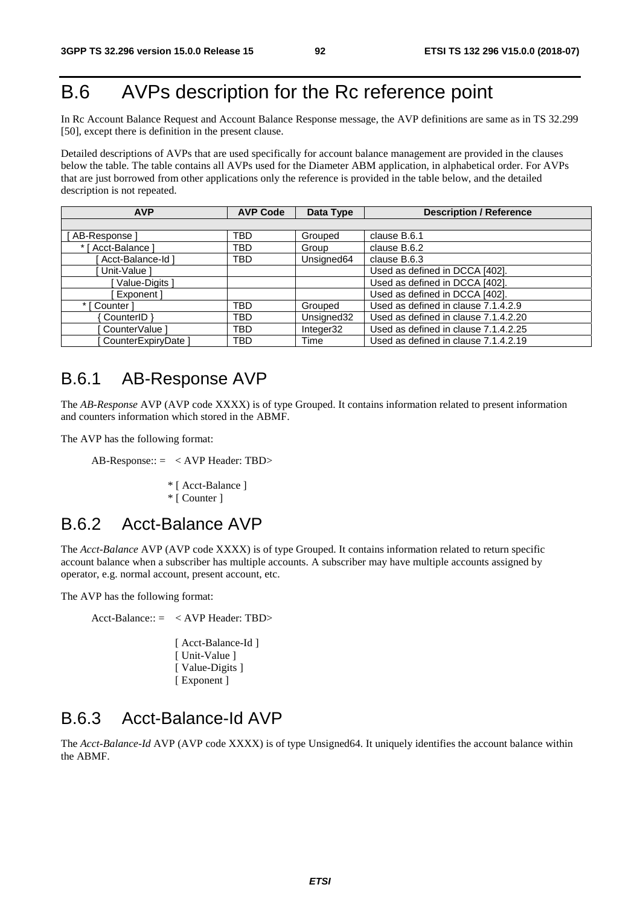# B.6 AVPs description for the Rc reference point

In Rc Account Balance Request and Account Balance Response message, the AVP definitions are same as in TS 32.299 [50], except there is definition in the present clause.

Detailed descriptions of AVPs that are used specifically for account balance management are provided in the clauses below the table. The table contains all AVPs used for the Diameter ABM application, in alphabetical order. For AVPs that are just borrowed from other applications only the reference is provided in the table below, and the detailed description is not repeated.

| AVP | AVP Code | Data Type | Description / Reference |
|---|---|---|---|
| | | | |
| [ AB-Response ] | TBD | Grouped | clause B.6.1 |
| * [ Acct-Balance ] | TBD | Group | clause B.6.2 |
| [ Acct-Balance-Id ] | TBD | Unsigned64 | clause B.6.3 |
| [ Unit-Value ] | | | Used as defined in DCCA [402]. |
| [ Value-Digits ] | | | Used as defined in DCCA [402]. |
| [ Exponent ] | | | Used as defined in DCCA [402]. |
| * [ Counter ] | TBD | Grouped | Used as defined in clause 7.1.4.2.9 |
| { CounterID } | TBD | Unsigned32 | Used as defined in clause 7.1.4.2.20 |
| [ CounterValue ] | TBD | Integer32 | Used as defined in clause 7.1.4.2.25 |
| [ CounterExpiryDate ] | TBD | Time | Used as defined in clause 7.1.4.2.19 |

## B.6.1 AB-Response AVP

The *AB-Response* AVP (AVP code XXXX) is of type Grouped. It contains information related to present information and counters information which stored in the ABMF.

The AVP has the following format:

```
AB-Response:: =   < AVP Header: TBD>

                  * [ Acct-Balance ]
                  * [ Counter ]
```

## B.6.2 Acct-Balance AVP

The *Acct-Balance* AVP (AVP code XXXX) is of type Grouped. It contains information related to return specific account balance when a subscriber has multiple accounts. A subscriber may have multiple accounts assigned by operator, e.g. normal account, present account, etc.

The AVP has the following format:

```
Acct-Balance:: =   < AVP Header: TBD>

                   [ Acct-Balance-Id ]
                   [ Unit-Value ]
                   [ Value-Digits ]
                   [ Exponent ]
```

## B.6.3 Acct-Balance-Id AVP

The *Acct-Balance-Id* AVP (AVP code XXXX) is of type Unsigned64. It uniquely identifies the account balance within the ABMF.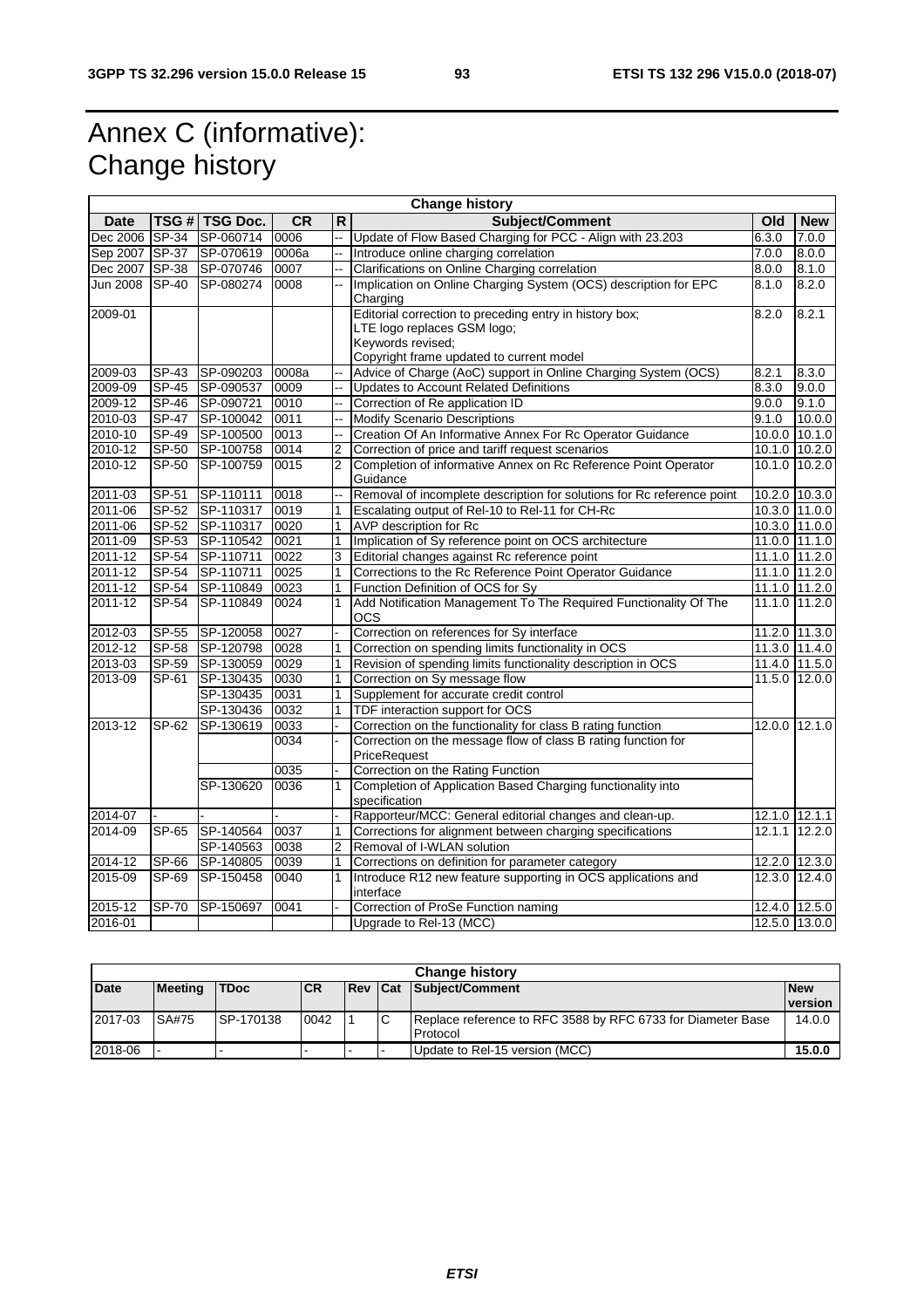# Annex C (informative): Change history

| Change history | | | | | | | |
|---|---|---|---|---|---|---|---|
| **Date** | **TSG #** | **TSG Doc.** | **CR** | **R** | **Subject/Comment** | **Old** | **New** |
| Dec 2006 | SP-34 | SP-060714 | 0006 | -- | Update of Flow Based Charging for PCC - Align with 23.203 | 6.3.0 | 7.0.0 |
| Sep 2007 | SP-37 | SP-070619 | 0006a | -- | Introduce online charging correlation | 7.0.0 | 8.0.0 |
| Dec 2007 | SP-38 | SP-070746 | 0007 | -- | Clarifications on Online Charging correlation | 8.0.0 | 8.1.0 |
| Jun 2008 | SP-40 | SP-080274 | 0008 | -- | Implication on Online Charging System (OCS) description for EPC Charging | 8.1.0 | 8.2.0 |
| 2009-01 | | | | | Editorial correction to preceding entry in history box; LTE logo replaces GSM logo; Keywords revised; Copyright frame updated to current model | 8.2.0 | 8.2.1 |
| 2009-03 | SP-43 | SP-090203 | 0008a | -- | Advice of Charge (AoC) support in Online Charging System (OCS) | 8.2.1 | 8.3.0 |
| 2009-09 | SP-45 | SP-090537 | 0009 | -- | Updates to Account Related Definitions | 8.3.0 | 9.0.0 |
| 2009-12 | SP-46 | SP-090721 | 0010 | -- | Correction of Re application ID | 9.0.0 | 9.1.0 |
| 2010-03 | SP-47 | SP-100042 | 0011 | -- | Modify Scenario Descriptions | 9.1.0 | 10.0.0 |
| 2010-10 | SP-49 | SP-100500 | 0013 | -- | Creation Of An Informative Annex For Rc Operator Guidance | 10.0.0 | 10.1.0 |
| 2010-12 | SP-50 | SP-100758 | 0014 | 2 | Correction of price and tariff request scenarios | 10.1.0 | 10.2.0 |
| 2010-12 | SP-50 | SP-100759 | 0015 | 2 | Completion of informative Annex on Rc Reference Point Operator Guidance | 10.1.0 | 10.2.0 |
| 2011-03 | SP-51 | SP-110111 | 0018 | -- | Removal of incomplete description for solutions for Rc reference point | 10.2.0 | 10.3.0 |
| 2011-06 | SP-52 | SP-110317 | 0019 | 1 | Escalating output of Rel-10 to Rel-11 for CH-Rc | 10.3.0 | 11.0.0 |
| 2011-06 | SP-52 | SP-110317 | 0020 | 1 | AVP description for Rc | 10.3.0 | 11.0.0 |
| 2011-09 | SP-53 | SP-110542 | 0021 | 1 | Implication of Sy reference point on OCS architecture | 11.0.0 | 11.1.0 |
| 2011-12 | SP-54 | SP-110711 | 0022 | 3 | Editorial changes against Rc reference point | 11.1.0 | 11.2.0 |
| 2011-12 | SP-54 | SP-110711 | 0025 | 1 | Corrections to the Rc Reference Point Operator Guidance | 11.1.0 | 11.2.0 |
| 2011-12 | SP-54 | SP-110849 | 0023 | 1 | Function Definition of OCS for Sy | 11.1.0 | 11.2.0 |
| 2011-12 | SP-54 | SP-110849 | 0024 | 1 | Add Notification Management To The Required Functionality Of The OCS | 11.1.0 | 11.2.0 |
| 2012-03 | SP-55 | SP-120058 | 0027 | - | Correction on references for Sy interface | 11.2.0 | 11.3.0 |
| 2012-12 | SP-58 | SP-120798 | 0028 | 1 | Correction on spending limits functionality in OCS | 11.3.0 | 11.4.0 |
| 2013-03 | SP-59 | SP-130059 | 0029 | 1 | Revision of spending limits functionality description in OCS | 11.4.0 | 11.5.0 |
| 2013-09 | SP-61 | SP-130435 | 0030 | 1 | Correction on Sy message flow | 11.5.0 | 12.0.0 |
| | | SP-130435 | 0031 | 1 | Supplement for accurate credit control | | |
| | | SP-130436 | 0032 | 1 | TDF interaction support for OCS | | |
| 2013-12 | SP-62 | SP-130619 | 0033 | - | Correction on the functionality for class B rating function | 12.0.0 | 12.1.0 |
| | | | 0034 | - | Correction on the message flow of class B rating function for PriceRequest | | |
| | | | 0035 | - | Correction on the Rating Function | | |
| | | SP-130620 | 0036 | 1 | Completion of Application Based Charging functionality into specification | | |
| 2014-07 | - | - | - | - | Rapporteur/MCC: General editorial changes and clean-up. | 12.1.0 | 12.1.1 |
| 2014-09 | SP-65 | SP-140564 | 0037 | 1 | Corrections for alignment between charging specifications | 12.1.1 | 12.2.0 |
| | | SP-140563 | 0038 | 2 | Removal of I-WLAN solution | | |
| 2014-12 | SP-66 | SP-140805 | 0039 | 1 | Corrections on definition for parameter category | 12.2.0 | 12.3.0 |
| 2015-09 | SP-69 | SP-150458 | 0040 | 1 | Introduce R12 new feature supporting in OCS applications and interface | 12.3.0 | 12.4.0 |
| 2015-12 | SP-70 | SP-150697 | 0041 | - | Correction of ProSe Function naming | 12.4.0 | 12.5.0 |
| 2016-01 | | | | | Upgrade to Rel-13 (MCC) | 12.5.0 | 13.0.0 |

| Change history | | | | | | | |
|---|---|---|---|---|---|---|---|
| **Date** | **Meeting** | **TDoc** | **CR** | **Rev** | **Cat** | **Subject/Comment** | **New version** |
| 2017-03 | SA#75 | SP-170138 | 0042 | 1 | C | Replace reference to RFC 3588 by RFC 6733 for Diameter Base Protocol | 14.0.0 |
| 2018-06 | - | - | - | - | - | Update to Rel-15 version (MCC) | **15.0.0** |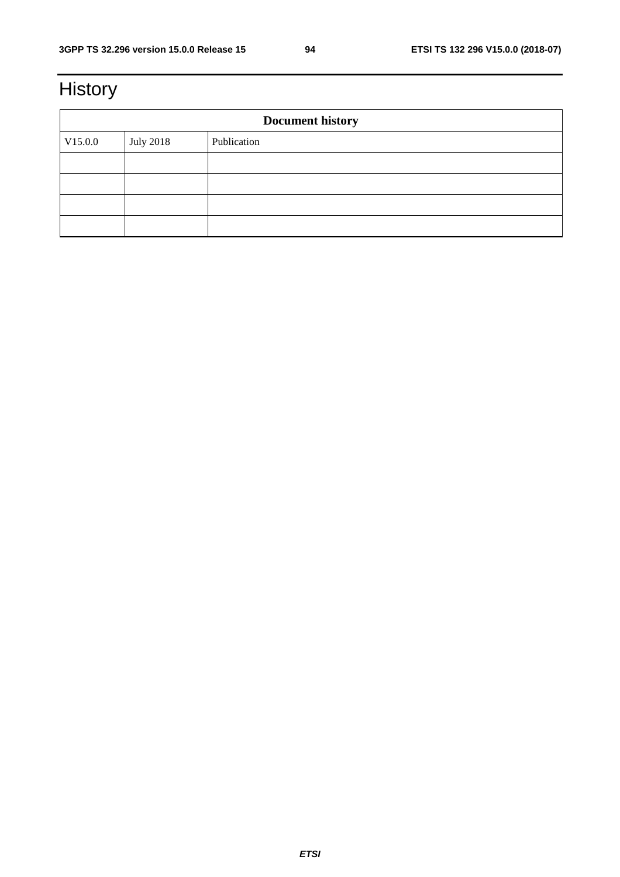# History

| Document history | | |
|---|---|---|
| V15.0.0 | July 2018 | Publication |
| | | |
| | | |
| | | |
| | | |